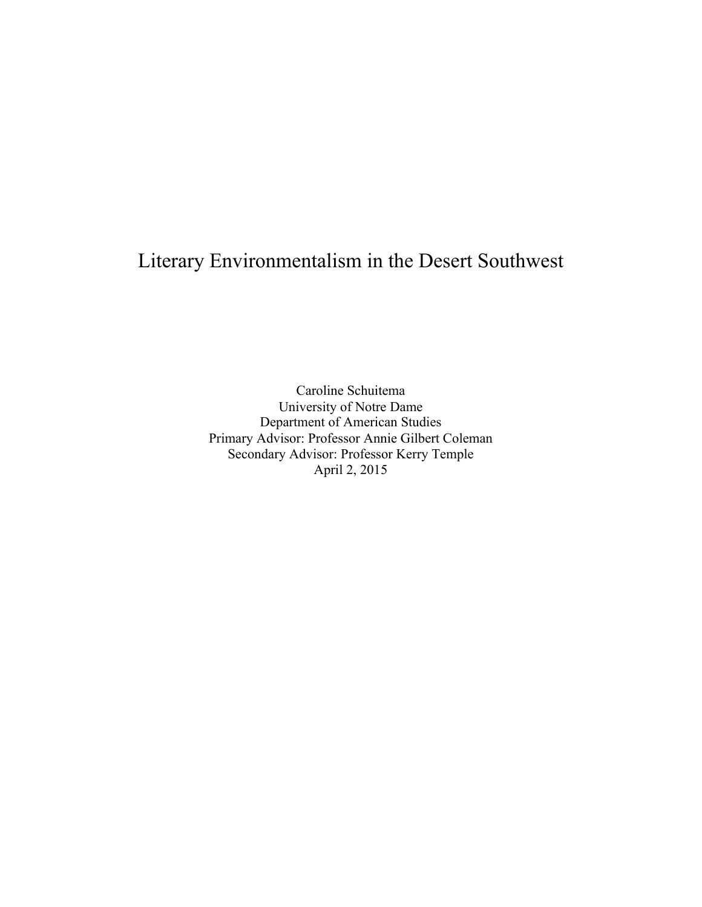# Literary Environmentalism in the Desert Southwest

Caroline Schuitema
University of Notre Dame
Department of American Studies
Primary Advisor: Professor Annie Gilbert Coleman
Secondary Advisor: Professor Kerry Temple
April 2, 2015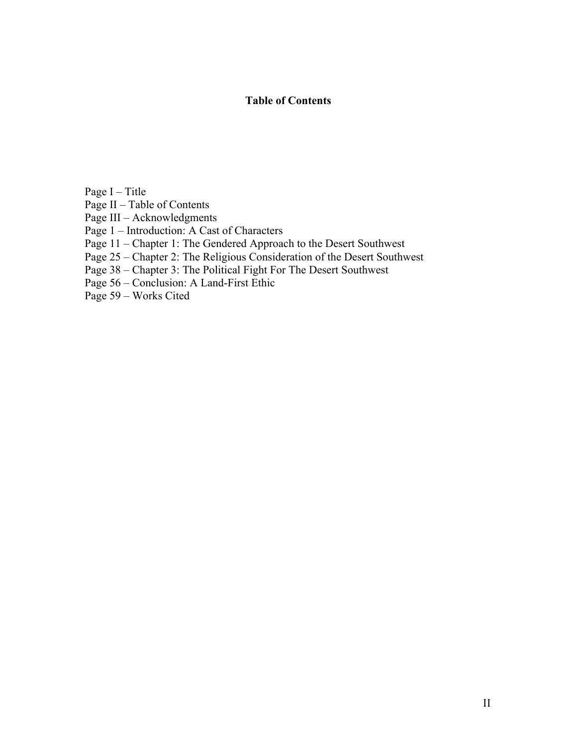## Table of Contents

Page I – Title
Page II – Table of Contents
Page III – Acknowledgments
Page 1 – Introduction: A Cast of Characters
Page 11 – Chapter 1: The Gendered Approach to the Desert Southwest
Page 25 – Chapter 2: The Religious Consideration of the Desert Southwest
Page 38 – Chapter 3: The Political Fight For The Desert Southwest
Page 56 – Conclusion: A Land-First Ethic
Page 59 – Works Cited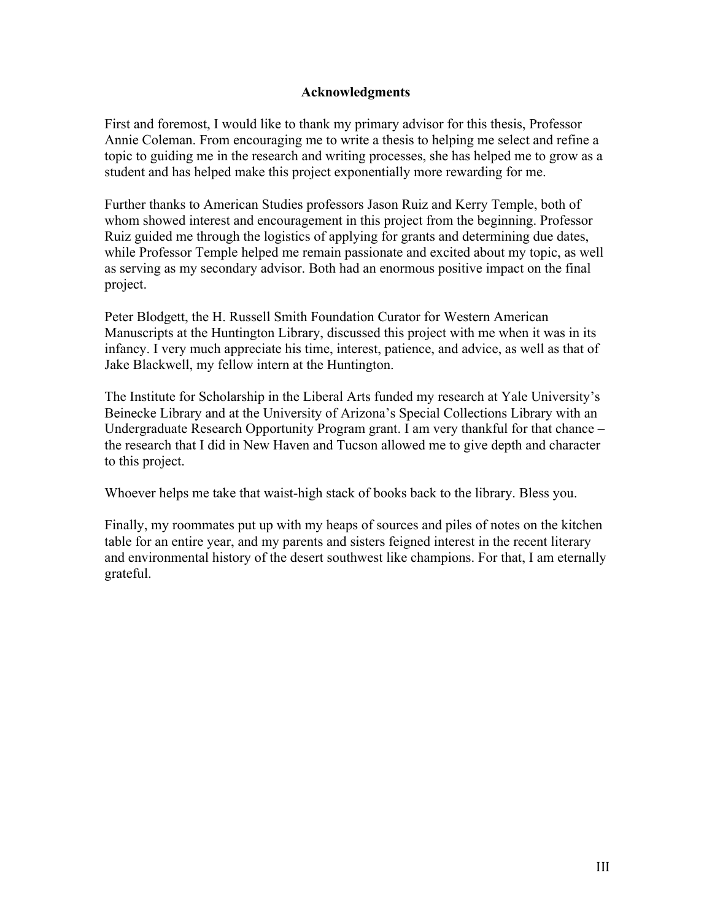## Acknowledgments

First and foremost, I would like to thank my primary advisor for this thesis, Professor Annie Coleman. From encouraging me to write a thesis to helping me select and refine a topic to guiding me in the research and writing processes, she has helped me to grow as a student and has helped make this project exponentially more rewarding for me.

Further thanks to American Studies professors Jason Ruiz and Kerry Temple, both of whom showed interest and encouragement in this project from the beginning. Professor Ruiz guided me through the logistics of applying for grants and determining due dates, while Professor Temple helped me remain passionate and excited about my topic, as well as serving as my secondary advisor. Both had an enormous positive impact on the final project.

Peter Blodgett, the H. Russell Smith Foundation Curator for Western American Manuscripts at the Huntington Library, discussed this project with me when it was in its infancy. I very much appreciate his time, interest, patience, and advice, as well as that of Jake Blackwell, my fellow intern at the Huntington.

The Institute for Scholarship in the Liberal Arts funded my research at Yale University's Beinecke Library and at the University of Arizona's Special Collections Library with an Undergraduate Research Opportunity Program grant. I am very thankful for that chance – the research that I did in New Haven and Tucson allowed me to give depth and character to this project.

Whoever helps me take that waist-high stack of books back to the library. Bless you.

Finally, my roommates put up with my heaps of sources and piles of notes on the kitchen table for an entire year, and my parents and sisters feigned interest in the recent literary and environmental history of the desert southwest like champions. For that, I am eternally grateful.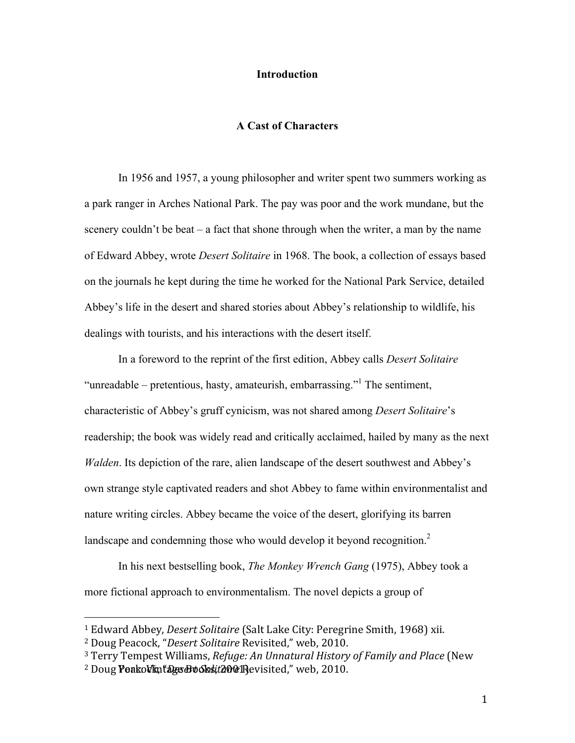# Introduction

## A Cast of Characters

In 1956 and 1957, a young philosopher and writer spent two summers working as a park ranger in Arches National Park. The pay was poor and the work mundane, but the scenery couldn't be beat – a fact that shone through when the writer, a man by the name of Edward Abbey, wrote *Desert Solitaire* in 1968. The book, a collection of essays based on the journals he kept during the time he worked for the National Park Service, detailed Abbey's life in the desert and shared stories about Abbey's relationship to wildlife, his dealings with tourists, and his interactions with the desert itself.

In a foreword to the reprint of the first edition, Abbey calls *Desert Solitaire* "unreadable – pretentious, hasty, amateurish, embarrassing."[1] The sentiment, characteristic of Abbey's gruff cynicism, was not shared among *Desert Solitaire*'s readership; the book was widely read and critically acclaimed, hailed by many as the next *Walden*. Its depiction of the rare, alien landscape of the desert southwest and Abbey's own strange style captivated readers and shot Abbey to fame within environmentalist and nature writing circles. Abbey became the voice of the desert, glorifying its barren landscape and condemning those who would develop it beyond recognition.[2]

In his next bestselling book, *The Monkey Wrench Gang* (1975), Abbey took a more fictional approach to environmentalism. The novel depicts a group of

---

[1] Edward Abbey, *Desert Solitaire* (Salt Lake City: Peregrine Smith, 1968) xii.
[2] Doug Peacock, "*Desert Solitaire* Revisited," web, 2010.
[3] Terry Tempest Williams, *Refuge: An Unnatural History of Family and Place* (New York: Vintage Books, 2001).
[2] Doug Peacock, "*Desert Solitaire* Revisited," web, 2010.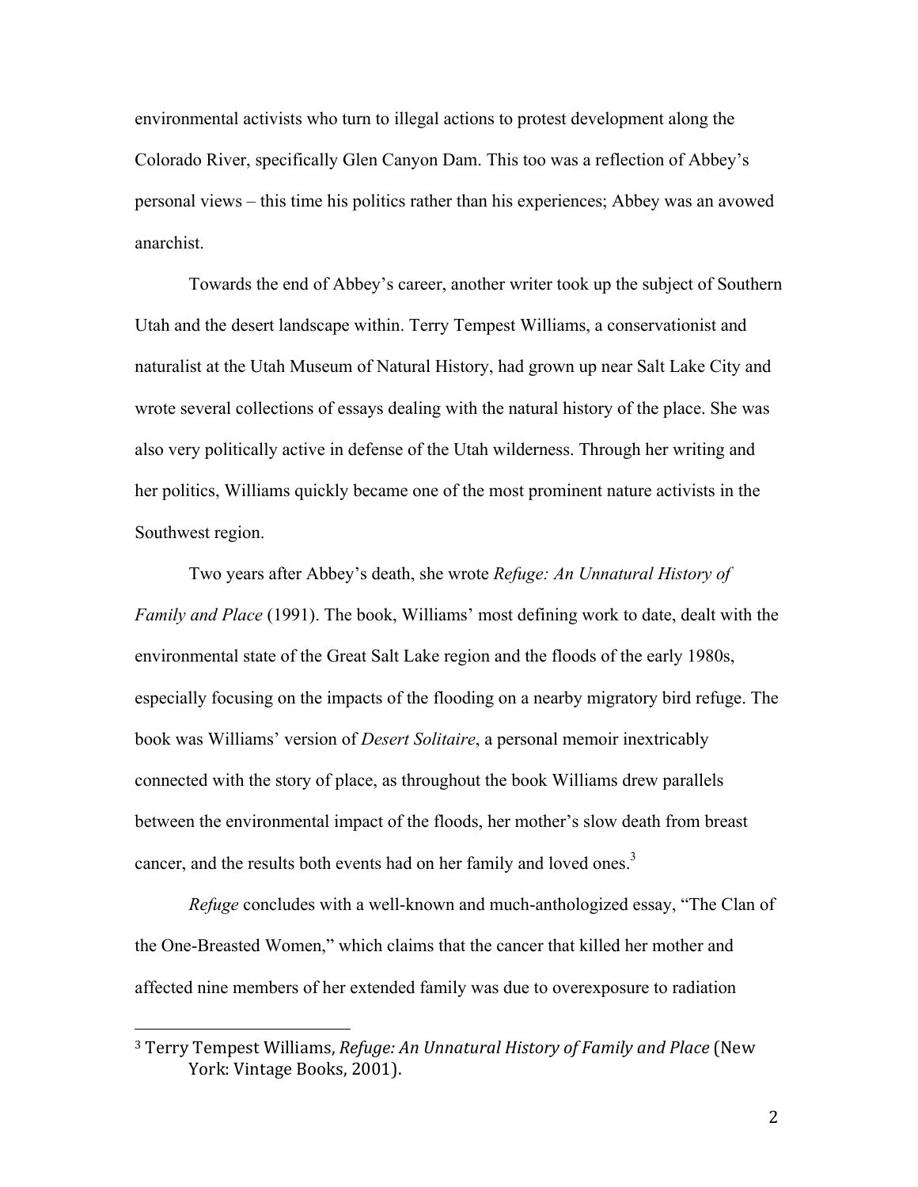environmental activists who turn to illegal actions to protest development along the Colorado River, specifically Glen Canyon Dam. This too was a reflection of Abbey's personal views – this time his politics rather than his experiences; Abbey was an avowed anarchist.

Towards the end of Abbey's career, another writer took up the subject of Southern Utah and the desert landscape within. Terry Tempest Williams, a conservationist and naturalist at the Utah Museum of Natural History, had grown up near Salt Lake City and wrote several collections of essays dealing with the natural history of the place. She was also very politically active in defense of the Utah wilderness. Through her writing and her politics, Williams quickly became one of the most prominent nature activists in the Southwest region.

Two years after Abbey's death, she wrote *Refuge: An Unnatural History of Family and Place* (1991). The book, Williams' most defining work to date, dealt with the environmental state of the Great Salt Lake region and the floods of the early 1980s, especially focusing on the impacts of the flooding on a nearby migratory bird refuge. The book was Williams' version of *Desert Solitaire*, a personal memoir inextricably connected with the story of place, as throughout the book Williams drew parallels between the environmental impact of the floods, her mother's slow death from breast cancer, and the results both events had on her family and loved ones.[3]

*Refuge* concludes with a well-known and much-anthologized essay, "The Clan of the One-Breasted Women," which claims that the cancer that killed her mother and affected nine members of her extended family was due to overexposure to radiation

---

[3] Terry Tempest Williams, *Refuge: An Unnatural History of Family and Place* (New York: Vintage Books, 2001).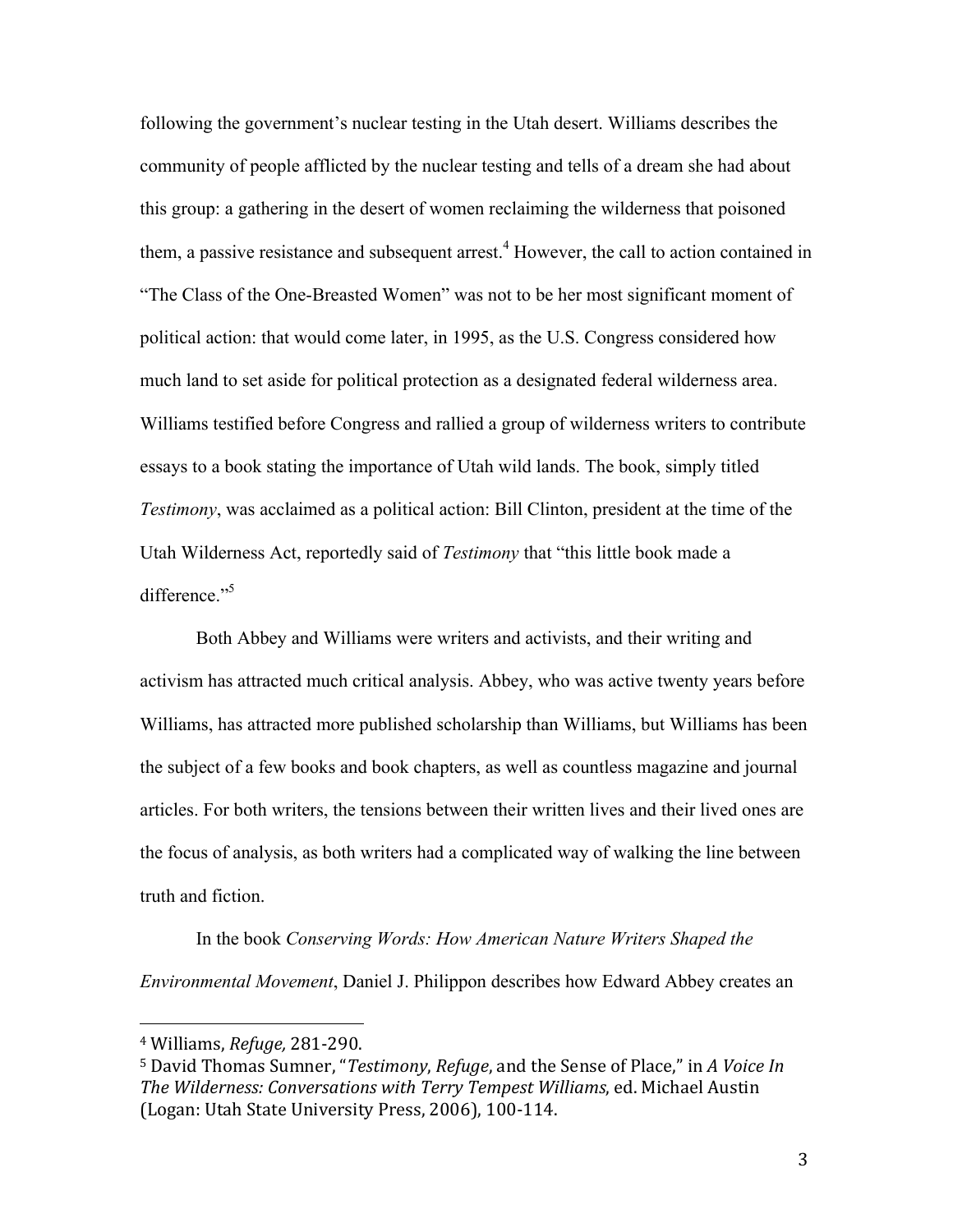following the government's nuclear testing in the Utah desert. Williams describes the community of people afflicted by the nuclear testing and tells of a dream she had about this group: a gathering in the desert of women reclaiming the wilderness that poisoned them, a passive resistance and subsequent arrest.[4] However, the call to action contained in "The Class of the One-Breasted Women" was not to be her most significant moment of political action: that would come later, in 1995, as the U.S. Congress considered how much land to set aside for political protection as a designated federal wilderness area. Williams testified before Congress and rallied a group of wilderness writers to contribute essays to a book stating the importance of Utah wild lands. The book, simply titled *Testimony*, was acclaimed as a political action: Bill Clinton, president at the time of the Utah Wilderness Act, reportedly said of *Testimony* that "this little book made a difference."[5]

Both Abbey and Williams were writers and activists, and their writing and activism has attracted much critical analysis. Abbey, who was active twenty years before Williams, has attracted more published scholarship than Williams, but Williams has been the subject of a few books and book chapters, as well as countless magazine and journal articles. For both writers, the tensions between their written lives and their lived ones are the focus of analysis, as both writers had a complicated way of walking the line between truth and fiction.

In the book *Conserving Words: How American Nature Writers Shaped the Environmental Movement*, Daniel J. Philippon describes how Edward Abbey creates an

---

[4] Williams, *Refuge,* 281-290.

[5] David Thomas Sumner, "*Testimony*, *Refuge*, and the Sense of Place," in *A Voice In The Wilderness: Conversations with Terry Tempest Williams*, ed. Michael Austin (Logan: Utah State University Press, 2006), 100-114.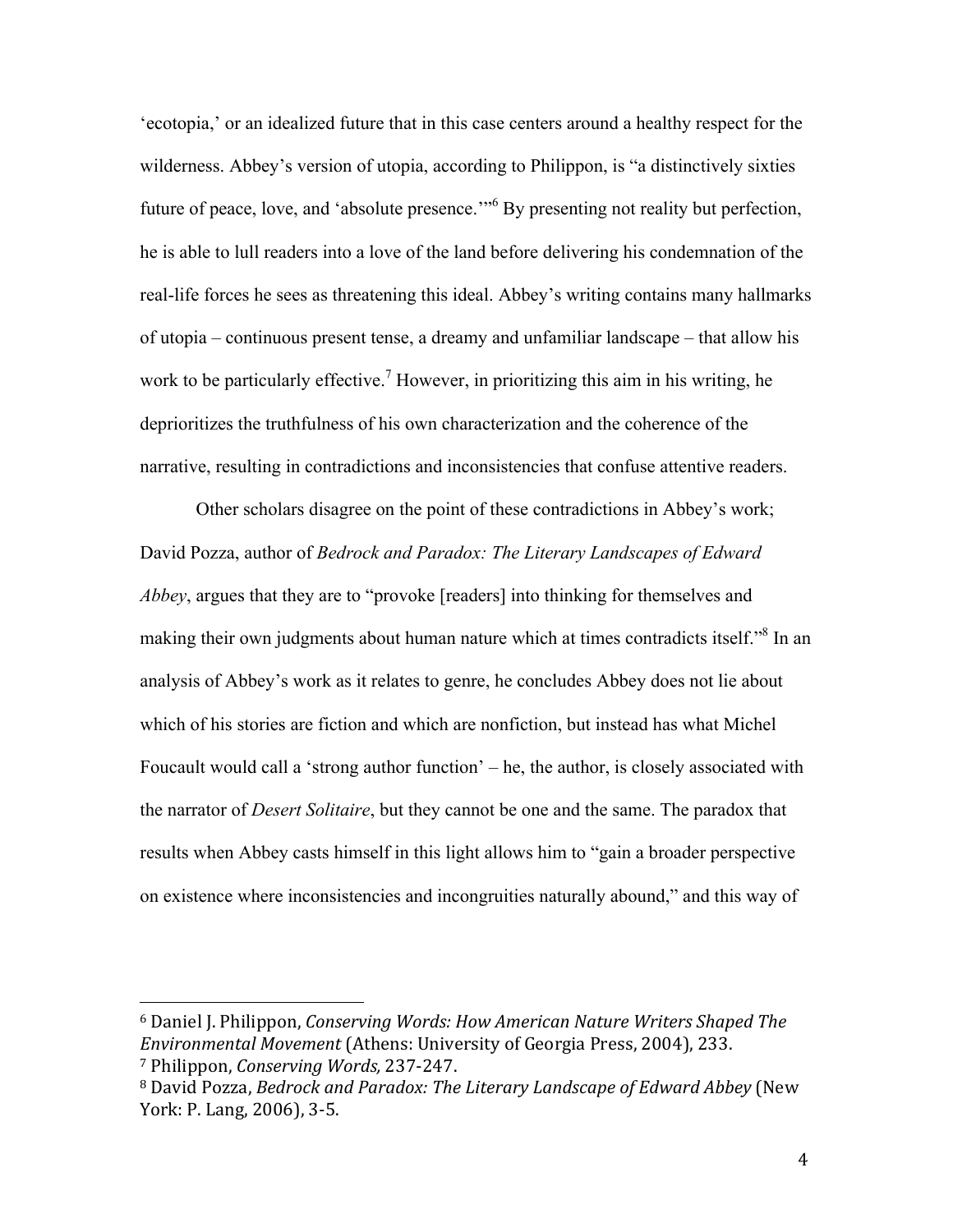'ecotopia,' or an idealized future that in this case centers around a healthy respect for the wilderness. Abbey's version of utopia, according to Philippon, is "a distinctively sixties future of peace, love, and 'absolute presence.'"[6] By presenting not reality but perfection, he is able to lull readers into a love of the land before delivering his condemnation of the real-life forces he sees as threatening this ideal. Abbey's writing contains many hallmarks of utopia – continuous present tense, a dreamy and unfamiliar landscape – that allow his work to be particularly effective.[7] However, in prioritizing this aim in his writing, he deprioritizes the truthfulness of his own characterization and the coherence of the narrative, resulting in contradictions and inconsistencies that confuse attentive readers.

Other scholars disagree on the point of these contradictions in Abbey's work; David Pozza, author of *Bedrock and Paradox: The Literary Landscapes of Edward Abbey*, argues that they are to "provoke [readers] into thinking for themselves and making their own judgments about human nature which at times contradicts itself."[8] In an analysis of Abbey's work as it relates to genre, he concludes Abbey does not lie about which of his stories are fiction and which are nonfiction, but instead has what Michel Foucault would call a 'strong author function' – he, the author, is closely associated with the narrator of *Desert Solitaire*, but they cannot be one and the same. The paradox that results when Abbey casts himself in this light allows him to "gain a broader perspective on existence where inconsistencies and incongruities naturally abound," and this way of

---

[6] Daniel J. Philippon, *Conserving Words: How American Nature Writers Shaped The Environmental Movement* (Athens: University of Georgia Press, 2004), 233.
[7] Philippon, *Conserving Words,* 237-247.
[8] David Pozza, *Bedrock and Paradox: The Literary Landscape of Edward Abbey* (New York: P. Lang, 2006), 3-5.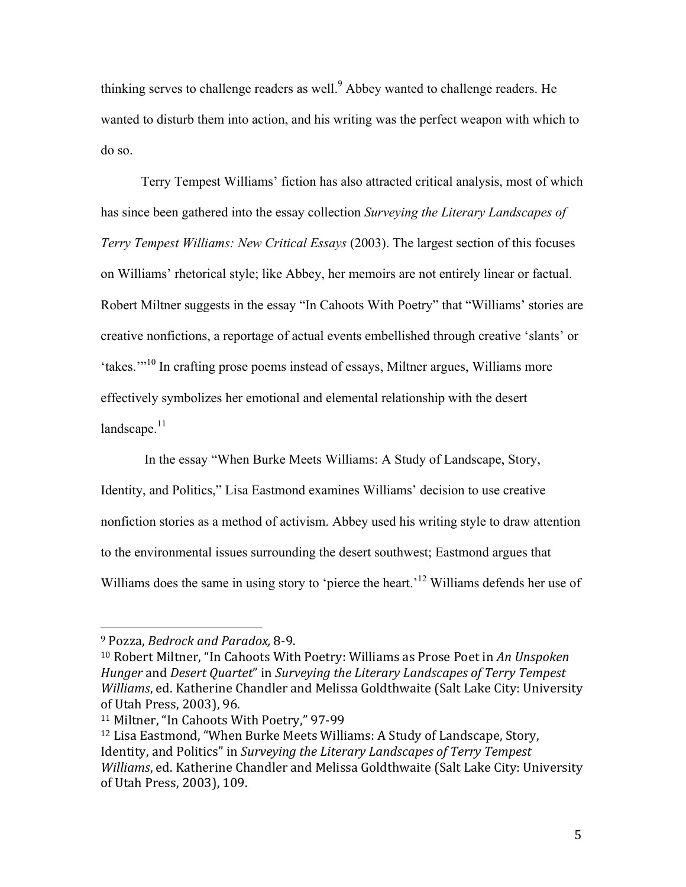thinking serves to challenge readers as well.[9] Abbey wanted to challenge readers. He wanted to disturb them into action, and his writing was the perfect weapon with which to do so.

Terry Tempest Williams' fiction has also attracted critical analysis, most of which has since been gathered into the essay collection *Surveying the Literary Landscapes of Terry Tempest Williams: New Critical Essays* (2003). The largest section of this focuses on Williams' rhetorical style; like Abbey, her memoirs are not entirely linear or factual. Robert Miltner suggests in the essay "In Cahoots With Poetry" that "Williams' stories are creative nonfictions, a reportage of actual events embellished through creative 'slants' or 'takes.'"[10] In crafting prose poems instead of essays, Miltner argues, Williams more effectively symbolizes her emotional and elemental relationship with the desert landscape.[11]

In the essay "When Burke Meets Williams: A Study of Landscape, Story, Identity, and Politics," Lisa Eastmond examines Williams' decision to use creative nonfiction stories as a method of activism. Abbey used his writing style to draw attention to the environmental issues surrounding the desert southwest; Eastmond argues that Williams does the same in using story to 'pierce the heart.'[12] Williams defends her use of

---

[9] Pozza, *Bedrock and Paradox,* 8-9.

[10] Robert Miltner, "In Cahoots With Poetry: Williams as Prose Poet in *An Unspoken Hunger* and *Desert Quartet*" in *Surveying the Literary Landscapes of Terry Tempest Williams*, ed. Katherine Chandler and Melissa Goldthwaite (Salt Lake City: University of Utah Press, 2003), 96.

[11] Miltner, "In Cahoots With Poetry," 97-99

[12] Lisa Eastmond, "When Burke Meets Williams: A Study of Landscape, Story, Identity, and Politics" in *Surveying the Literary Landscapes of Terry Tempest Williams*, ed. Katherine Chandler and Melissa Goldthwaite (Salt Lake City: University of Utah Press, 2003), 109.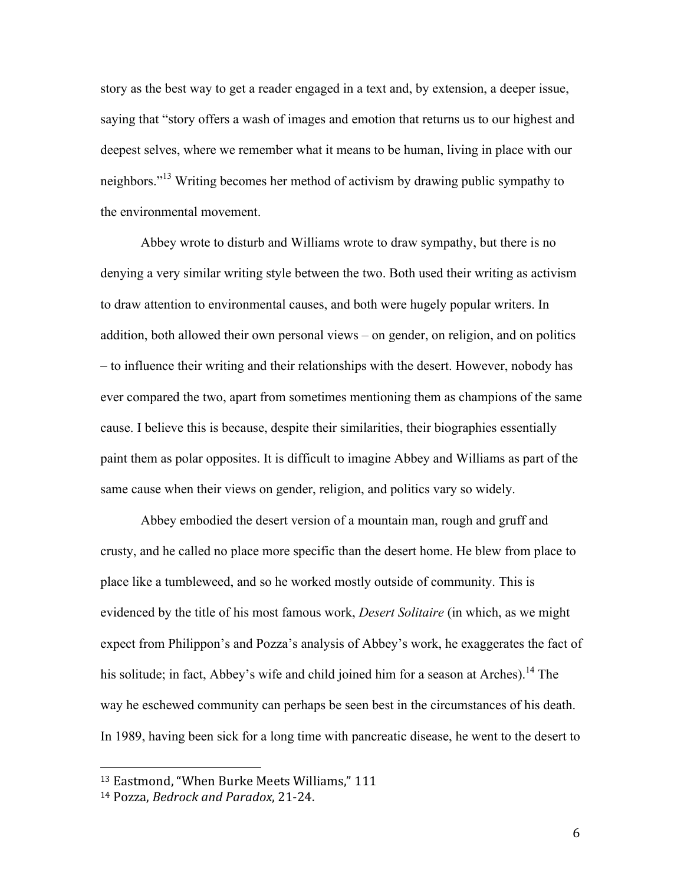story as the best way to get a reader engaged in a text and, by extension, a deeper issue, saying that "story offers a wash of images and emotion that returns us to our highest and deepest selves, where we remember what it means to be human, living in place with our neighbors."[13] Writing becomes her method of activism by drawing public sympathy to the environmental movement.

Abbey wrote to disturb and Williams wrote to draw sympathy, but there is no denying a very similar writing style between the two. Both used their writing as activism to draw attention to environmental causes, and both were hugely popular writers. In addition, both allowed their own personal views – on gender, on religion, and on politics – to influence their writing and their relationships with the desert. However, nobody has ever compared the two, apart from sometimes mentioning them as champions of the same cause. I believe this is because, despite their similarities, their biographies essentially paint them as polar opposites. It is difficult to imagine Abbey and Williams as part of the same cause when their views on gender, religion, and politics vary so widely.

Abbey embodied the desert version of a mountain man, rough and gruff and crusty, and he called no place more specific than the desert home. He blew from place to place like a tumbleweed, and so he worked mostly outside of community. This is evidenced by the title of his most famous work, *Desert Solitaire* (in which, as we might expect from Philippon's and Pozza's analysis of Abbey's work, he exaggerates the fact of his solitude; in fact, Abbey's wife and child joined him for a season at Arches).[14] The way he eschewed community can perhaps be seen best in the circumstances of his death. In 1989, having been sick for a long time with pancreatic disease, he went to the desert to

---

[13] Eastmond, "When Burke Meets Williams," 111

[14] Pozza, *Bedrock and Paradox,* 21-24.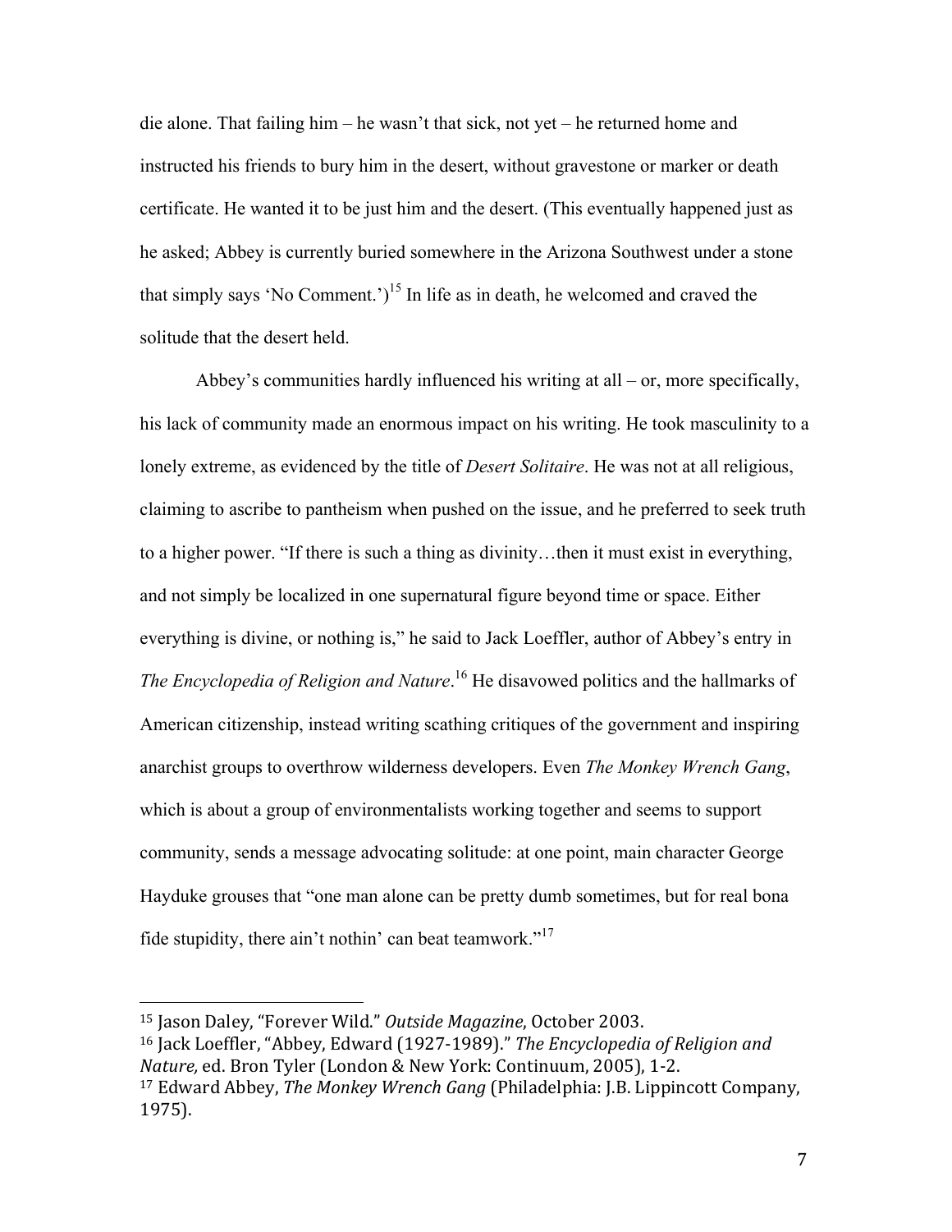die alone. That failing him – he wasn't that sick, not yet – he returned home and instructed his friends to bury him in the desert, without gravestone or marker or death certificate. He wanted it to be just him and the desert. (This eventually happened just as he asked; Abbey is currently buried somewhere in the Arizona Southwest under a stone that simply says 'No Comment.')[15] In life as in death, he welcomed and craved the solitude that the desert held.

Abbey's communities hardly influenced his writing at all – or, more specifically, his lack of community made an enormous impact on his writing. He took masculinity to a lonely extreme, as evidenced by the title of *Desert Solitaire*. He was not at all religious, claiming to ascribe to pantheism when pushed on the issue, and he preferred to seek truth to a higher power. "If there is such a thing as divinity…then it must exist in everything, and not simply be localized in one supernatural figure beyond time or space. Either everything is divine, or nothing is," he said to Jack Loeffler, author of Abbey's entry in *The Encyclopedia of Religion and Nature*.[16] He disavowed politics and the hallmarks of American citizenship, instead writing scathing critiques of the government and inspiring anarchist groups to overthrow wilderness developers. Even *The Monkey Wrench Gang*, which is about a group of environmentalists working together and seems to support community, sends a message advocating solitude: at one point, main character George Hayduke grouses that "one man alone can be pretty dumb sometimes, but for real bona fide stupidity, there ain't nothin' can beat teamwork."[17]

---

[15] Jason Daley, "Forever Wild." *Outside Magazine*, October 2003.

[16] Jack Loeffler, "Abbey, Edward (1927-1989)." *The Encyclopedia of Religion and Nature,* ed. Bron Tyler (London & New York: Continuum, 2005), 1-2.

[17] Edward Abbey, *The Monkey Wrench Gang* (Philadelphia: J.B. Lippincott Company, 1975).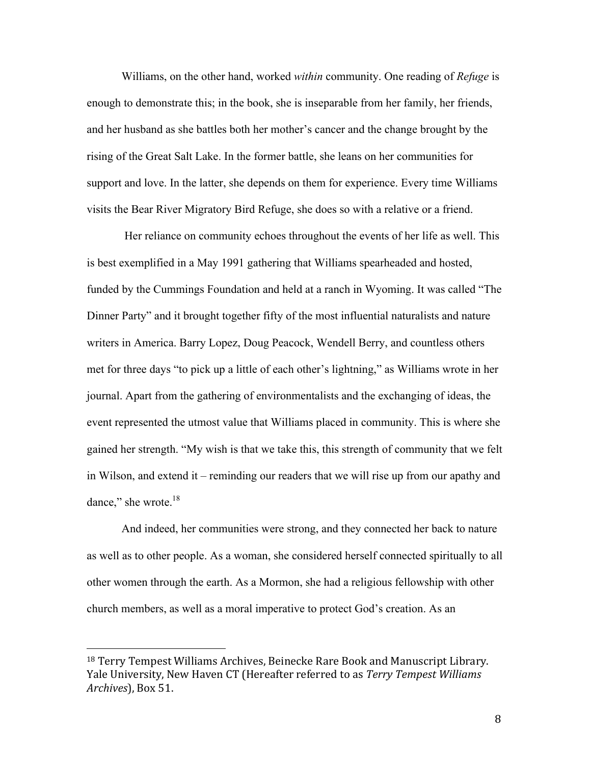Williams, on the other hand, worked *within* community. One reading of *Refuge* is enough to demonstrate this; in the book, she is inseparable from her family, her friends, and her husband as she battles both her mother's cancer and the change brought by the rising of the Great Salt Lake. In the former battle, she leans on her communities for support and love. In the latter, she depends on them for experience. Every time Williams visits the Bear River Migratory Bird Refuge, she does so with a relative or a friend.

Her reliance on community echoes throughout the events of her life as well. This is best exemplified in a May 1991 gathering that Williams spearheaded and hosted, funded by the Cummings Foundation and held at a ranch in Wyoming. It was called "The Dinner Party" and it brought together fifty of the most influential naturalists and nature writers in America. Barry Lopez, Doug Peacock, Wendell Berry, and countless others met for three days "to pick up a little of each other's lightning," as Williams wrote in her journal. Apart from the gathering of environmentalists and the exchanging of ideas, the event represented the utmost value that Williams placed in community. This is where she gained her strength. "My wish is that we take this, this strength of community that we felt in Wilson, and extend it – reminding our readers that we will rise up from our apathy and dance," she wrote.[18]

And indeed, her communities were strong, and they connected her back to nature as well as to other people. As a woman, she considered herself connected spiritually to all other women through the earth. As a Mormon, she had a religious fellowship with other church members, as well as a moral imperative to protect God's creation. As an

---

[18] Terry Tempest Williams Archives, Beinecke Rare Book and Manuscript Library. Yale University, New Haven CT (Hereafter referred to as *Terry Tempest Williams Archives*), Box 51.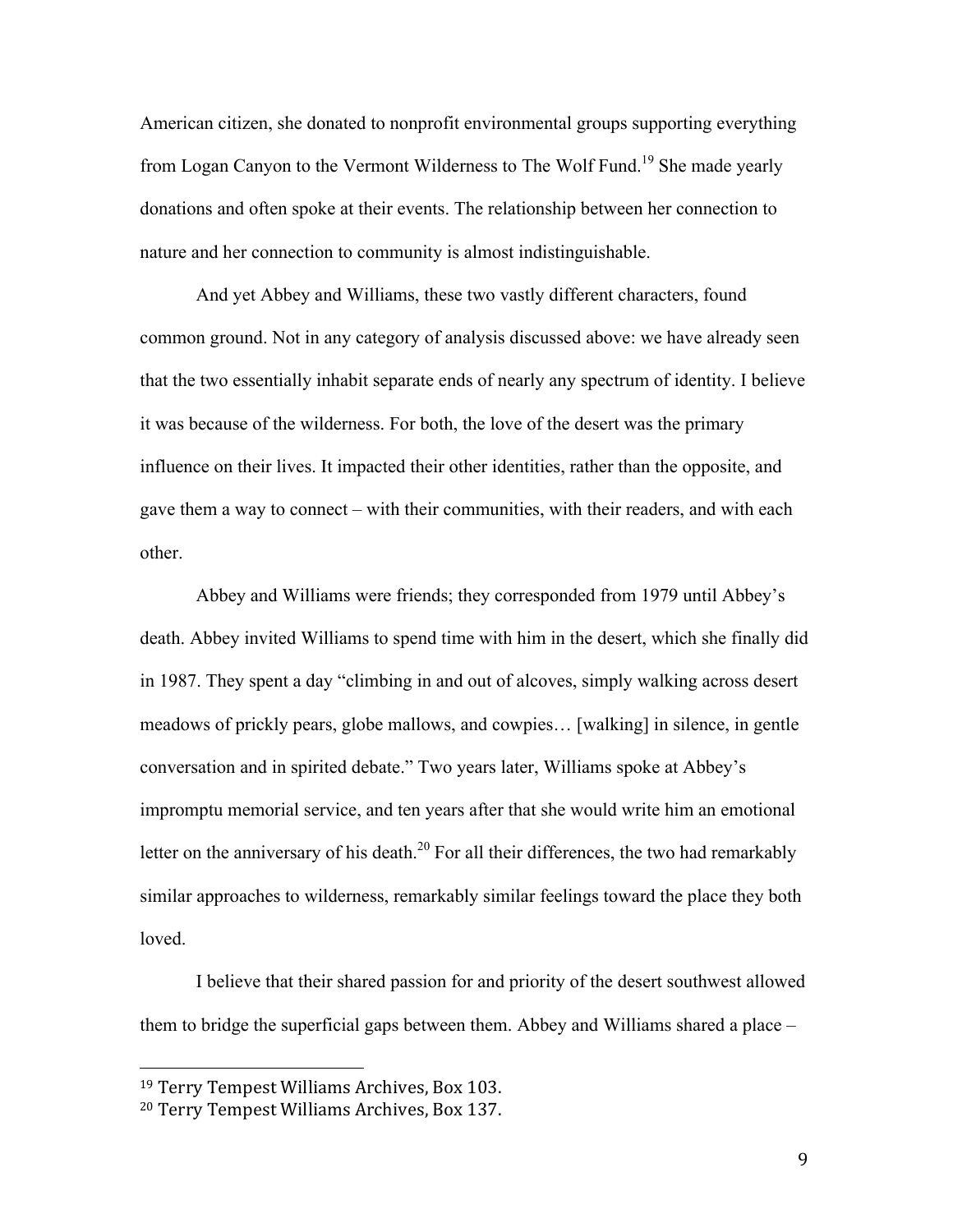American citizen, she donated to nonprofit environmental groups supporting everything from Logan Canyon to the Vermont Wilderness to The Wolf Fund.[19] She made yearly donations and often spoke at their events. The relationship between her connection to nature and her connection to community is almost indistinguishable.

And yet Abbey and Williams, these two vastly different characters, found common ground. Not in any category of analysis discussed above: we have already seen that the two essentially inhabit separate ends of nearly any spectrum of identity. I believe it was because of the wilderness. For both, the love of the desert was the primary influence on their lives. It impacted their other identities, rather than the opposite, and gave them a way to connect – with their communities, with their readers, and with each other.

Abbey and Williams were friends; they corresponded from 1979 until Abbey's death. Abbey invited Williams to spend time with him in the desert, which she finally did in 1987. They spent a day "climbing in and out of alcoves, simply walking across desert meadows of prickly pears, globe mallows, and cowpies… [walking] in silence, in gentle conversation and in spirited debate." Two years later, Williams spoke at Abbey's impromptu memorial service, and ten years after that she would write him an emotional letter on the anniversary of his death.[20] For all their differences, the two had remarkably similar approaches to wilderness, remarkably similar feelings toward the place they both loved.

I believe that their shared passion for and priority of the desert southwest allowed them to bridge the superficial gaps between them. Abbey and Williams shared a place –

---

[19] Terry Tempest Williams Archives, Box 103.

[20] Terry Tempest Williams Archives, Box 137.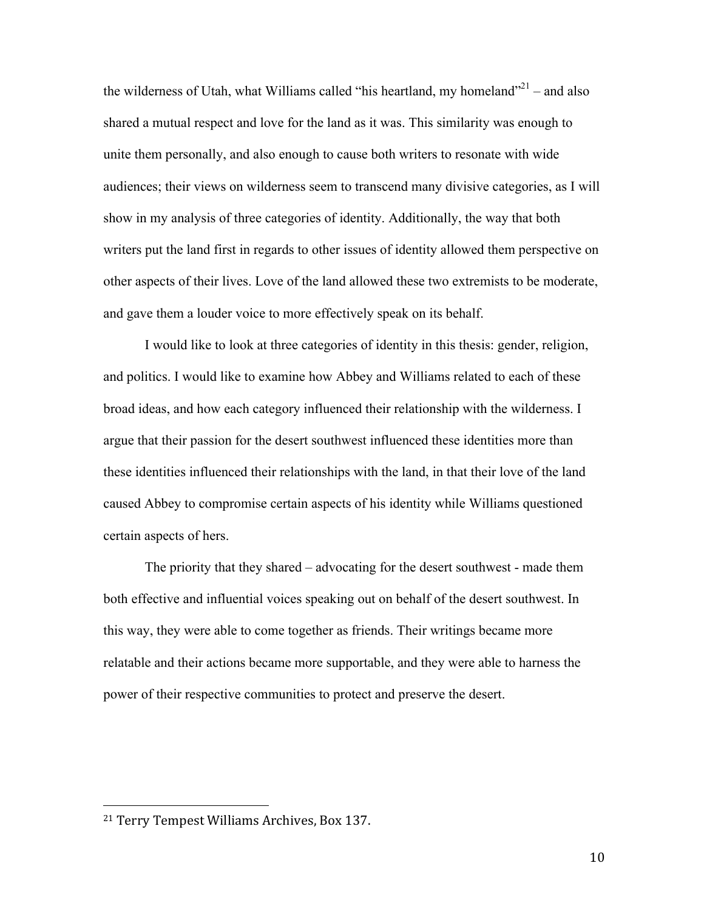the wilderness of Utah, what Williams called "his heartland, my homeland"[21] – and also shared a mutual respect and love for the land as it was. This similarity was enough to unite them personally, and also enough to cause both writers to resonate with wide audiences; their views on wilderness seem to transcend many divisive categories, as I will show in my analysis of three categories of identity. Additionally, the way that both writers put the land first in regards to other issues of identity allowed them perspective on other aspects of their lives. Love of the land allowed these two extremists to be moderate, and gave them a louder voice to more effectively speak on its behalf.

I would like to look at three categories of identity in this thesis: gender, religion, and politics. I would like to examine how Abbey and Williams related to each of these broad ideas, and how each category influenced their relationship with the wilderness. I argue that their passion for the desert southwest influenced these identities more than these identities influenced their relationships with the land, in that their love of the land caused Abbey to compromise certain aspects of his identity while Williams questioned certain aspects of hers.

The priority that they shared – advocating for the desert southwest - made them both effective and influential voices speaking out on behalf of the desert southwest. In this way, they were able to come together as friends. Their writings became more relatable and their actions became more supportable, and they were able to harness the power of their respective communities to protect and preserve the desert.

---

[21] Terry Tempest Williams Archives, Box 137.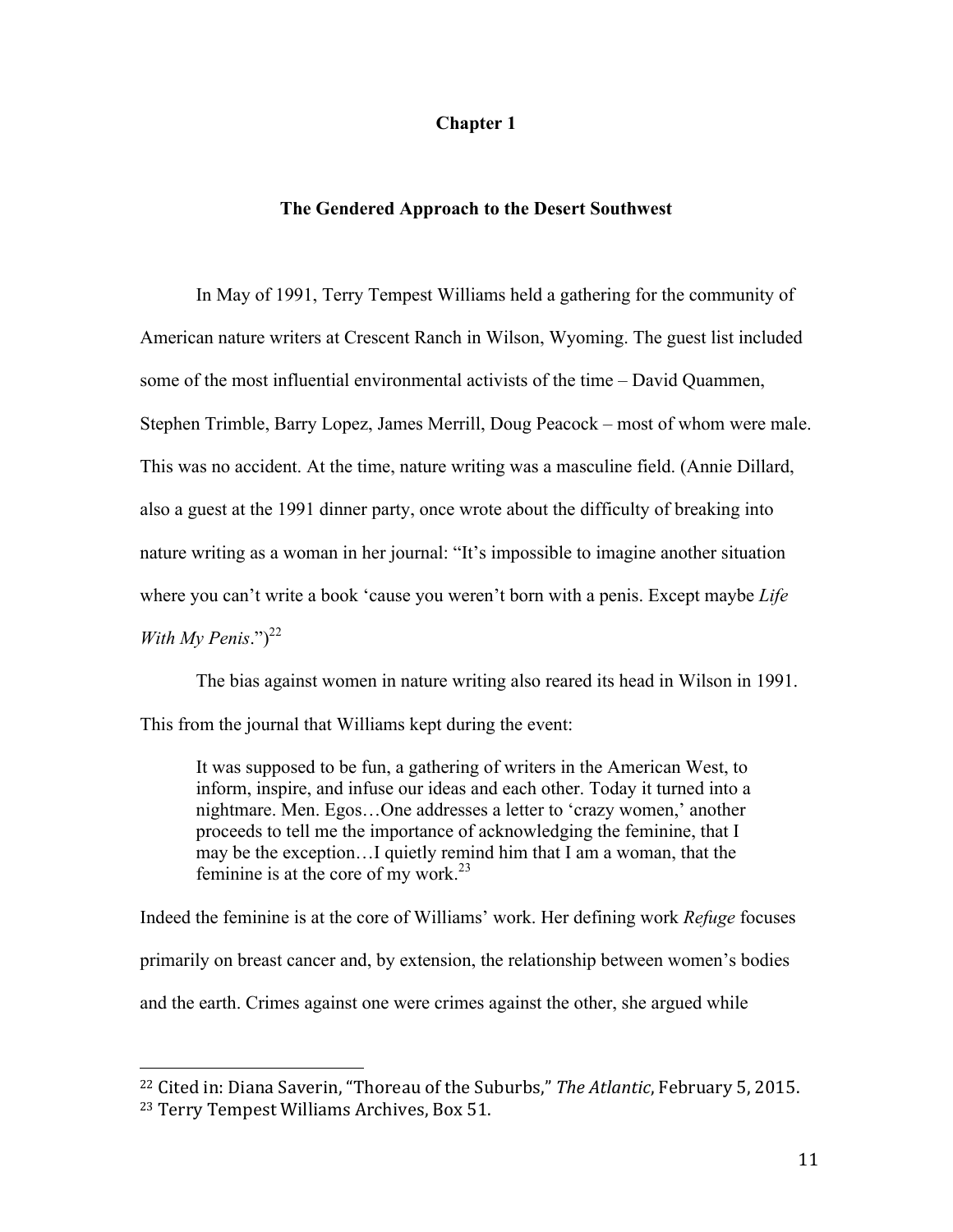# Chapter 1

## The Gendered Approach to the Desert Southwest

In May of 1991, Terry Tempest Williams held a gathering for the community of American nature writers at Crescent Ranch in Wilson, Wyoming. The guest list included some of the most influential environmental activists of the time – David Quammen, Stephen Trimble, Barry Lopez, James Merrill, Doug Peacock – most of whom were male. This was no accident. At the time, nature writing was a masculine field. (Annie Dillard, also a guest at the 1991 dinner party, once wrote about the difficulty of breaking into nature writing as a woman in her journal: "It's impossible to imagine another situation where you can't write a book 'cause you weren't born with a penis. Except maybe *Life With My Penis*.")[22]

The bias against women in nature writing also reared its head in Wilson in 1991. This from the journal that Williams kept during the event:

> It was supposed to be fun, a gathering of writers in the American West, to inform, inspire, and infuse our ideas and each other. Today it turned into a nightmare. Men. Egos…One addresses a letter to 'crazy women,' another proceeds to tell me the importance of acknowledging the feminine, that I may be the exception…I quietly remind him that I am a woman, that the feminine is at the core of my work.[23]

Indeed the feminine is at the core of Williams' work. Her defining work *Refuge* focuses primarily on breast cancer and, by extension, the relationship between women's bodies and the earth. Crimes against one were crimes against the other, she argued while

---

[22] Cited in: Diana Saverin, "Thoreau of the Suburbs," *The Atlantic*, February 5, 2015.

[23] Terry Tempest Williams Archives, Box 51.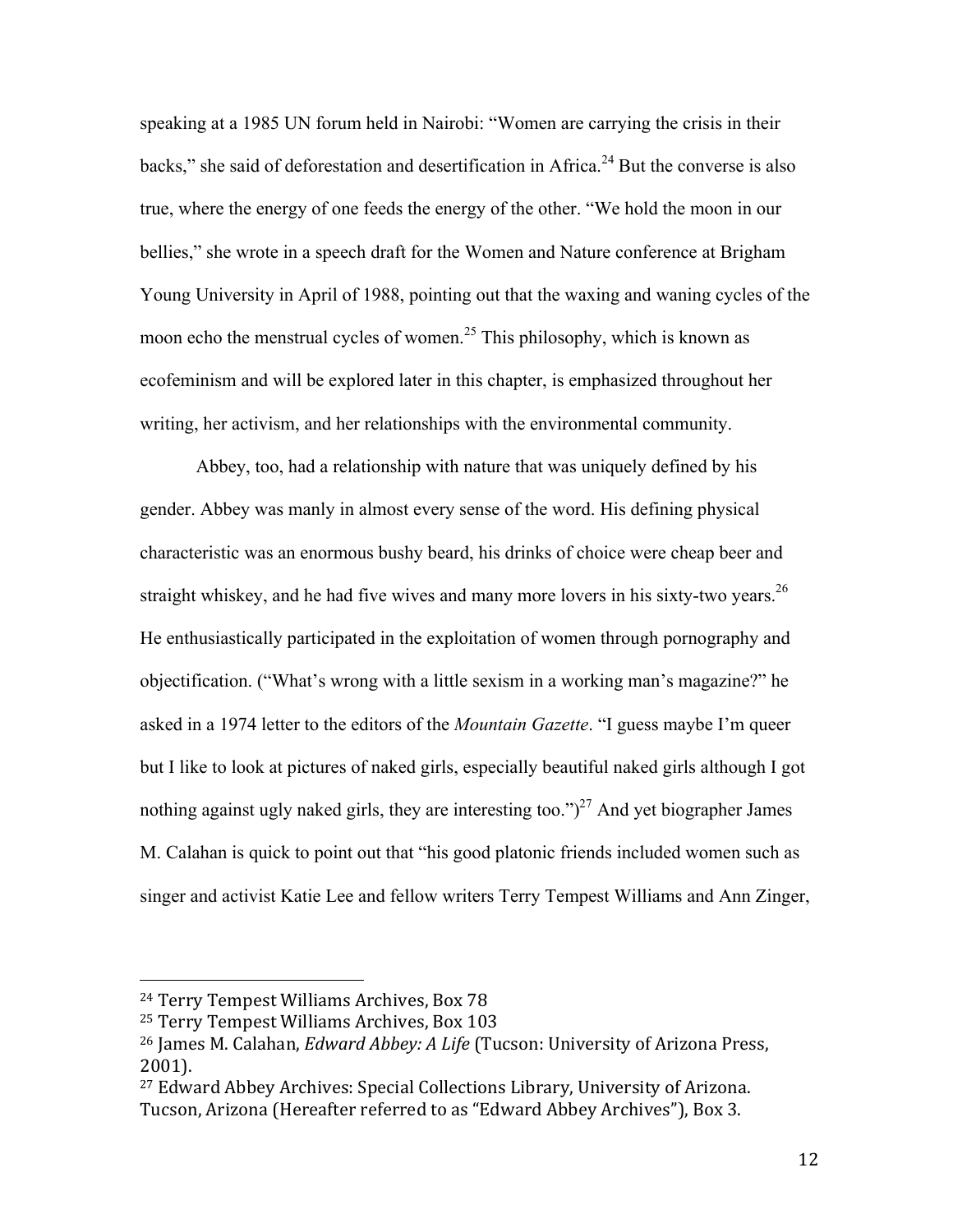speaking at a 1985 UN forum held in Nairobi: "Women are carrying the crisis in their backs," she said of deforestation and desertification in Africa.[24] But the converse is also true, where the energy of one feeds the energy of the other. "We hold the moon in our bellies," she wrote in a speech draft for the Women and Nature conference at Brigham Young University in April of 1988, pointing out that the waxing and waning cycles of the moon echo the menstrual cycles of women.[25] This philosophy, which is known as ecofeminism and will be explored later in this chapter, is emphasized throughout her writing, her activism, and her relationships with the environmental community.

Abbey, too, had a relationship with nature that was uniquely defined by his gender. Abbey was manly in almost every sense of the word. His defining physical characteristic was an enormous bushy beard, his drinks of choice were cheap beer and straight whiskey, and he had five wives and many more lovers in his sixty-two years.[26] He enthusiastically participated in the exploitation of women through pornography and objectification. ("What's wrong with a little sexism in a working man's magazine?" he asked in a 1974 letter to the editors of the *Mountain Gazette*. "I guess maybe I'm queer but I like to look at pictures of naked girls, especially beautiful naked girls although I got nothing against ugly naked girls, they are interesting too.")[27] And yet biographer James M. Calahan is quick to point out that "his good platonic friends included women such as singer and activist Katie Lee and fellow writers Terry Tempest Williams and Ann Zinger,

---

[24] Terry Tempest Williams Archives, Box 78

[25] Terry Tempest Williams Archives, Box 103

[26] James M. Calahan, *Edward Abbey: A Life* (Tucson: University of Arizona Press, 2001).

[27] Edward Abbey Archives: Special Collections Library, University of Arizona. Tucson, Arizona (Hereafter referred to as "Edward Abbey Archives"), Box 3.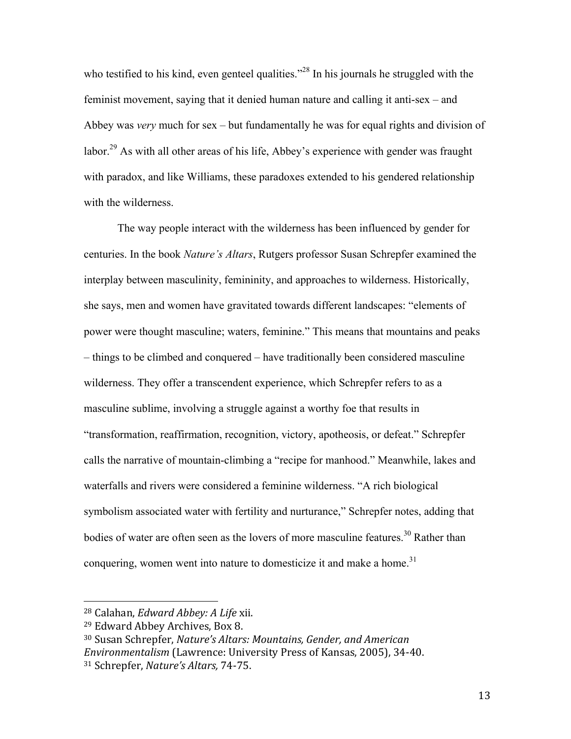who testified to his kind, even genteel qualities."[28] In his journals he struggled with the feminist movement, saying that it denied human nature and calling it anti-sex – and Abbey was *very* much for sex – but fundamentally he was for equal rights and division of labor.[29] As with all other areas of his life, Abbey's experience with gender was fraught with paradox, and like Williams, these paradoxes extended to his gendered relationship with the wilderness.

The way people interact with the wilderness has been influenced by gender for centuries. In the book *Nature's Altars*, Rutgers professor Susan Schrepfer examined the interplay between masculinity, femininity, and approaches to wilderness. Historically, she says, men and women have gravitated towards different landscapes: "elements of power were thought masculine; waters, feminine." This means that mountains and peaks – things to be climbed and conquered – have traditionally been considered masculine wilderness. They offer a transcendent experience, which Schrepfer refers to as a masculine sublime, involving a struggle against a worthy foe that results in "transformation, reaffirmation, recognition, victory, apotheosis, or defeat." Schrepfer calls the narrative of mountain-climbing a "recipe for manhood." Meanwhile, lakes and waterfalls and rivers were considered a feminine wilderness. "A rich biological symbolism associated water with fertility and nurturance," Schrepfer notes, adding that bodies of water are often seen as the lovers of more masculine features.[30] Rather than conquering, women went into nature to domesticize it and make a home.[31]

---

[28] Calahan, *Edward Abbey: A Life* xii.

[29] Edward Abbey Archives, Box 8.

[30] Susan Schrepfer, *Nature's Altars: Mountains, Gender, and American Environmentalism* (Lawrence: University Press of Kansas, 2005), 34-40.

[31] Schrepfer, *Nature's Altars,* 74-75.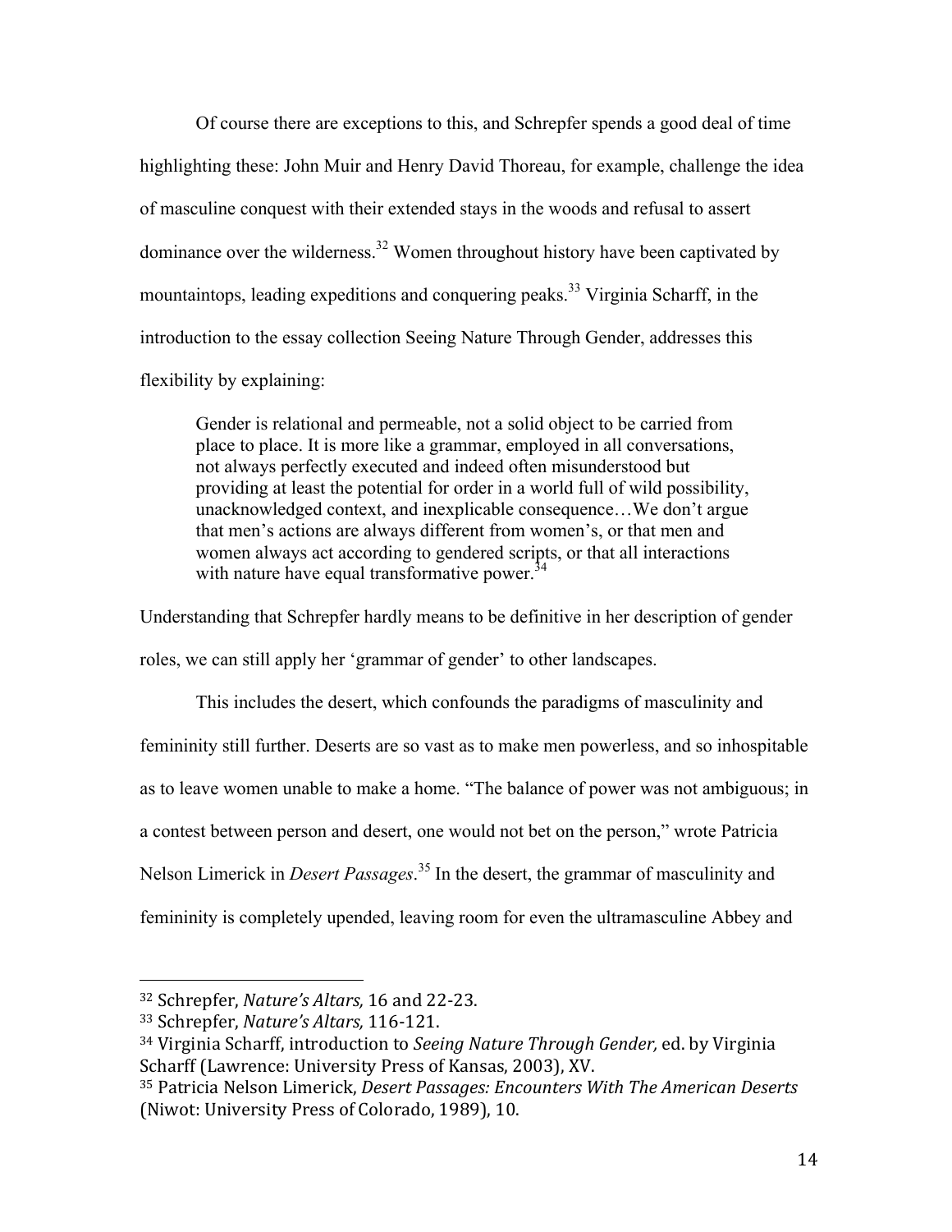Of course there are exceptions to this, and Schrepfer spends a good deal of time highlighting these: John Muir and Henry David Thoreau, for example, challenge the idea of masculine conquest with their extended stays in the woods and refusal to assert dominance over the wilderness.[32] Women throughout history have been captivated by mountaintops, leading expeditions and conquering peaks.[33] Virginia Scharff, in the introduction to the essay collection Seeing Nature Through Gender, addresses this flexibility by explaining:

> Gender is relational and permeable, not a solid object to be carried from place to place. It is more like a grammar, employed in all conversations, not always perfectly executed and indeed often misunderstood but providing at least the potential for order in a world full of wild possibility, unacknowledged context, and inexplicable consequence…We don't argue that men's actions are always different from women's, or that men and women always act according to gendered scripts, or that all interactions with nature have equal transformative power.[34]

Understanding that Schrepfer hardly means to be definitive in her description of gender roles, we can still apply her 'grammar of gender' to other landscapes.

This includes the desert, which confounds the paradigms of masculinity and femininity still further. Deserts are so vast as to make men powerless, and so inhospitable as to leave women unable to make a home. "The balance of power was not ambiguous; in a contest between person and desert, one would not bet on the person," wrote Patricia Nelson Limerick in *Desert Passages*.[35] In the desert, the grammar of masculinity and femininity is completely upended, leaving room for even the ultramasculine Abbey and

---

[32] Schrepfer, *Nature's Altars,* 16 and 22-23.

[33] Schrepfer, *Nature's Altars,* 116-121.

[34] Virginia Scharff, introduction to *Seeing Nature Through Gender,* ed. by Virginia Scharff (Lawrence: University Press of Kansas, 2003), XV.

[35] Patricia Nelson Limerick, *Desert Passages: Encounters With The American Deserts* (Niwot: University Press of Colorado, 1989), 10.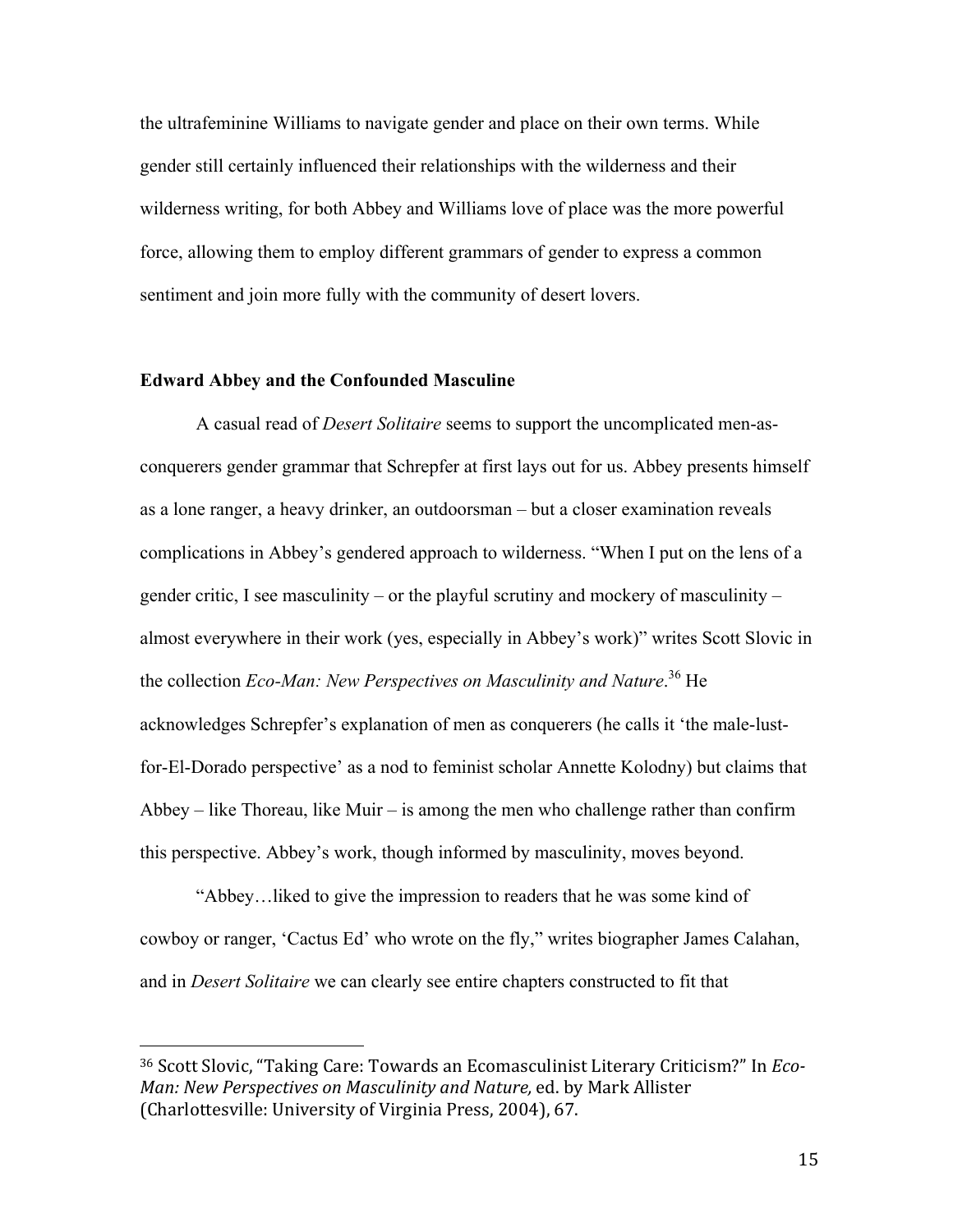the ultrafeminine Williams to navigate gender and place on their own terms. While gender still certainly influenced their relationships with the wilderness and their wilderness writing, for both Abbey and Williams love of place was the more powerful force, allowing them to employ different grammars of gender to express a common sentiment and join more fully with the community of desert lovers.

### Edward Abbey and the Confounded Masculine

A casual read of *Desert Solitaire* seems to support the uncomplicated men-as-conquerers gender grammar that Schrepfer at first lays out for us. Abbey presents himself as a lone ranger, a heavy drinker, an outdoorsman – but a closer examination reveals complications in Abbey's gendered approach to wilderness. "When I put on the lens of a gender critic, I see masculinity – or the playful scrutiny and mockery of masculinity – almost everywhere in their work (yes, especially in Abbey's work)" writes Scott Slovic in the collection *Eco-Man: New Perspectives on Masculinity and Nature*.[36] He acknowledges Schrepfer's explanation of men as conquerers (he calls it 'the male-lust-for-El-Dorado perspective' as a nod to feminist scholar Annette Kolodny) but claims that Abbey – like Thoreau, like Muir – is among the men who challenge rather than confirm this perspective. Abbey's work, though informed by masculinity, moves beyond.

"Abbey…liked to give the impression to readers that he was some kind of cowboy or ranger, 'Cactus Ed' who wrote on the fly," writes biographer James Calahan, and in *Desert Solitaire* we can clearly see entire chapters constructed to fit that

---

[36] Scott Slovic, "Taking Care: Towards an Ecomasculinist Literary Criticism?" In *Eco-Man: New Perspectives on Masculinity and Nature,* ed. by Mark Allister (Charlottesville: University of Virginia Press, 2004), 67.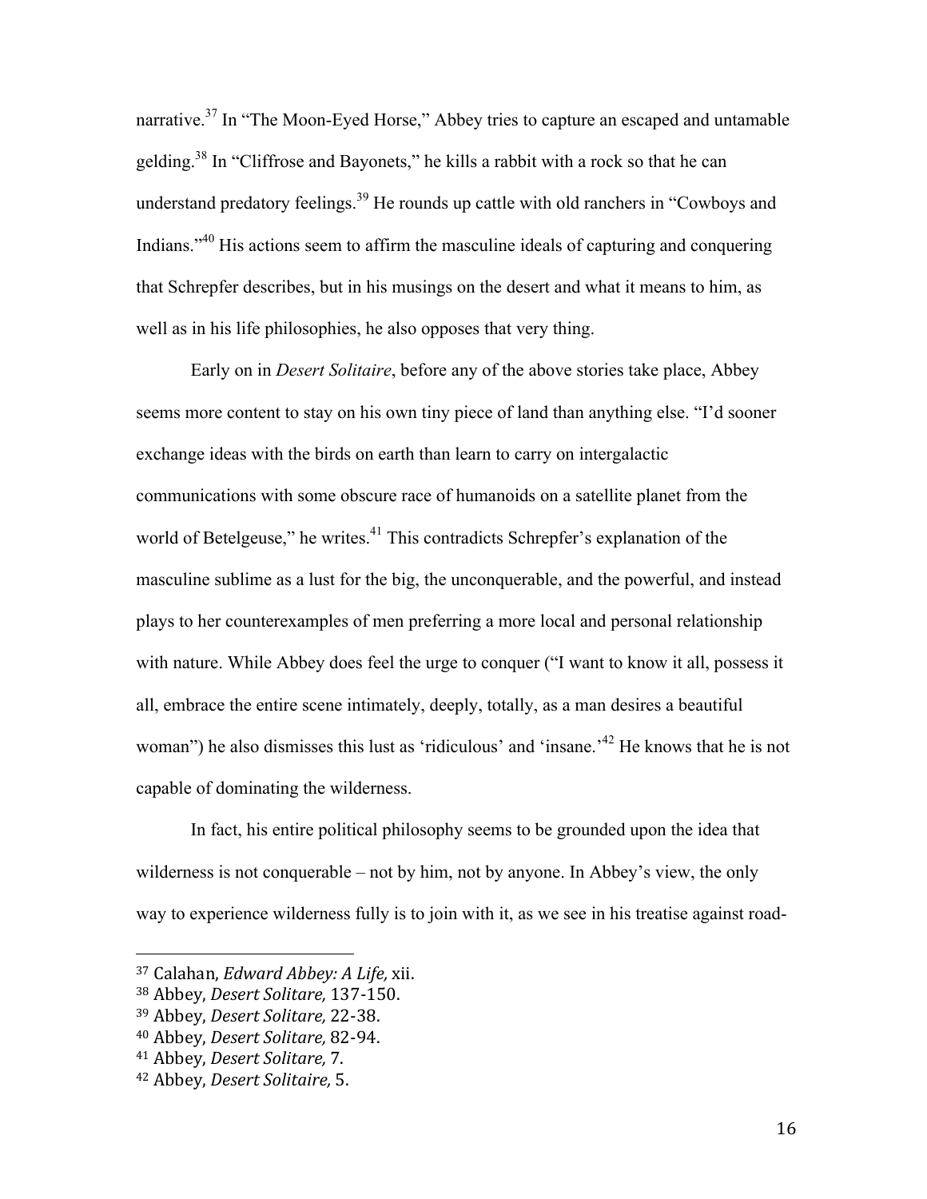narrative.[37] In "The Moon-Eyed Horse," Abbey tries to capture an escaped and untamable gelding.[38] In "Cliffrose and Bayonets," he kills a rabbit with a rock so that he can understand predatory feelings.[39] He rounds up cattle with old ranchers in "Cowboys and Indians."[40] His actions seem to affirm the masculine ideals of capturing and conquering that Schrepfer describes, but in his musings on the desert and what it means to him, as well as in his life philosophies, he also opposes that very thing.

Early on in *Desert Solitaire*, before any of the above stories take place, Abbey seems more content to stay on his own tiny piece of land than anything else. "I'd sooner exchange ideas with the birds on earth than learn to carry on intergalactic communications with some obscure race of humanoids on a satellite planet from the world of Betelgeuse," he writes.[41] This contradicts Schrepfer's explanation of the masculine sublime as a lust for the big, the unconquerable, and the powerful, and instead plays to her counterexamples of men preferring a more local and personal relationship with nature. While Abbey does feel the urge to conquer ("I want to know it all, possess it all, embrace the entire scene intimately, deeply, totally, as a man desires a beautiful woman") he also dismisses this lust as 'ridiculous' and 'insane.'[42] He knows that he is not capable of dominating the wilderness.

In fact, his entire political philosophy seems to be grounded upon the idea that wilderness is not conquerable – not by him, not by anyone. In Abbey's view, the only way to experience wilderness fully is to join with it, as we see in his treatise against road-

---

[37] Calahan, *Edward Abbey: A Life,* xii.
[38] Abbey, *Desert Solitare,* 137-150.
[39] Abbey, *Desert Solitare,* 22-38.
[40] Abbey, *Desert Solitare,* 82-94.
[41] Abbey, *Desert Solitare,* 7.
[42] Abbey, *Desert Solitaire,* 5.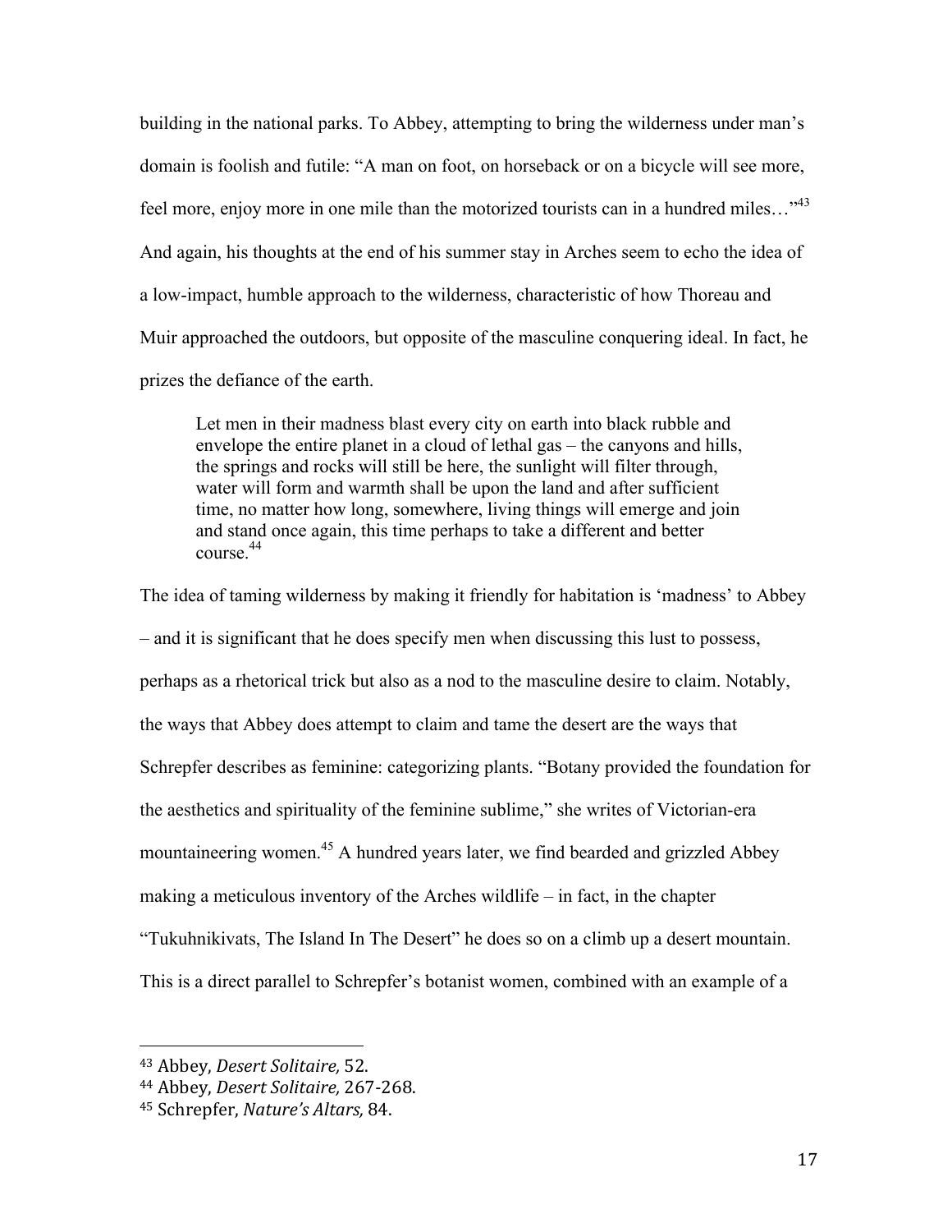building in the national parks. To Abbey, attempting to bring the wilderness under man's domain is foolish and futile: "A man on foot, on horseback or on a bicycle will see more, feel more, enjoy more in one mile than the motorized tourists can in a hundred miles…"[43] And again, his thoughts at the end of his summer stay in Arches seem to echo the idea of a low-impact, humble approach to the wilderness, characteristic of how Thoreau and Muir approached the outdoors, but opposite of the masculine conquering ideal. In fact, he prizes the defiance of the earth.

> Let men in their madness blast every city on earth into black rubble and envelope the entire planet in a cloud of lethal gas – the canyons and hills, the springs and rocks will still be here, the sunlight will filter through, water will form and warmth shall be upon the land and after sufficient time, no matter how long, somewhere, living things will emerge and join and stand once again, this time perhaps to take a different and better course.[44]

The idea of taming wilderness by making it friendly for habitation is 'madness' to Abbey – and it is significant that he does specify men when discussing this lust to possess, perhaps as a rhetorical trick but also as a nod to the masculine desire to claim. Notably, the ways that Abbey does attempt to claim and tame the desert are the ways that Schrepfer describes as feminine: categorizing plants. "Botany provided the foundation for the aesthetics and spirituality of the feminine sublime," she writes of Victorian-era mountaineering women.[45] A hundred years later, we find bearded and grizzled Abbey making a meticulous inventory of the Arches wildlife – in fact, in the chapter "Tukuhnikivats, The Island In The Desert" he does so on a climb up a desert mountain. This is a direct parallel to Schrepfer's botanist women, combined with an example of a

---

[43] Abbey, *Desert Solitaire,* 52.

[44] Abbey, *Desert Solitaire,* 267-268.

[45] Schrepfer, *Nature's Altars,* 84.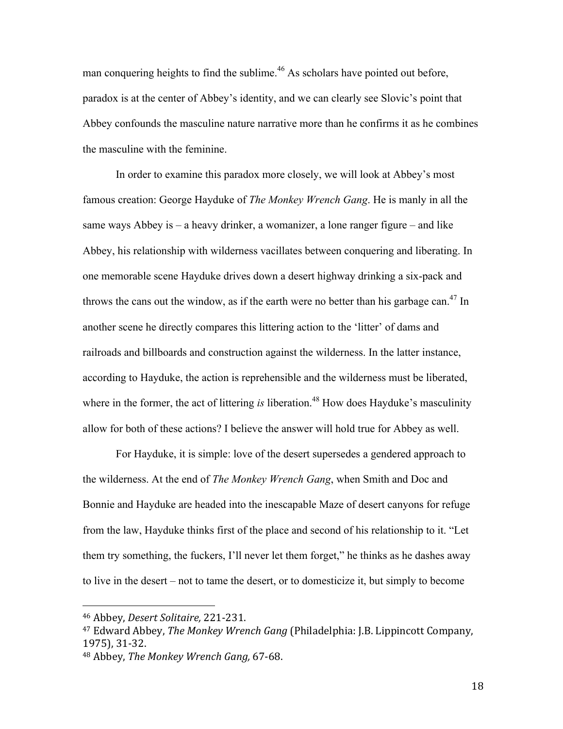man conquering heights to find the sublime.[46] As scholars have pointed out before, paradox is at the center of Abbey's identity, and we can clearly see Slovic's point that Abbey confounds the masculine nature narrative more than he confirms it as he combines the masculine with the feminine.

In order to examine this paradox more closely, we will look at Abbey's most famous creation: George Hayduke of *The Monkey Wrench Gang*. He is manly in all the same ways Abbey is – a heavy drinker, a womanizer, a lone ranger figure – and like Abbey, his relationship with wilderness vacillates between conquering and liberating. In one memorable scene Hayduke drives down a desert highway drinking a six-pack and throws the cans out the window, as if the earth were no better than his garbage can.[47] In another scene he directly compares this littering action to the 'litter' of dams and railroads and billboards and construction against the wilderness. In the latter instance, according to Hayduke, the action is reprehensible and the wilderness must be liberated, where in the former, the act of littering *is* liberation.[48] How does Hayduke's masculinity allow for both of these actions? I believe the answer will hold true for Abbey as well.

For Hayduke, it is simple: love of the desert supersedes a gendered approach to the wilderness. At the end of *The Monkey Wrench Gang*, when Smith and Doc and Bonnie and Hayduke are headed into the inescapable Maze of desert canyons for refuge from the law, Hayduke thinks first of the place and second of his relationship to it. "Let them try something, the fuckers, I'll never let them forget," he thinks as he dashes away to live in the desert – not to tame the desert, or to domesticize it, but simply to become

---

[46] Abbey, *Desert Solitaire,* 221-231.

[47] Edward Abbey, *The Monkey Wrench Gang* (Philadelphia: J.B. Lippincott Company, 1975), 31-32.

[48] Abbey, *The Monkey Wrench Gang,* 67-68.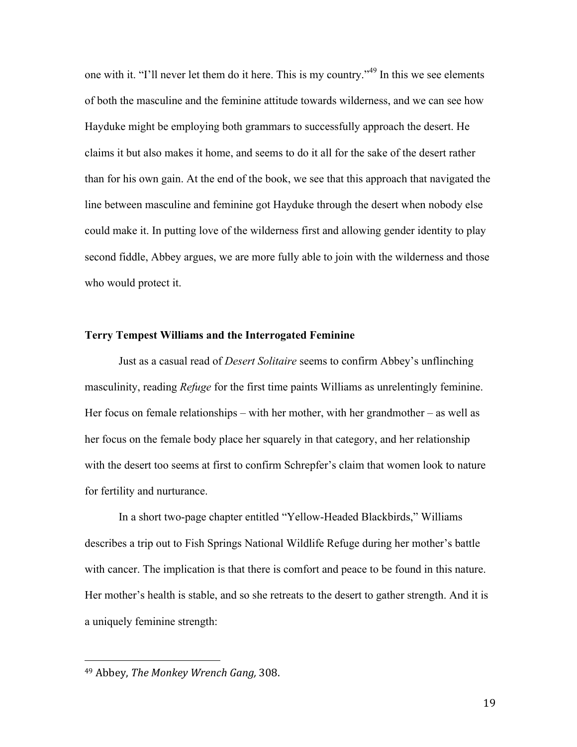one with it. "I'll never let them do it here. This is my country."[49] In this we see elements of both the masculine and the feminine attitude towards wilderness, and we can see how Hayduke might be employing both grammars to successfully approach the desert. He claims it but also makes it home, and seems to do it all for the sake of the desert rather than for his own gain. At the end of the book, we see that this approach that navigated the line between masculine and feminine got Hayduke through the desert when nobody else could make it. In putting love of the wilderness first and allowing gender identity to play second fiddle, Abbey argues, we are more fully able to join with the wilderness and those who would protect it.

### Terry Tempest Williams and the Interrogated Feminine

Just as a casual read of *Desert Solitaire* seems to confirm Abbey's unflinching masculinity, reading *Refuge* for the first time paints Williams as unrelentingly feminine. Her focus on female relationships – with her mother, with her grandmother – as well as her focus on the female body place her squarely in that category, and her relationship with the desert too seems at first to confirm Schrepfer's claim that women look to nature for fertility and nurturance.

In a short two-page chapter entitled "Yellow-Headed Blackbirds," Williams describes a trip out to Fish Springs National Wildlife Refuge during her mother's battle with cancer. The implication is that there is comfort and peace to be found in this nature. Her mother's health is stable, and so she retreats to the desert to gather strength. And it is a uniquely feminine strength:

---

[49] Abbey, *The Monkey Wrench Gang,* 308.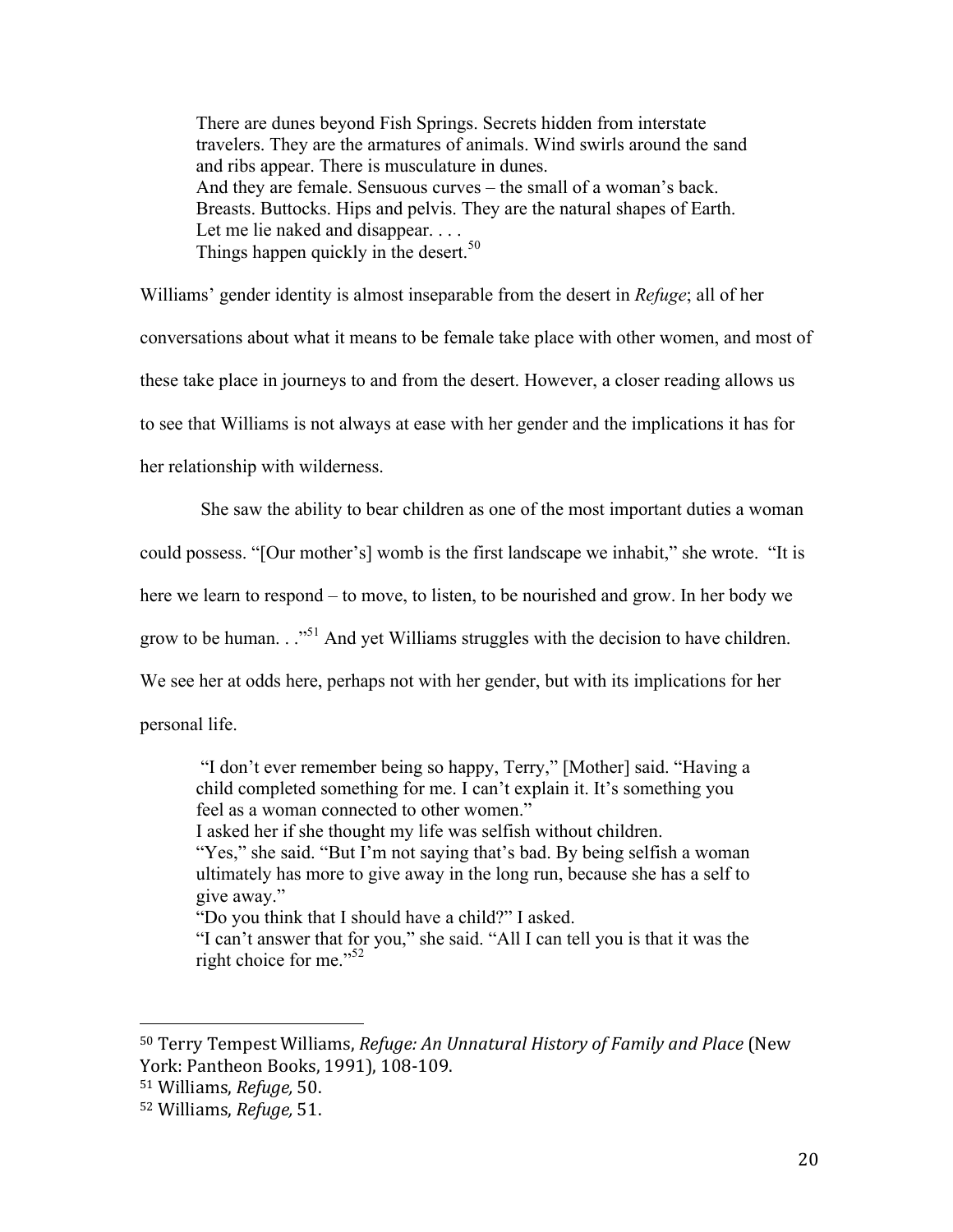> There are dunes beyond Fish Springs. Secrets hidden from interstate travelers. They are the armatures of animals. Wind swirls around the sand and ribs appear. There is musculature in dunes.
> And they are female. Sensuous curves – the small of a woman's back. Breasts. Buttocks. Hips and pelvis. They are the natural shapes of Earth. Let me lie naked and disappear. . . .
> Things happen quickly in the desert.[50]

Williams' gender identity is almost inseparable from the desert in *Refuge*; all of her conversations about what it means to be female take place with other women, and most of these take place in journeys to and from the desert. However, a closer reading allows us to see that Williams is not always at ease with her gender and the implications it has for her relationship with wilderness.

She saw the ability to bear children as one of the most important duties a woman could possess. "[Our mother's] womb is the first landscape we inhabit," she wrote. "It is here we learn to respond – to move, to listen, to be nourished and grow. In her body we grow to be human. . ."[51] And yet Williams struggles with the decision to have children. We see her at odds here, perhaps not with her gender, but with its implications for her personal life.

> "I don't ever remember being so happy, Terry," [Mother] said. "Having a child completed something for me. I can't explain it. It's something you feel as a woman connected to other women."
> I asked her if she thought my life was selfish without children.
> "Yes," she said. "But I'm not saying that's bad. By being selfish a woman ultimately has more to give away in the long run, because she has a self to give away."
> "Do you think that I should have a child?" I asked.
> "I can't answer that for you," she said. "All I can tell you is that it was the right choice for me."[52]

---

[50] Terry Tempest Williams, *Refuge: An Unnatural History of Family and Place* (New York: Pantheon Books, 1991), 108-109.

[51] Williams, *Refuge,* 50.

[52] Williams, *Refuge,* 51.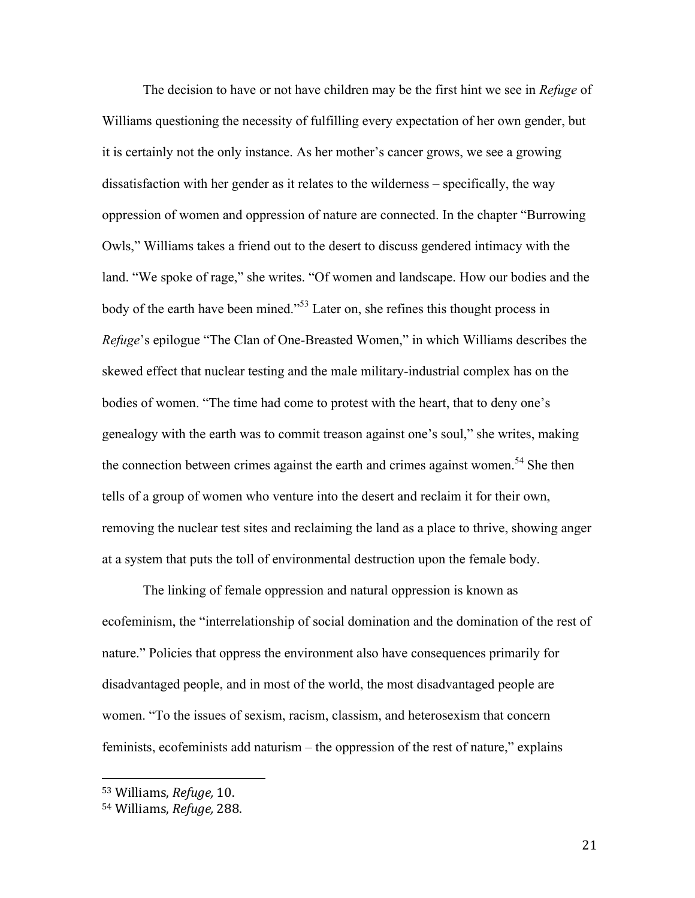The decision to have or not have children may be the first hint we see in *Refuge* of Williams questioning the necessity of fulfilling every expectation of her own gender, but it is certainly not the only instance. As her mother's cancer grows, we see a growing dissatisfaction with her gender as it relates to the wilderness – specifically, the way oppression of women and oppression of nature are connected. In the chapter "Burrowing Owls," Williams takes a friend out to the desert to discuss gendered intimacy with the land. "We spoke of rage," she writes. "Of women and landscape. How our bodies and the body of the earth have been mined."[53] Later on, she refines this thought process in *Refuge*'s epilogue "The Clan of One-Breasted Women," in which Williams describes the skewed effect that nuclear testing and the male military-industrial complex has on the bodies of women. "The time had come to protest with the heart, that to deny one's genealogy with the earth was to commit treason against one's soul," she writes, making the connection between crimes against the earth and crimes against women.[54] She then tells of a group of women who venture into the desert and reclaim it for their own, removing the nuclear test sites and reclaiming the land as a place to thrive, showing anger at a system that puts the toll of environmental destruction upon the female body.

The linking of female oppression and natural oppression is known as ecofeminism, the "interrelationship of social domination and the domination of the rest of nature." Policies that oppress the environment also have consequences primarily for disadvantaged people, and in most of the world, the most disadvantaged people are women. "To the issues of sexism, racism, classism, and heterosexism that concern feminists, ecofeminists add naturism – the oppression of the rest of nature," explains

[53] Williams, *Refuge,* 10.

[54] Williams, *Refuge,* 288.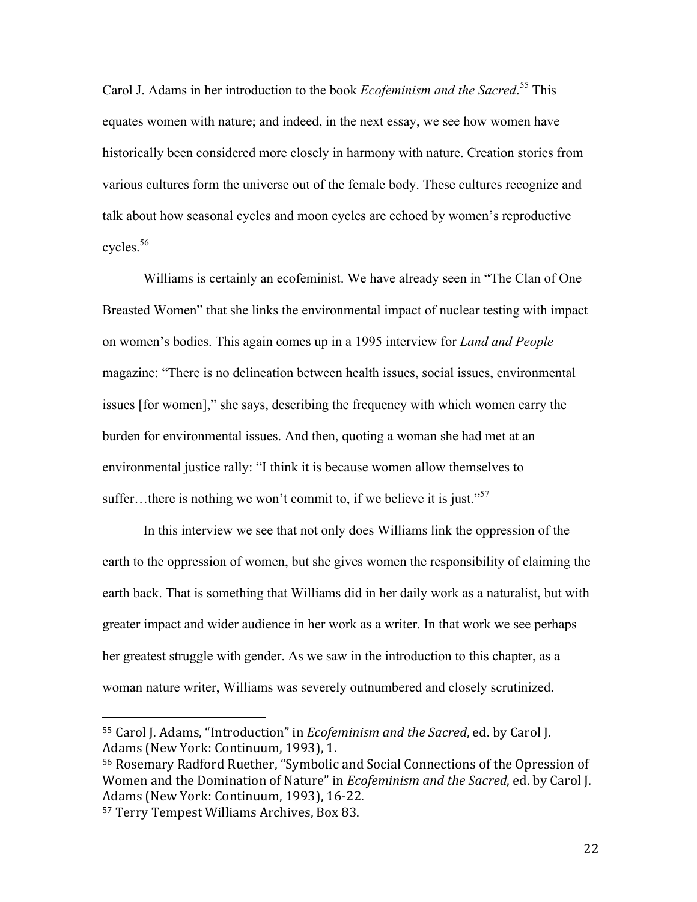Carol J. Adams in her introduction to the book *Ecofeminism and the Sacred*.[55] This equates women with nature; and indeed, in the next essay, we see how women have historically been considered more closely in harmony with nature. Creation stories from various cultures form the universe out of the female body. These cultures recognize and talk about how seasonal cycles and moon cycles are echoed by women's reproductive cycles.[56]

Williams is certainly an ecofeminist. We have already seen in "The Clan of One Breasted Women" that she links the environmental impact of nuclear testing with impact on women's bodies. This again comes up in a 1995 interview for *Land and People* magazine: "There is no delineation between health issues, social issues, environmental issues [for women]," she says, describing the frequency with which women carry the burden for environmental issues. And then, quoting a woman she had met at an environmental justice rally: "I think it is because women allow themselves to suffer…there is nothing we won't commit to, if we believe it is just."[57]

In this interview we see that not only does Williams link the oppression of the earth to the oppression of women, but she gives women the responsibility of claiming the earth back. That is something that Williams did in her daily work as a naturalist, but with greater impact and wider audience in her work as a writer. In that work we see perhaps her greatest struggle with gender. As we saw in the introduction to this chapter, as a woman nature writer, Williams was severely outnumbered and closely scrutinized.

---

[55] Carol J. Adams, "Introduction" in *Ecofeminism and the Sacred*, ed. by Carol J. Adams (New York: Continuum, 1993), 1.

[56] Rosemary Radford Ruether, "Symbolic and Social Connections of the Opression of Women and the Domination of Nature" in *Ecofeminism and the Sacred*, ed. by Carol J. Adams (New York: Continuum, 1993), 16-22.

[57] Terry Tempest Williams Archives, Box 83.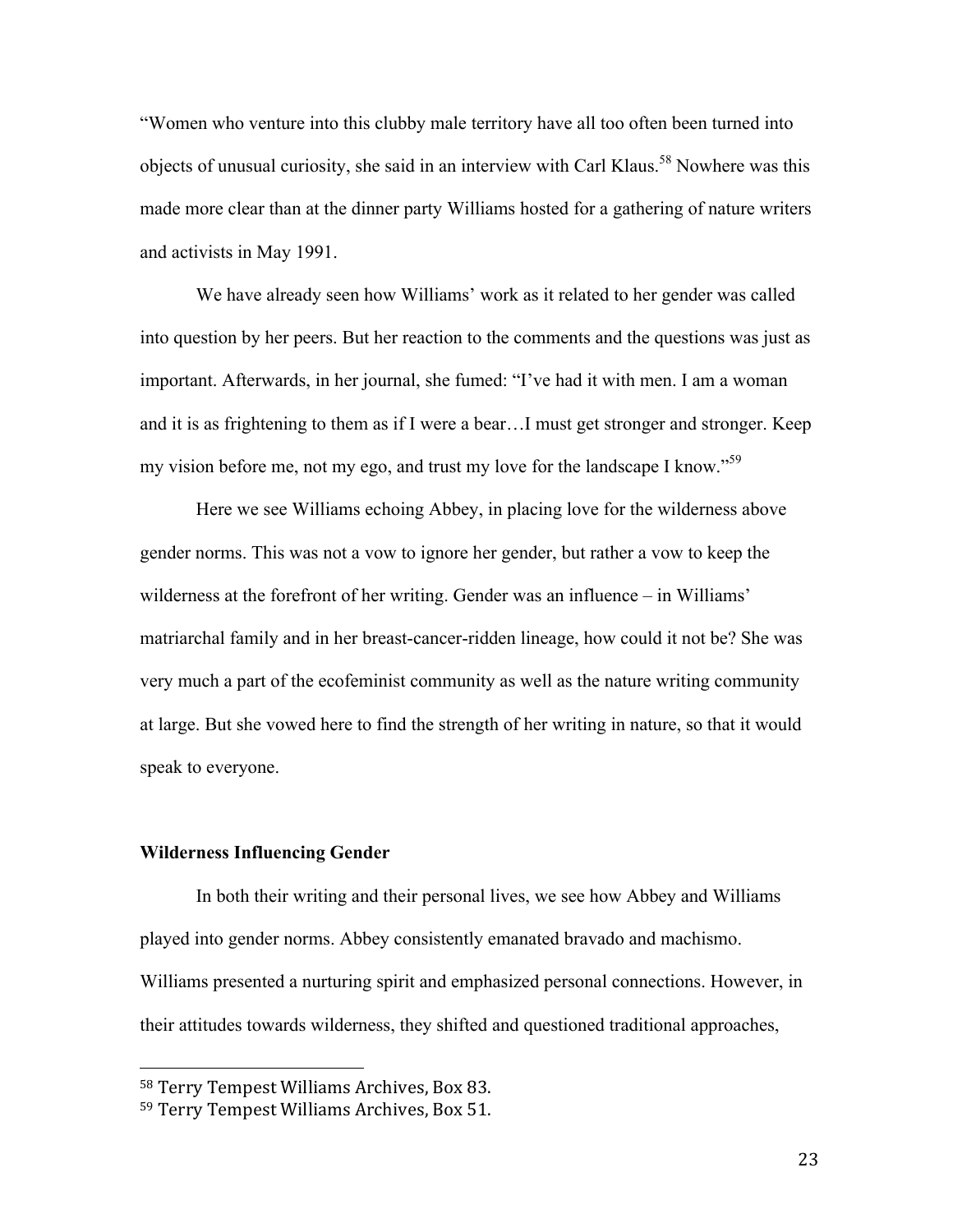"Women who venture into this clubby male territory have all too often been turned into objects of unusual curiosity, she said in an interview with Carl Klaus.[58] Nowhere was this made more clear than at the dinner party Williams hosted for a gathering of nature writers and activists in May 1991.

We have already seen how Williams' work as it related to her gender was called into question by her peers. But her reaction to the comments and the questions was just as important. Afterwards, in her journal, she fumed: "I've had it with men. I am a woman and it is as frightening to them as if I were a bear…I must get stronger and stronger. Keep my vision before me, not my ego, and trust my love for the landscape I know."[59]

Here we see Williams echoing Abbey, in placing love for the wilderness above gender norms. This was not a vow to ignore her gender, but rather a vow to keep the wilderness at the forefront of her writing. Gender was an influence – in Williams' matriarchal family and in her breast-cancer-ridden lineage, how could it not be? She was very much a part of the ecofeminist community as well as the nature writing community at large. But she vowed here to find the strength of her writing in nature, so that it would speak to everyone.

**Wilderness Influencing Gender**

In both their writing and their personal lives, we see how Abbey and Williams played into gender norms. Abbey consistently emanated bravado and machismo. Williams presented a nurturing spirit and emphasized personal connections. However, in their attitudes towards wilderness, they shifted and questioned traditional approaches,

---

[58] Terry Tempest Williams Archives, Box 83.

[59] Terry Tempest Williams Archives, Box 51.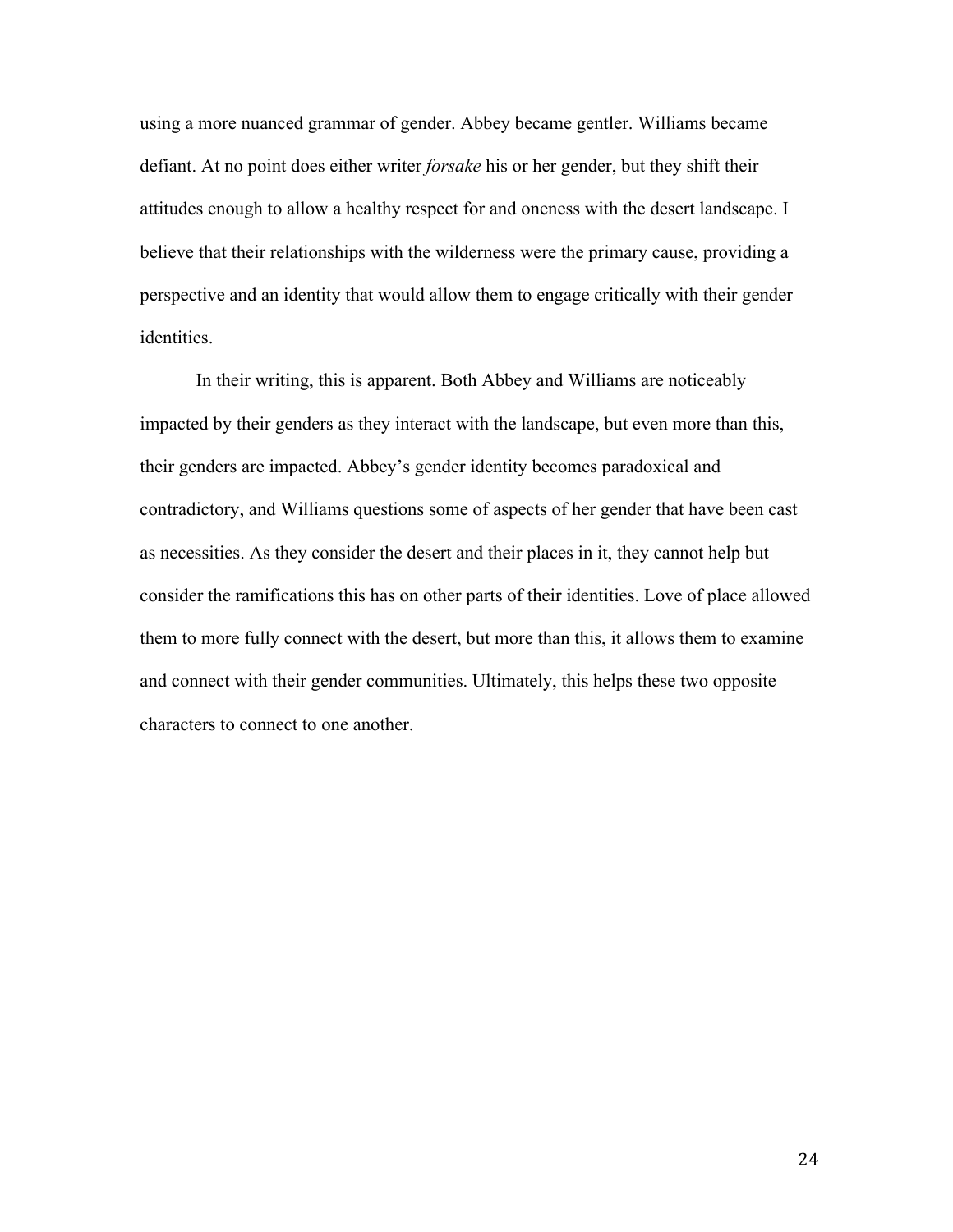using a more nuanced grammar of gender. Abbey became gentler. Williams became defiant. At no point does either writer *forsake* his or her gender, but they shift their attitudes enough to allow a healthy respect for and oneness with the desert landscape. I believe that their relationships with the wilderness were the primary cause, providing a perspective and an identity that would allow them to engage critically with their gender identities.

In their writing, this is apparent. Both Abbey and Williams are noticeably impacted by their genders as they interact with the landscape, but even more than this, their genders are impacted. Abbey's gender identity becomes paradoxical and contradictory, and Williams questions some of aspects of her gender that have been cast as necessities. As they consider the desert and their places in it, they cannot help but consider the ramifications this has on other parts of their identities. Love of place allowed them to more fully connect with the desert, but more than this, it allows them to examine and connect with their gender communities. Ultimately, this helps these two opposite characters to connect to one another.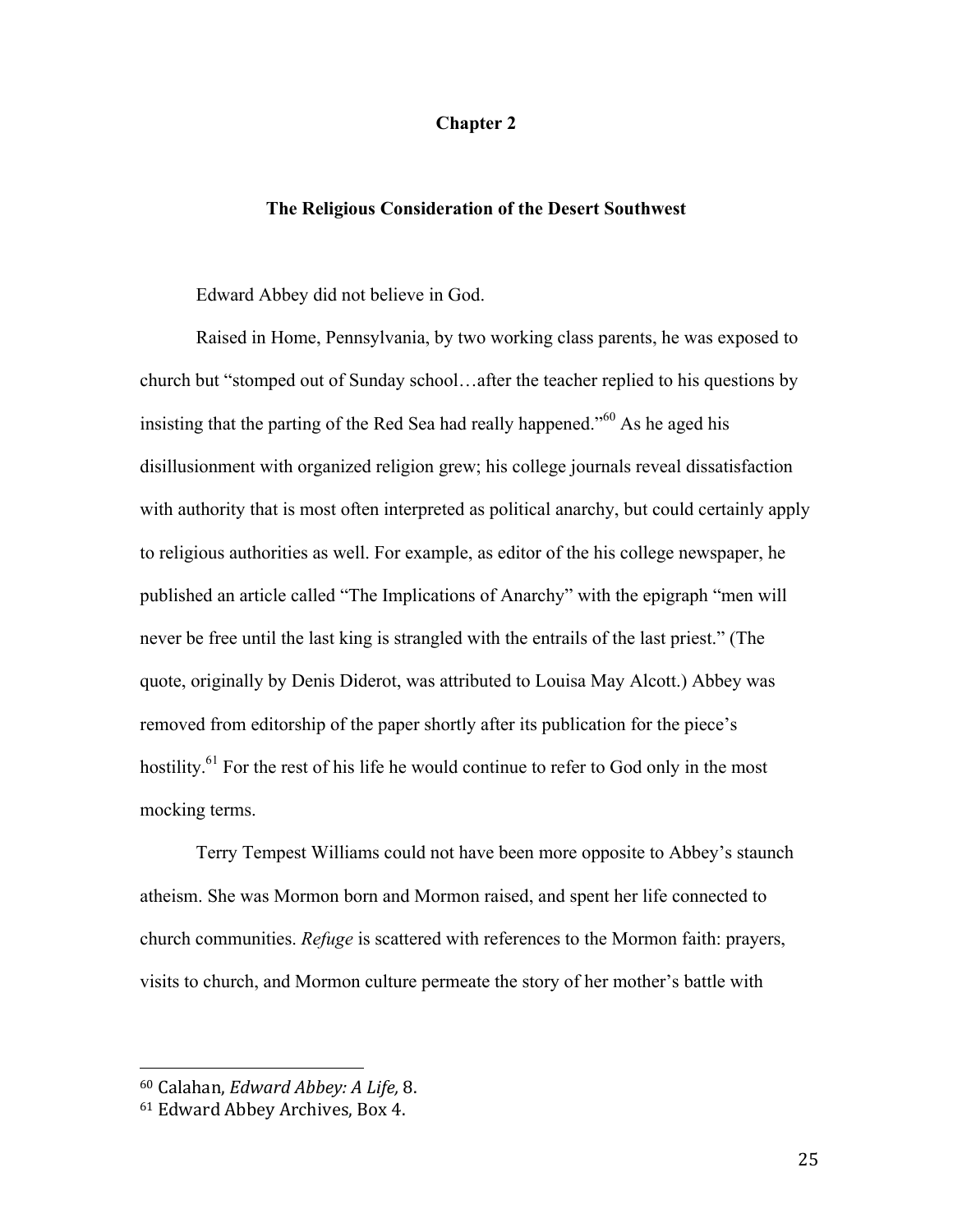# Chapter 2

## The Religious Consideration of the Desert Southwest

Edward Abbey did not believe in God.

Raised in Home, Pennsylvania, by two working class parents, he was exposed to church but "stomped out of Sunday school…after the teacher replied to his questions by insisting that the parting of the Red Sea had really happened."[60] As he aged his disillusionment with organized religion grew; his college journals reveal dissatisfaction with authority that is most often interpreted as political anarchy, but could certainly apply to religious authorities as well. For example, as editor of the his college newspaper, he published an article called "The Implications of Anarchy" with the epigraph "men will never be free until the last king is strangled with the entrails of the last priest." (The quote, originally by Denis Diderot, was attributed to Louisa May Alcott.) Abbey was removed from editorship of the paper shortly after its publication for the piece's hostility.[61] For the rest of his life he would continue to refer to God only in the most mocking terms.

Terry Tempest Williams could not have been more opposite to Abbey's staunch atheism. She was Mormon born and Mormon raised, and spent her life connected to church communities. *Refuge* is scattered with references to the Mormon faith: prayers, visits to church, and Mormon culture permeate the story of her mother's battle with

---

[60] Calahan, *Edward Abbey: A Life,* 8.

[61] Edward Abbey Archives, Box 4.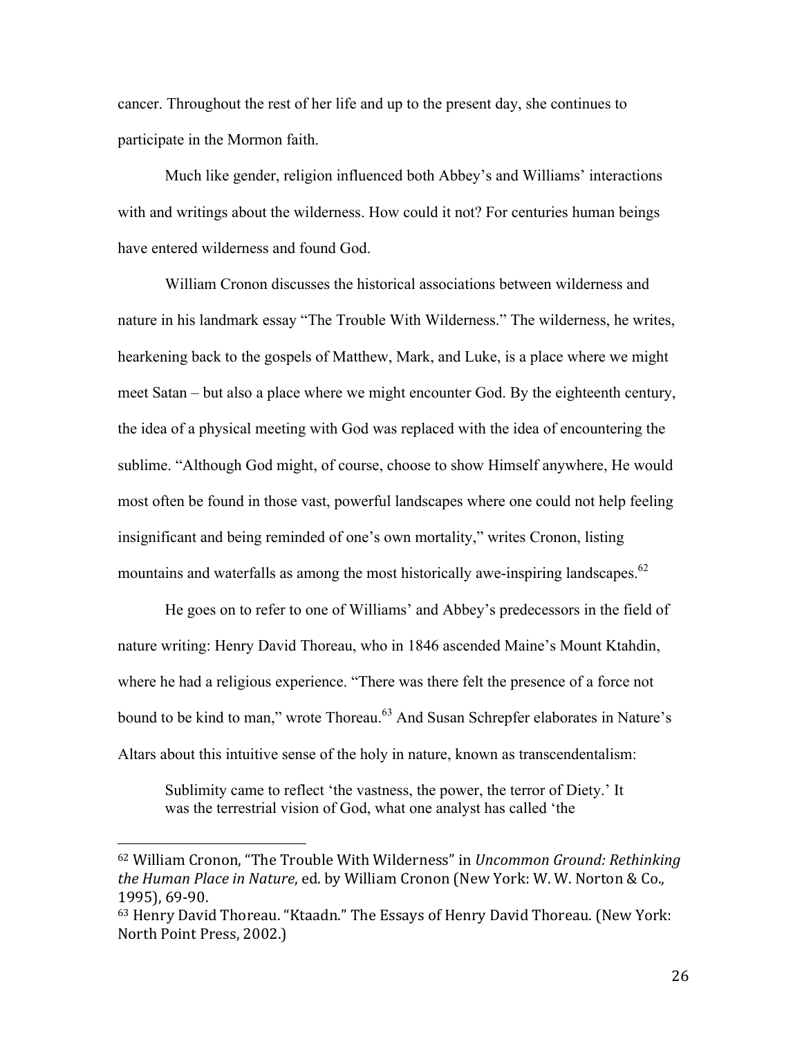cancer. Throughout the rest of her life and up to the present day, she continues to participate in the Mormon faith.

Much like gender, religion influenced both Abbey's and Williams' interactions with and writings about the wilderness. How could it not? For centuries human beings have entered wilderness and found God.

William Cronon discusses the historical associations between wilderness and nature in his landmark essay "The Trouble With Wilderness." The wilderness, he writes, hearkening back to the gospels of Matthew, Mark, and Luke, is a place where we might meet Satan – but also a place where we might encounter God. By the eighteenth century, the idea of a physical meeting with God was replaced with the idea of encountering the sublime. "Although God might, of course, choose to show Himself anywhere, He would most often be found in those vast, powerful landscapes where one could not help feeling insignificant and being reminded of one's own mortality," writes Cronon, listing mountains and waterfalls as among the most historically awe-inspiring landscapes.[62]

He goes on to refer to one of Williams' and Abbey's predecessors in the field of nature writing: Henry David Thoreau, who in 1846 ascended Maine's Mount Ktahdin, where he had a religious experience. "There was there felt the presence of a force not bound to be kind to man," wrote Thoreau.[63] And Susan Schrepfer elaborates in Nature's Altars about this intuitive sense of the holy in nature, known as transcendentalism:

> Sublimity came to reflect 'the vastness, the power, the terror of Diety.' It was the terrestrial vision of God, what one analyst has called 'the

---

[62] William Cronon, "The Trouble With Wilderness" in *Uncommon Ground: Rethinking the Human Place in Nature*, ed. by William Cronon (New York: W. W. Norton & Co., 1995), 69-90.

[63] Henry David Thoreau. "Ktaadn." The Essays of Henry David Thoreau. (New York: North Point Press, 2002.)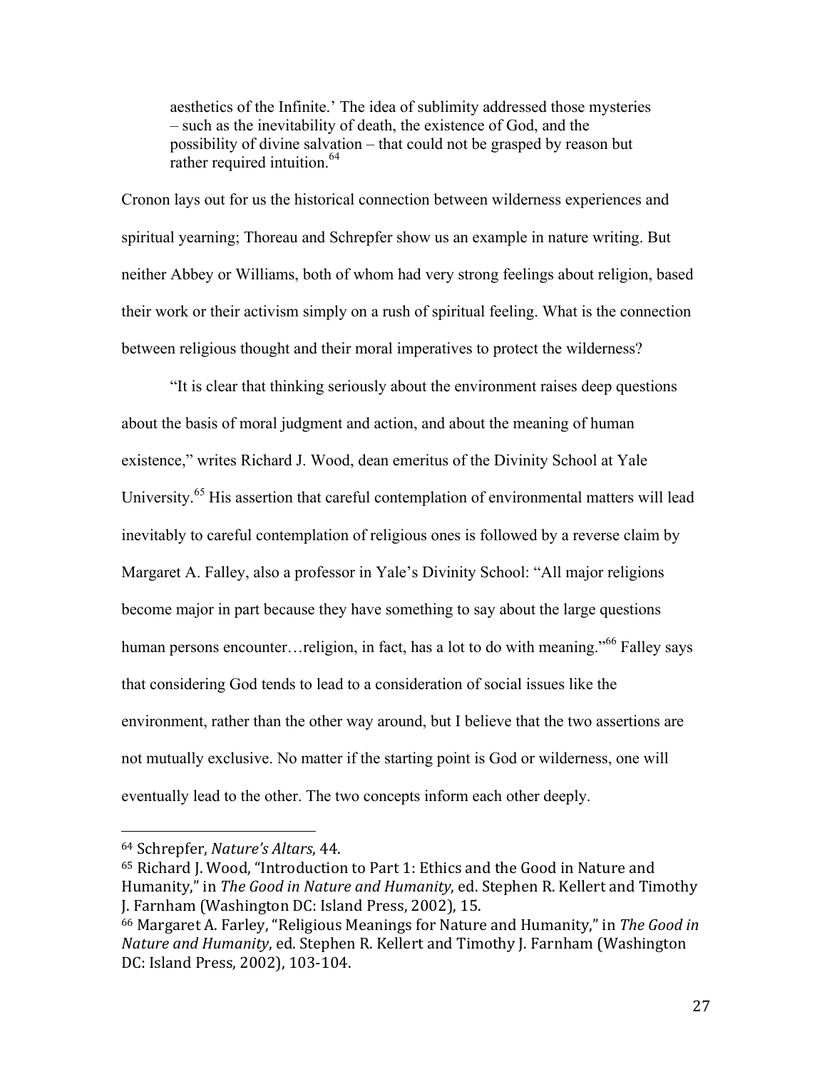> aesthetics of the Infinite.' The idea of sublimity addressed those mysteries – such as the inevitability of death, the existence of God, and the possibility of divine salvation – that could not be grasped by reason but rather required intuition.[64]

Cronon lays out for us the historical connection between wilderness experiences and spiritual yearning; Thoreau and Schrepfer show us an example in nature writing. But neither Abbey or Williams, both of whom had very strong feelings about religion, based their work or their activism simply on a rush of spiritual feeling. What is the connection between religious thought and their moral imperatives to protect the wilderness?

"It is clear that thinking seriously about the environment raises deep questions about the basis of moral judgment and action, and about the meaning of human existence," writes Richard J. Wood, dean emeritus of the Divinity School at Yale University.[65] His assertion that careful contemplation of environmental matters will lead inevitably to careful contemplation of religious ones is followed by a reverse claim by Margaret A. Falley, also a professor in Yale's Divinity School: "All major religions become major in part because they have something to say about the large questions human persons encounter…religion, in fact, has a lot to do with meaning."[66] Falley says that considering God tends to lead to a consideration of social issues like the environment, rather than the other way around, but I believe that the two assertions are not mutually exclusive. No matter if the starting point is God or wilderness, one will eventually lead to the other. The two concepts inform each other deeply.

---

[64] Schrepfer, *Nature's Altars*, 44.

[65] Richard J. Wood, "Introduction to Part 1: Ethics and the Good in Nature and Humanity," in *The Good in Nature and Humanity*, ed. Stephen R. Kellert and Timothy J. Farnham (Washington DC: Island Press, 2002), 15.

[66] Margaret A. Farley, "Religious Meanings for Nature and Humanity," in *The Good in Nature and Humanity*, ed. Stephen R. Kellert and Timothy J. Farnham (Washington DC: Island Press, 2002), 103-104.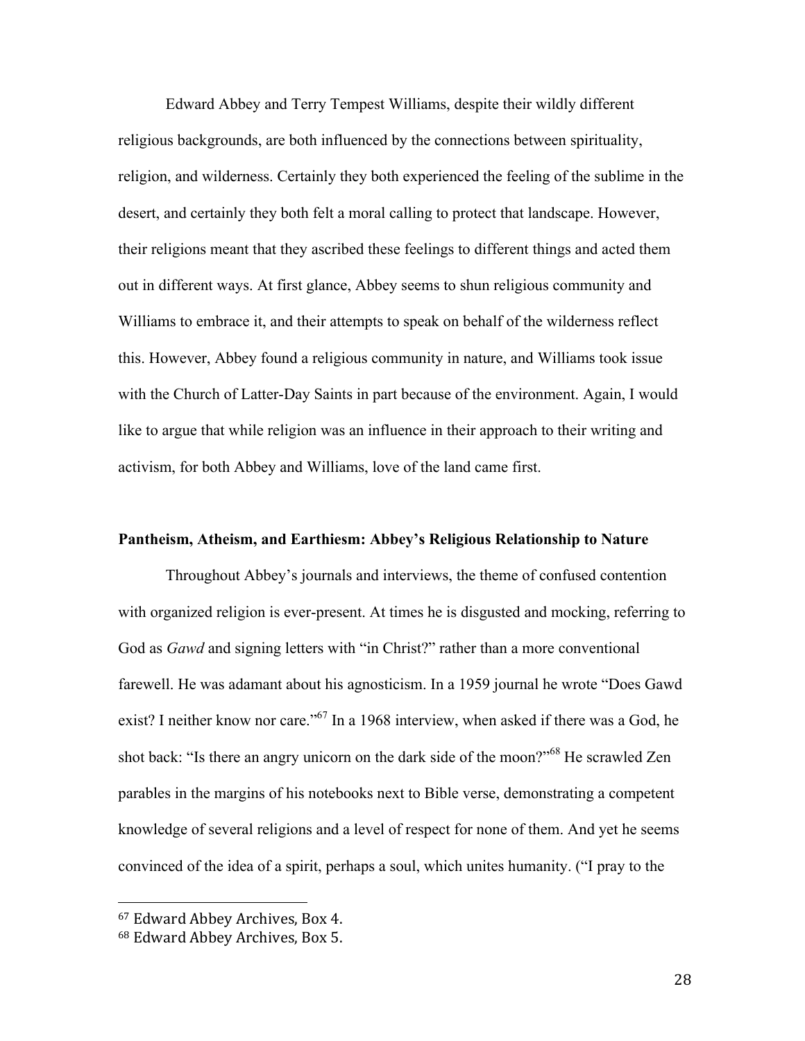Edward Abbey and Terry Tempest Williams, despite their wildly different religious backgrounds, are both influenced by the connections between spirituality, religion, and wilderness. Certainly they both experienced the feeling of the sublime in the desert, and certainly they both felt a moral calling to protect that landscape. However, their religions meant that they ascribed these feelings to different things and acted them out in different ways. At first glance, Abbey seems to shun religious community and Williams to embrace it, and their attempts to speak on behalf of the wilderness reflect this. However, Abbey found a religious community in nature, and Williams took issue with the Church of Latter-Day Saints in part because of the environment. Again, I would like to argue that while religion was an influence in their approach to their writing and activism, for both Abbey and Williams, love of the land came first.

### Pantheism, Atheism, and Earthiesm: Abbey's Religious Relationship to Nature

Throughout Abbey's journals and interviews, the theme of confused contention with organized religion is ever-present. At times he is disgusted and mocking, referring to God as *Gawd* and signing letters with "in Christ?" rather than a more conventional farewell. He was adamant about his agnosticism. In a 1959 journal he wrote "Does Gawd exist? I neither know nor care."[67] In a 1968 interview, when asked if there was a God, he shot back: "Is there an angry unicorn on the dark side of the moon?"[68] He scrawled Zen parables in the margins of his notebooks next to Bible verse, demonstrating a competent knowledge of several religions and a level of respect for none of them. And yet he seems convinced of the idea of a spirit, perhaps a soul, which unites humanity. ("I pray to the

---

[67] Edward Abbey Archives, Box 4.

[68] Edward Abbey Archives, Box 5.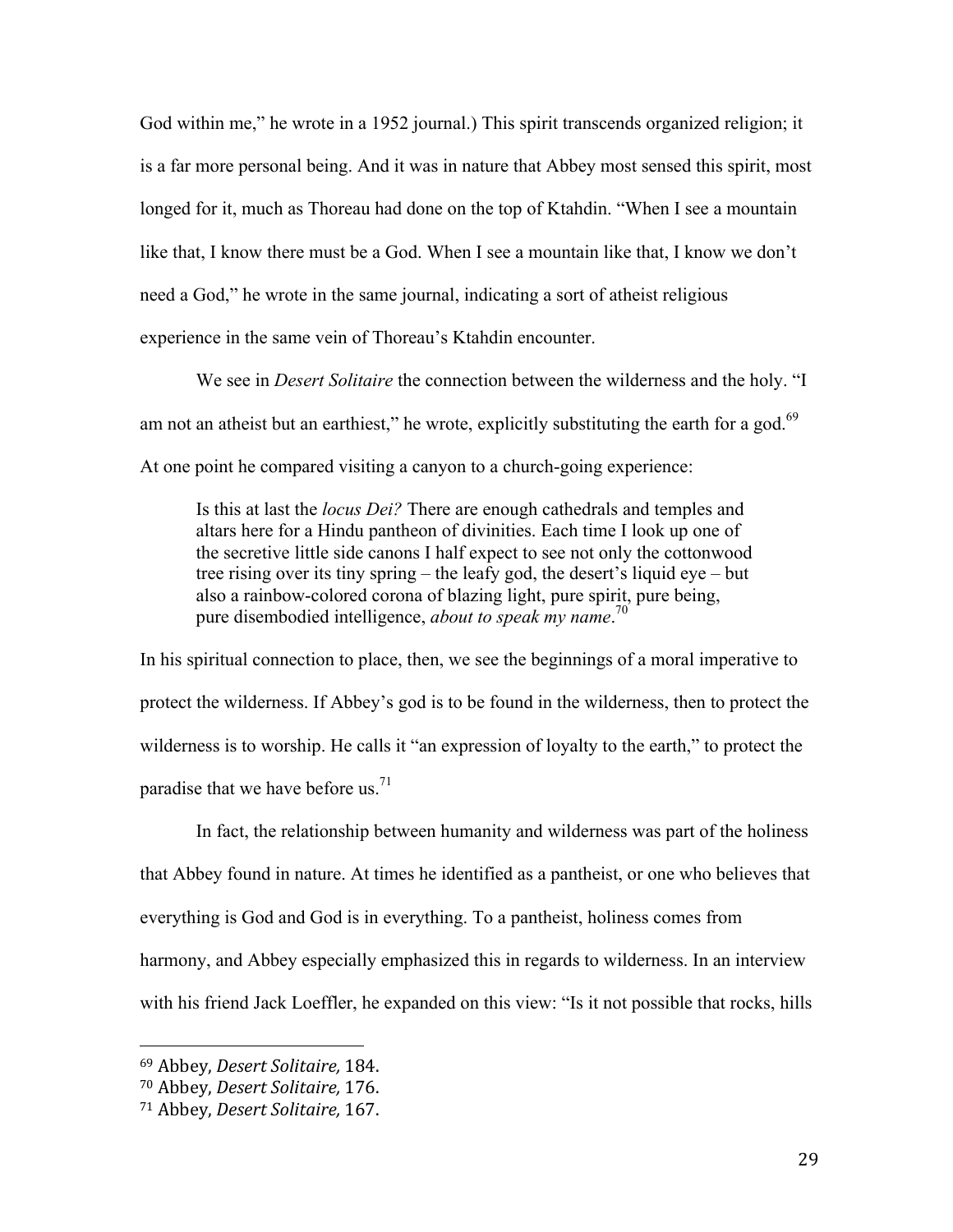God within me," he wrote in a 1952 journal.) This spirit transcends organized religion; it is a far more personal being. And it was in nature that Abbey most sensed this spirit, most longed for it, much as Thoreau had done on the top of Ktahdin. "When I see a mountain like that, I know there must be a God. When I see a mountain like that, I know we don't need a God," he wrote in the same journal, indicating a sort of atheist religious experience in the same vein of Thoreau's Ktahdin encounter.

We see in *Desert Solitaire* the connection between the wilderness and the holy. "I am not an atheist but an earthiest," he wrote, explicitly substituting the earth for a god.[69] At one point he compared visiting a canyon to a church-going experience:

> Is this at last the *locus Dei?* There are enough cathedrals and temples and altars here for a Hindu pantheon of divinities. Each time I look up one of the secretive little side canons I half expect to see not only the cottonwood tree rising over its tiny spring – the leafy god, the desert's liquid eye – but also a rainbow-colored corona of blazing light, pure spirit, pure being, pure disembodied intelligence, *about to speak my name*.[70]

In his spiritual connection to place, then, we see the beginnings of a moral imperative to protect the wilderness. If Abbey's god is to be found in the wilderness, then to protect the wilderness is to worship. He calls it "an expression of loyalty to the earth," to protect the paradise that we have before us.[71]

In fact, the relationship between humanity and wilderness was part of the holiness that Abbey found in nature. At times he identified as a pantheist, or one who believes that everything is God and God is in everything. To a pantheist, holiness comes from harmony, and Abbey especially emphasized this in regards to wilderness. In an interview with his friend Jack Loeffler, he expanded on this view: "Is it not possible that rocks, hills

---

[69] Abbey, *Desert Solitaire,* 184.
[70] Abbey, *Desert Solitaire,* 176.
[71] Abbey, *Desert Solitaire,* 167.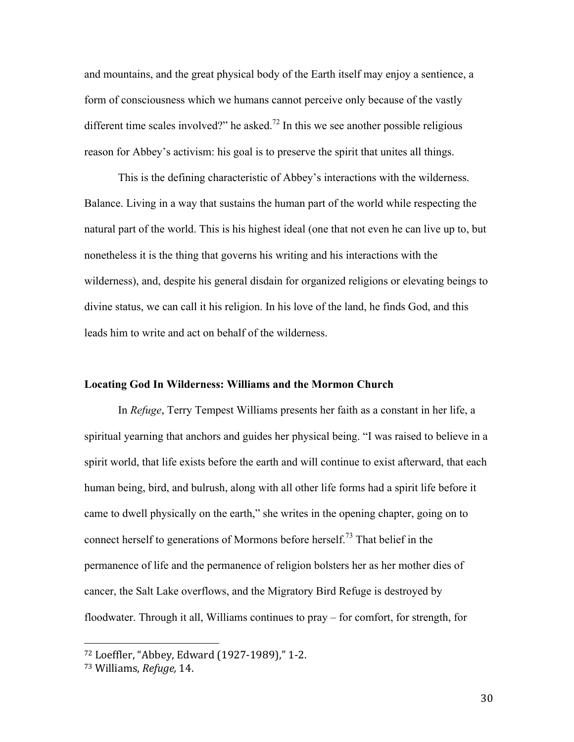and mountains, and the great physical body of the Earth itself may enjoy a sentience, a form of consciousness which we humans cannot perceive only because of the vastly different time scales involved?" he asked.[72] In this we see another possible religious reason for Abbey's activism: his goal is to preserve the spirit that unites all things.

This is the defining characteristic of Abbey's interactions with the wilderness. Balance. Living in a way that sustains the human part of the world while respecting the natural part of the world. This is his highest ideal (one that not even he can live up to, but nonetheless it is the thing that governs his writing and his interactions with the wilderness), and, despite his general disdain for organized religions or elevating beings to divine status, we can call it his religion. In his love of the land, he finds God, and this leads him to write and act on behalf of the wilderness.

**Locating God In Wilderness: Williams and the Mormon Church**

In *Refuge*, Terry Tempest Williams presents her faith as a constant in her life, a spiritual yearning that anchors and guides her physical being. "I was raised to believe in a spirit world, that life exists before the earth and will continue to exist afterward, that each human being, bird, and bulrush, along with all other life forms had a spirit life before it came to dwell physically on the earth," she writes in the opening chapter, going on to connect herself to generations of Mormons before herself.[73] That belief in the permanence of life and the permanence of religion bolsters her as her mother dies of cancer, the Salt Lake overflows, and the Migratory Bird Refuge is destroyed by floodwater. Through it all, Williams continues to pray – for comfort, for strength, for

---

[72] Loeffler, "Abbey, Edward (1927-1989)," 1-2.

[73] Williams, *Refuge,* 14.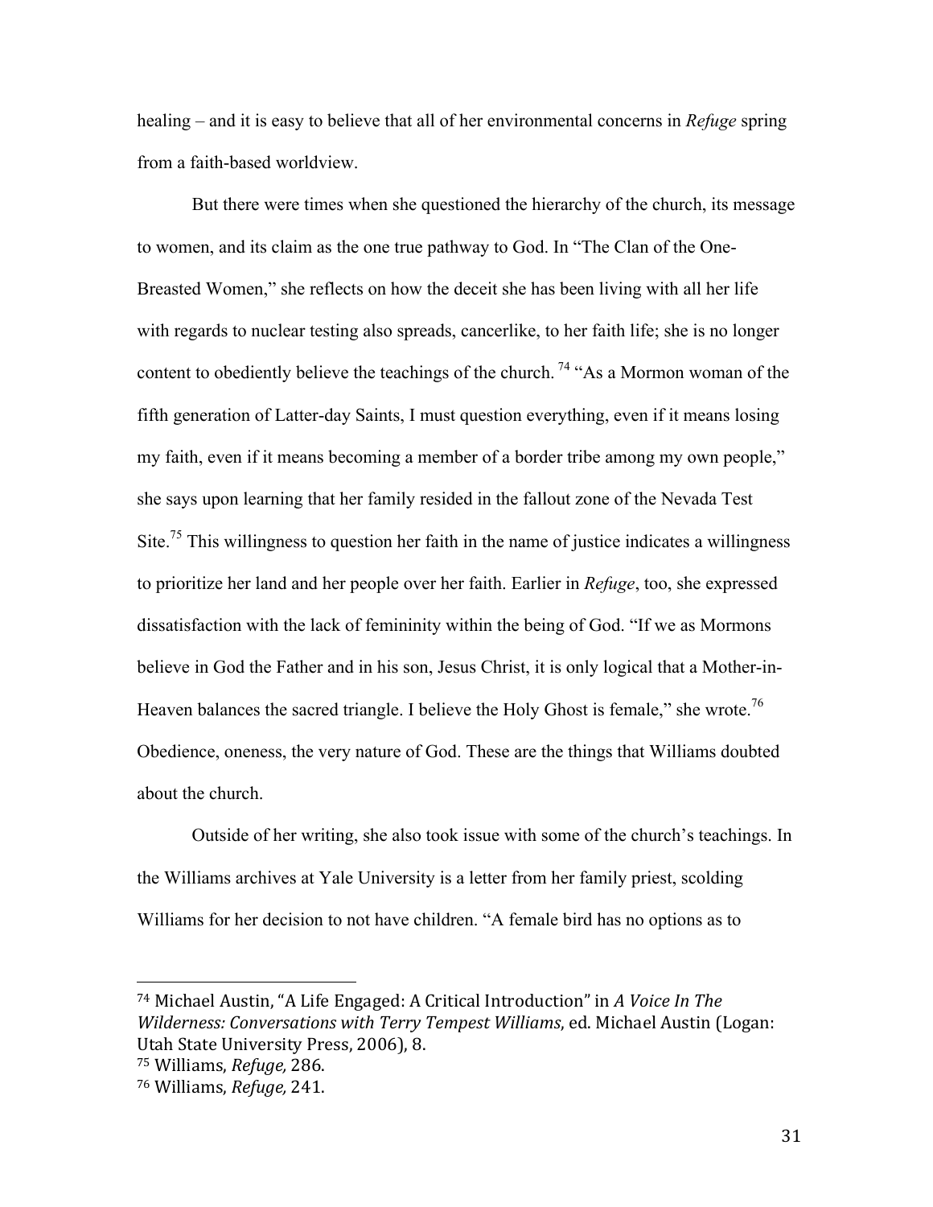healing – and it is easy to believe that all of her environmental concerns in *Refuge* spring from a faith-based worldview.

But there were times when she questioned the hierarchy of the church, its message to women, and its claim as the one true pathway to God. In "The Clan of the One-Breasted Women," she reflects on how the deceit she has been living with all her life with regards to nuclear testing also spreads, cancerlike, to her faith life; she is no longer content to obediently believe the teachings of the church. [74] "As a Mormon woman of the fifth generation of Latter-day Saints, I must question everything, even if it means losing my faith, even if it means becoming a member of a border tribe among my own people," she says upon learning that her family resided in the fallout zone of the Nevada Test Site.[75] This willingness to question her faith in the name of justice indicates a willingness to prioritize her land and her people over her faith. Earlier in *Refuge*, too, she expressed dissatisfaction with the lack of femininity within the being of God. "If we as Mormons believe in God the Father and in his son, Jesus Christ, it is only logical that a Mother-in-Heaven balances the sacred triangle. I believe the Holy Ghost is female," she wrote.[76] Obedience, oneness, the very nature of God. These are the things that Williams doubted about the church.

Outside of her writing, she also took issue with some of the church's teachings. In the Williams archives at Yale University is a letter from her family priest, scolding Williams for her decision to not have children. "A female bird has no options as to

---

[74] Michael Austin, "A Life Engaged: A Critical Introduction" in *A Voice In The Wilderness: Conversations with Terry Tempest Williams*, ed. Michael Austin (Logan: Utah State University Press, 2006), 8.

[75] Williams, *Refuge,* 286.

[76] Williams, *Refuge,* 241.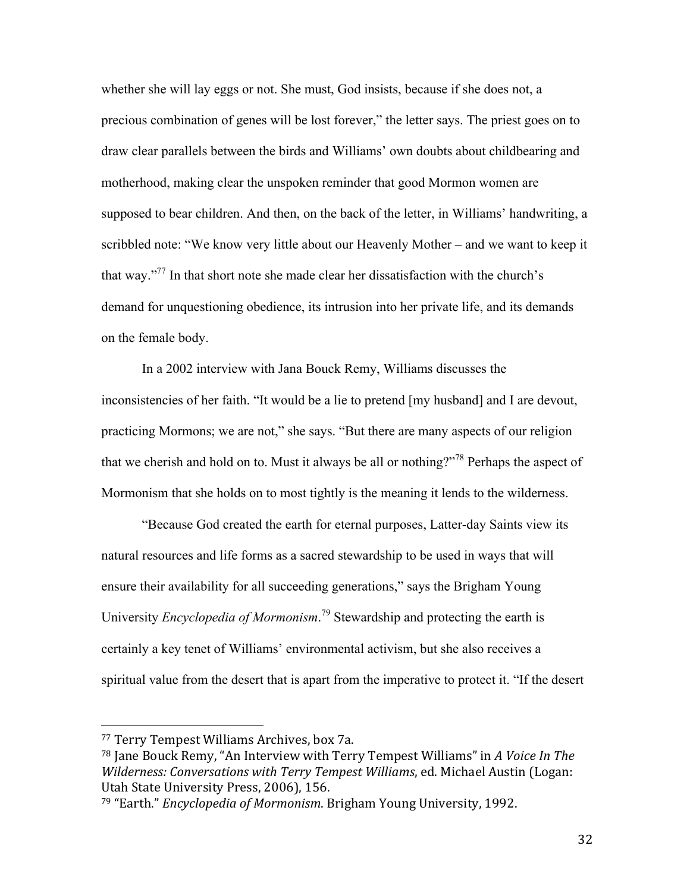whether she will lay eggs or not. She must, God insists, because if she does not, a precious combination of genes will be lost forever," the letter says. The priest goes on to draw clear parallels between the birds and Williams' own doubts about childbearing and motherhood, making clear the unspoken reminder that good Mormon women are supposed to bear children. And then, on the back of the letter, in Williams' handwriting, a scribbled note: "We know very little about our Heavenly Mother – and we want to keep it that way."[77] In that short note she made clear her dissatisfaction with the church's demand for unquestioning obedience, its intrusion into her private life, and its demands on the female body.

In a 2002 interview with Jana Bouck Remy, Williams discusses the inconsistencies of her faith. "It would be a lie to pretend [my husband] and I are devout, practicing Mormons; we are not," she says. "But there are many aspects of our religion that we cherish and hold on to. Must it always be all or nothing?"[78] Perhaps the aspect of Mormonism that she holds on to most tightly is the meaning it lends to the wilderness.

"Because God created the earth for eternal purposes, Latter-day Saints view its natural resources and life forms as a sacred stewardship to be used in ways that will ensure their availability for all succeeding generations," says the Brigham Young University *Encyclopedia of Mormonism*.[79] Stewardship and protecting the earth is certainly a key tenet of Williams' environmental activism, but she also receives a spiritual value from the desert that is apart from the imperative to protect it. "If the desert

---

[77] Terry Tempest Williams Archives, box 7a.

[78] Jane Bouck Remy, "An Interview with Terry Tempest Williams" in *A Voice In The Wilderness: Conversations with Terry Tempest Williams*, ed. Michael Austin (Logan: Utah State University Press, 2006), 156.

[79] "Earth." *Encyclopedia of Mormonism*. Brigham Young University, 1992.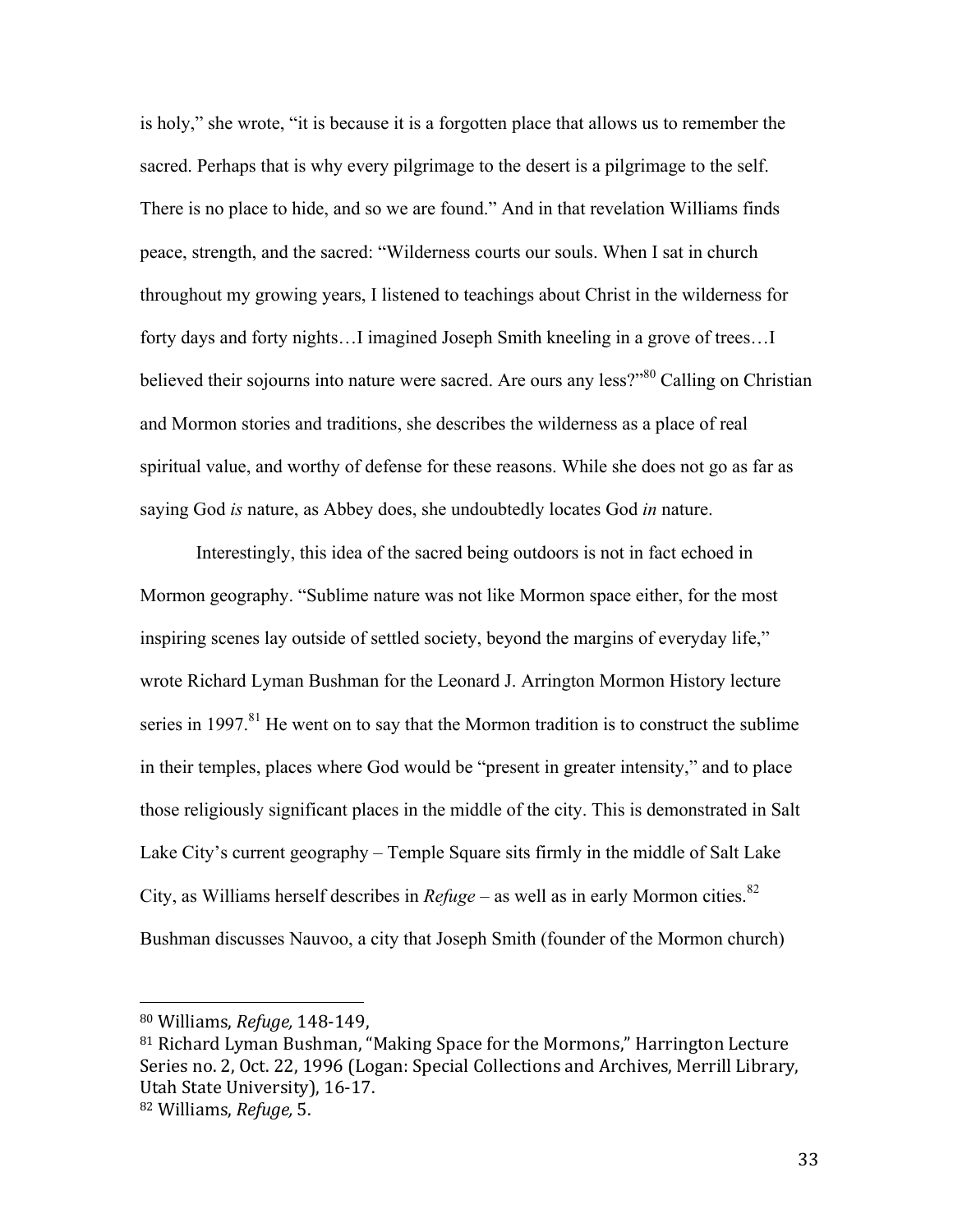is holy," she wrote, "it is because it is a forgotten place that allows us to remember the sacred. Perhaps that is why every pilgrimage to the desert is a pilgrimage to the self. There is no place to hide, and so we are found." And in that revelation Williams finds peace, strength, and the sacred: "Wilderness courts our souls. When I sat in church throughout my growing years, I listened to teachings about Christ in the wilderness for forty days and forty nights…I imagined Joseph Smith kneeling in a grove of trees…I believed their sojourns into nature were sacred. Are ours any less?"[80] Calling on Christian and Mormon stories and traditions, she describes the wilderness as a place of real spiritual value, and worthy of defense for these reasons. While she does not go as far as saying God *is* nature, as Abbey does, she undoubtedly locates God *in* nature.

Interestingly, this idea of the sacred being outdoors is not in fact echoed in Mormon geography. "Sublime nature was not like Mormon space either, for the most inspiring scenes lay outside of settled society, beyond the margins of everyday life," wrote Richard Lyman Bushman for the Leonard J. Arrington Mormon History lecture series in 1997.[81] He went on to say that the Mormon tradition is to construct the sublime in their temples, places where God would be "present in greater intensity," and to place those religiously significant places in the middle of the city. This is demonstrated in Salt Lake City's current geography – Temple Square sits firmly in the middle of Salt Lake City, as Williams herself describes in *Refuge* – as well as in early Mormon cities.[82] Bushman discusses Nauvoo, a city that Joseph Smith (founder of the Mormon church)

---

[80] Williams, *Refuge,* 148-149,

[81] Richard Lyman Bushman, "Making Space for the Mormons," Harrington Lecture Series no. 2, Oct. 22, 1996 (Logan: Special Collections and Archives, Merrill Library, Utah State University), 16-17.

[82] Williams, *Refuge,* 5.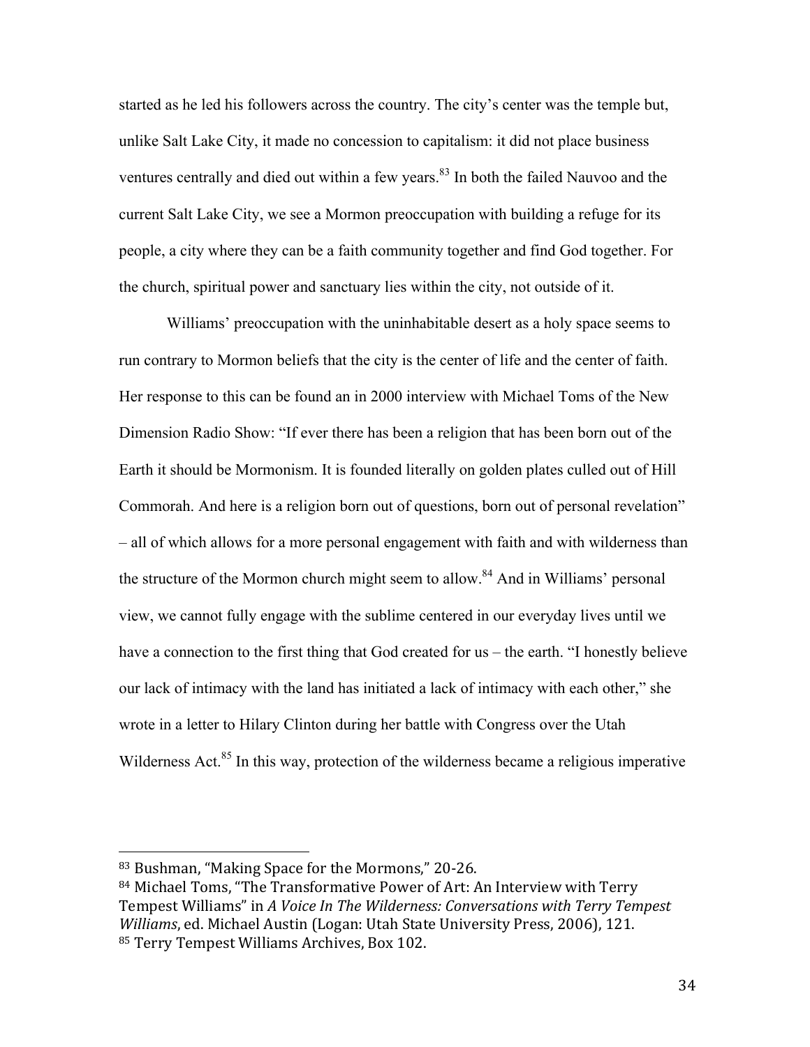started as he led his followers across the country. The city's center was the temple but, unlike Salt Lake City, it made no concession to capitalism: it did not place business ventures centrally and died out within a few years.[83] In both the failed Nauvoo and the current Salt Lake City, we see a Mormon preoccupation with building a refuge for its people, a city where they can be a faith community together and find God together. For the church, spiritual power and sanctuary lies within the city, not outside of it.

Williams' preoccupation with the uninhabitable desert as a holy space seems to run contrary to Mormon beliefs that the city is the center of life and the center of faith. Her response to this can be found an in 2000 interview with Michael Toms of the New Dimension Radio Show: "If ever there has been a religion that has been born out of the Earth it should be Mormonism. It is founded literally on golden plates culled out of Hill Commorah. And here is a religion born out of questions, born out of personal revelation" – all of which allows for a more personal engagement with faith and with wilderness than the structure of the Mormon church might seem to allow.[84] And in Williams' personal view, we cannot fully engage with the sublime centered in our everyday lives until we have a connection to the first thing that God created for us – the earth. "I honestly believe our lack of intimacy with the land has initiated a lack of intimacy with each other," she wrote in a letter to Hilary Clinton during her battle with Congress over the Utah Wilderness Act.[85] In this way, protection of the wilderness became a religious imperative

---

[83] Bushman, "Making Space for the Mormons," 20-26.

[84] Michael Toms, "The Transformative Power of Art: An Interview with Terry Tempest Williams" in *A Voice In The Wilderness: Conversations with Terry Tempest Williams*, ed. Michael Austin (Logan: Utah State University Press, 2006), 121.

[85] Terry Tempest Williams Archives, Box 102.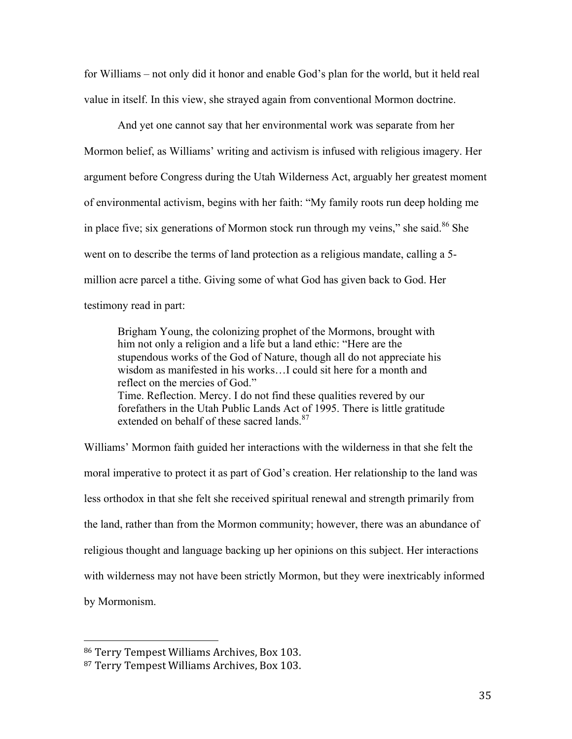for Williams – not only did it honor and enable God's plan for the world, but it held real value in itself. In this view, she strayed again from conventional Mormon doctrine.

And yet one cannot say that her environmental work was separate from her Mormon belief, as Williams' writing and activism is infused with religious imagery. Her argument before Congress during the Utah Wilderness Act, arguably her greatest moment of environmental activism, begins with her faith: "My family roots run deep holding me in place five; six generations of Mormon stock run through my veins," she said.[86] She went on to describe the terms of land protection as a religious mandate, calling a 5-million acre parcel a tithe. Giving some of what God has given back to God. Her testimony read in part:

> Brigham Young, the colonizing prophet of the Mormons, brought with him not only a religion and a life but a land ethic: "Here are the stupendous works of the God of Nature, though all do not appreciate his wisdom as manifested in his works…I could sit here for a month and reflect on the mercies of God."
> Time. Reflection. Mercy. I do not find these qualities revered by our forefathers in the Utah Public Lands Act of 1995. There is little gratitude extended on behalf of these sacred lands.[87]

Williams' Mormon faith guided her interactions with the wilderness in that she felt the moral imperative to protect it as part of God's creation. Her relationship to the land was less orthodox in that she felt she received spiritual renewal and strength primarily from the land, rather than from the Mormon community; however, there was an abundance of religious thought and language backing up her opinions on this subject. Her interactions with wilderness may not have been strictly Mormon, but they were inextricably informed by Mormonism.

---

[86] Terry Tempest Williams Archives, Box 103.

[87] Terry Tempest Williams Archives, Box 103.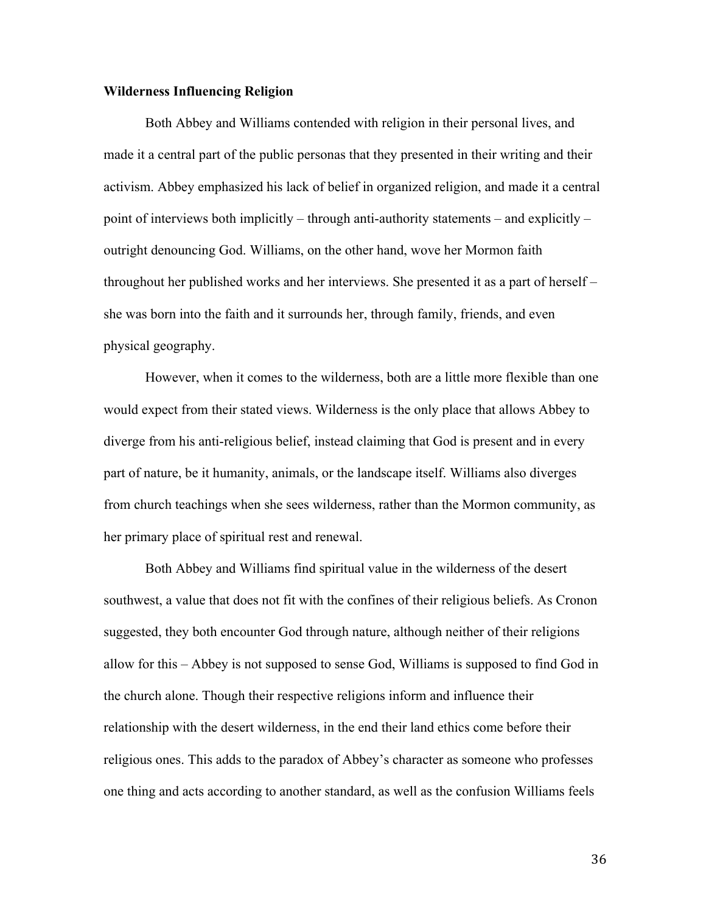**Wilderness Influencing Religion**

Both Abbey and Williams contended with religion in their personal lives, and made it a central part of the public personas that they presented in their writing and their activism. Abbey emphasized his lack of belief in organized religion, and made it a central point of interviews both implicitly – through anti-authority statements – and explicitly – outright denouncing God. Williams, on the other hand, wove her Mormon faith throughout her published works and her interviews. She presented it as a part of herself – she was born into the faith and it surrounds her, through family, friends, and even physical geography.

However, when it comes to the wilderness, both are a little more flexible than one would expect from their stated views. Wilderness is the only place that allows Abbey to diverge from his anti-religious belief, instead claiming that God is present and in every part of nature, be it humanity, animals, or the landscape itself. Williams also diverges from church teachings when she sees wilderness, rather than the Mormon community, as her primary place of spiritual rest and renewal.

Both Abbey and Williams find spiritual value in the wilderness of the desert southwest, a value that does not fit with the confines of their religious beliefs. As Cronon suggested, they both encounter God through nature, although neither of their religions allow for this – Abbey is not supposed to sense God, Williams is supposed to find God in the church alone. Though their respective religions inform and influence their relationship with the desert wilderness, in the end their land ethics come before their religious ones. This adds to the paradox of Abbey's character as someone who professes one thing and acts according to another standard, as well as the confusion Williams feels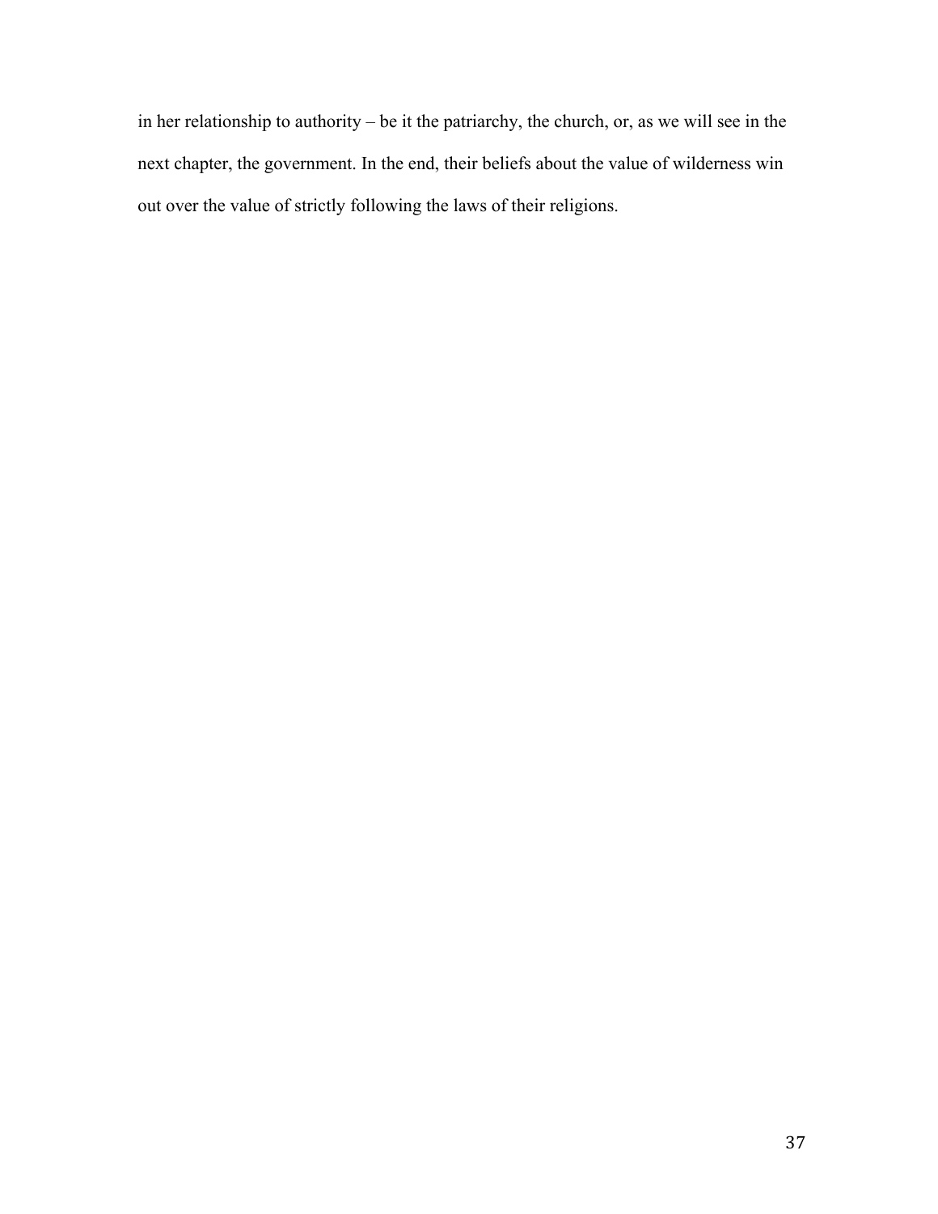in her relationship to authority – be it the patriarchy, the church, or, as we will see in the next chapter, the government. In the end, their beliefs about the value of wilderness win out over the value of strictly following the laws of their religions.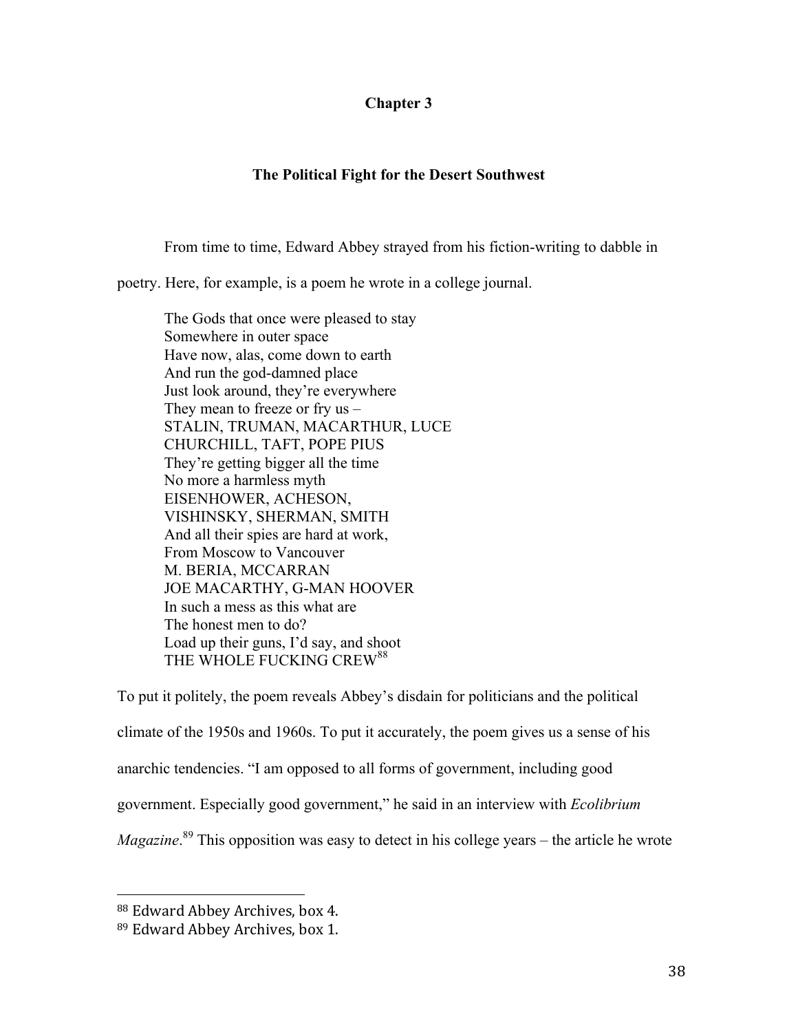# Chapter 3

## The Political Fight for the Desert Southwest

From time to time, Edward Abbey strayed from his fiction-writing to dabble in poetry. Here, for example, is a poem he wrote in a college journal.

> The Gods that once were pleased to stay  
> Somewhere in outer space  
> Have now, alas, come down to earth  
> And run the god-damned place  
> Just look around, they're everywhere  
> They mean to freeze or fry us –  
> STALIN, TRUMAN, MACARTHUR, LUCE  
> CHURCHILL, TAFT, POPE PIUS  
> They're getting bigger all the time  
> No more a harmless myth  
> EISENHOWER, ACHESON,  
> VISHINSKY, SHERMAN, SMITH  
> And all their spies are hard at work,  
> From Moscow to Vancouver  
> M. BERIA, MCCARRAN  
> JOE MACARTHY, G-MAN HOOVER  
> In such a mess as this what are  
> The honest men to do?  
> Load up their guns, I'd say, and shoot  
> THE WHOLE FUCKING CREW[88]

To put it politely, the poem reveals Abbey's disdain for politicians and the political climate of the 1950s and 1960s. To put it accurately, the poem gives us a sense of his anarchic tendencies. "I am opposed to all forms of government, including good government. Especially good government," he said in an interview with *Ecolibrium Magazine*.[89] This opposition was easy to detect in his college years – the article he wrote

---

[88] Edward Abbey Archives, box 4.

[89] Edward Abbey Archives, box 1.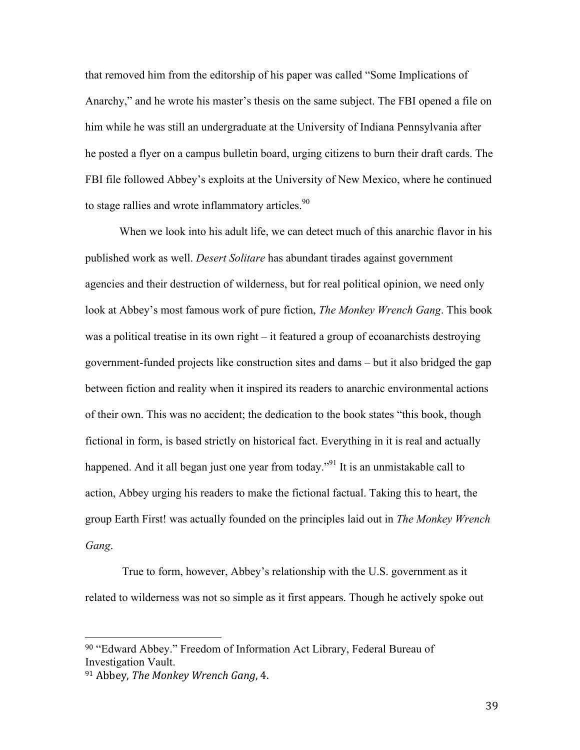that removed him from the editorship of his paper was called "Some Implications of Anarchy," and he wrote his master's thesis on the same subject. The FBI opened a file on him while he was still an undergraduate at the University of Indiana Pennsylvania after he posted a flyer on a campus bulletin board, urging citizens to burn their draft cards. The FBI file followed Abbey's exploits at the University of New Mexico, where he continued to stage rallies and wrote inflammatory articles.[90]

When we look into his adult life, we can detect much of this anarchic flavor in his published work as well. *Desert Solitare* has abundant tirades against government agencies and their destruction of wilderness, but for real political opinion, we need only look at Abbey's most famous work of pure fiction, *The Monkey Wrench Gang*. This book was a political treatise in its own right – it featured a group of ecoanarchists destroying government-funded projects like construction sites and dams – but it also bridged the gap between fiction and reality when it inspired its readers to anarchic environmental actions of their own. This was no accident; the dedication to the book states "this book, though fictional in form, is based strictly on historical fact. Everything in it is real and actually happened. And it all began just one year from today."[91] It is an unmistakable call to action, Abbey urging his readers to make the fictional factual. Taking this to heart, the group Earth First! was actually founded on the principles laid out in *The Monkey Wrench Gang*.

True to form, however, Abbey's relationship with the U.S. government as it related to wilderness was not so simple as it first appears. Though he actively spoke out

---

[90] "Edward Abbey." Freedom of Information Act Library, Federal Bureau of Investigation Vault.

[91] Abbey, *The Monkey Wrench Gang*, 4.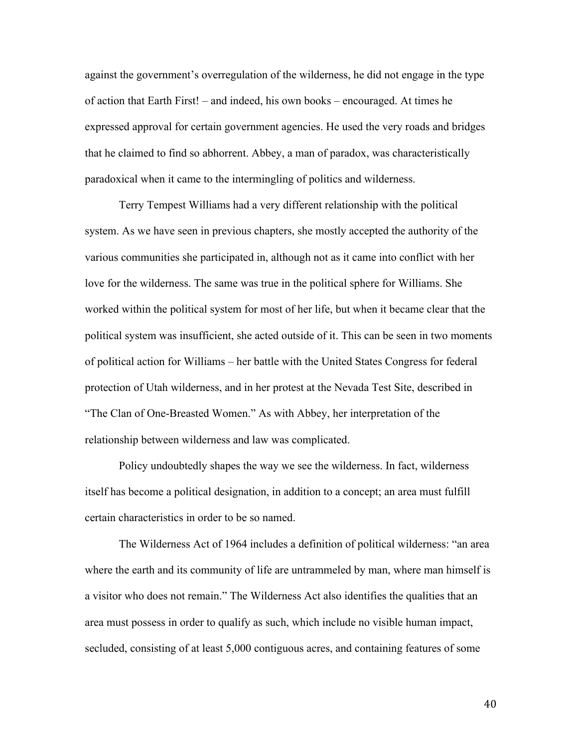against the government's overregulation of the wilderness, he did not engage in the type of action that Earth First! – and indeed, his own books – encouraged. At times he expressed approval for certain government agencies. He used the very roads and bridges that he claimed to find so abhorrent. Abbey, a man of paradox, was characteristically paradoxical when it came to the intermingling of politics and wilderness.

Terry Tempest Williams had a very different relationship with the political system. As we have seen in previous chapters, she mostly accepted the authority of the various communities she participated in, although not as it came into conflict with her love for the wilderness. The same was true in the political sphere for Williams. She worked within the political system for most of her life, but when it became clear that the political system was insufficient, she acted outside of it. This can be seen in two moments of political action for Williams – her battle with the United States Congress for federal protection of Utah wilderness, and in her protest at the Nevada Test Site, described in "The Clan of One-Breasted Women." As with Abbey, her interpretation of the relationship between wilderness and law was complicated.

Policy undoubtedly shapes the way we see the wilderness. In fact, wilderness itself has become a political designation, in addition to a concept; an area must fulfill certain characteristics in order to be so named.

The Wilderness Act of 1964 includes a definition of political wilderness: "an area where the earth and its community of life are untrammeled by man, where man himself is a visitor who does not remain." The Wilderness Act also identifies the qualities that an area must possess in order to qualify as such, which include no visible human impact, secluded, consisting of at least 5,000 contiguous acres, and containing features of some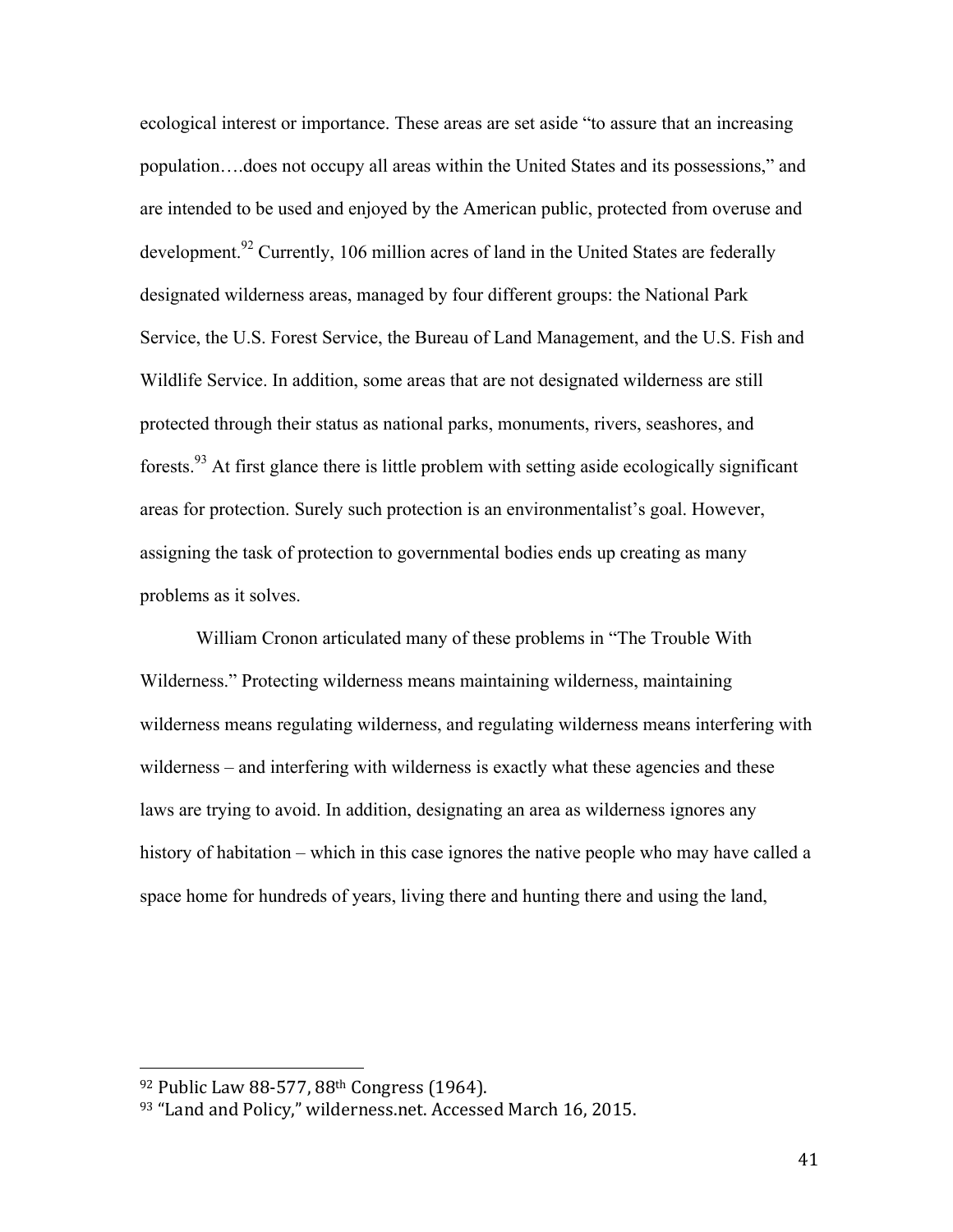ecological interest or importance. These areas are set aside "to assure that an increasing population….does not occupy all areas within the United States and its possessions," and are intended to be used and enjoyed by the American public, protected from overuse and development.[92] Currently, 106 million acres of land in the United States are federally designated wilderness areas, managed by four different groups: the National Park Service, the U.S. Forest Service, the Bureau of Land Management, and the U.S. Fish and Wildlife Service. In addition, some areas that are not designated wilderness are still protected through their status as national parks, monuments, rivers, seashores, and forests.[93] At first glance there is little problem with setting aside ecologically significant areas for protection. Surely such protection is an environmentalist's goal. However, assigning the task of protection to governmental bodies ends up creating as many problems as it solves.

William Cronon articulated many of these problems in "The Trouble With Wilderness." Protecting wilderness means maintaining wilderness, maintaining wilderness means regulating wilderness, and regulating wilderness means interfering with wilderness – and interfering with wilderness is exactly what these agencies and these laws are trying to avoid. In addition, designating an area as wilderness ignores any history of habitation – which in this case ignores the native people who may have called a space home for hundreds of years, living there and hunting there and using the land,

---

[92] Public Law 88-577, 88th Congress (1964).

[93] "Land and Policy," wilderness.net. Accessed March 16, 2015.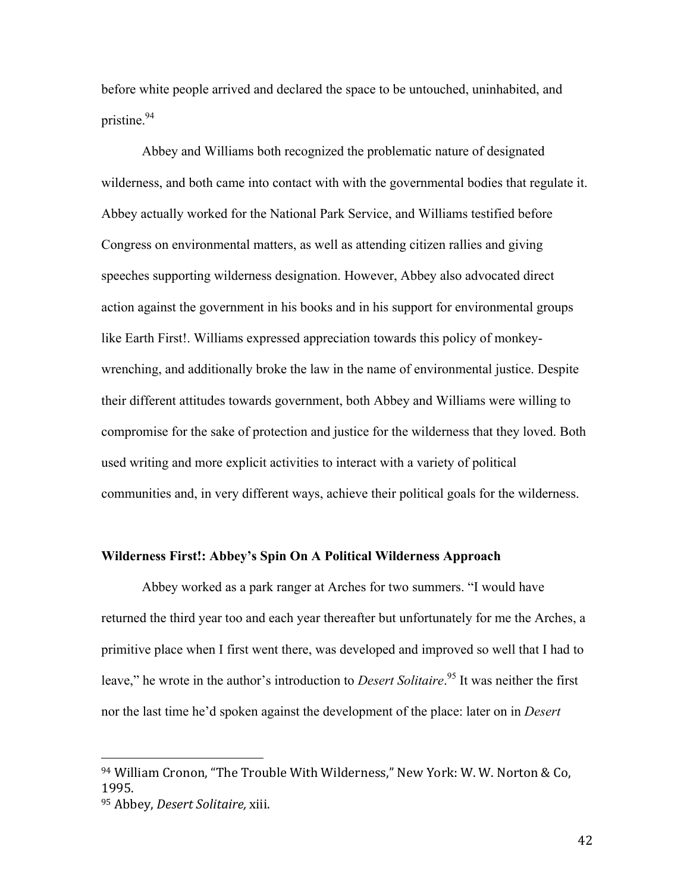before white people arrived and declared the space to be untouched, uninhabited, and pristine.[94]

Abbey and Williams both recognized the problematic nature of designated wilderness, and both came into contact with with the governmental bodies that regulate it. Abbey actually worked for the National Park Service, and Williams testified before Congress on environmental matters, as well as attending citizen rallies and giving speeches supporting wilderness designation. However, Abbey also advocated direct action against the government in his books and in his support for environmental groups like Earth First!. Williams expressed appreciation towards this policy of monkey-wrenching, and additionally broke the law in the name of environmental justice. Despite their different attitudes towards government, both Abbey and Williams were willing to compromise for the sake of protection and justice for the wilderness that they loved. Both used writing and more explicit activities to interact with a variety of political communities and, in very different ways, achieve their political goals for the wilderness.

**Wilderness First!: Abbey's Spin On A Political Wilderness Approach**

Abbey worked as a park ranger at Arches for two summers. "I would have returned the third year too and each year thereafter but unfortunately for me the Arches, a primitive place when I first went there, was developed and improved so well that I had to leave," he wrote in the author's introduction to *Desert Solitaire*.[95] It was neither the first nor the last time he'd spoken against the development of the place: later on in *Desert*

---

[94] William Cronon, "The Trouble With Wilderness," New York: W. W. Norton & Co, 1995.

[95] Abbey, *Desert Solitaire,* xiii.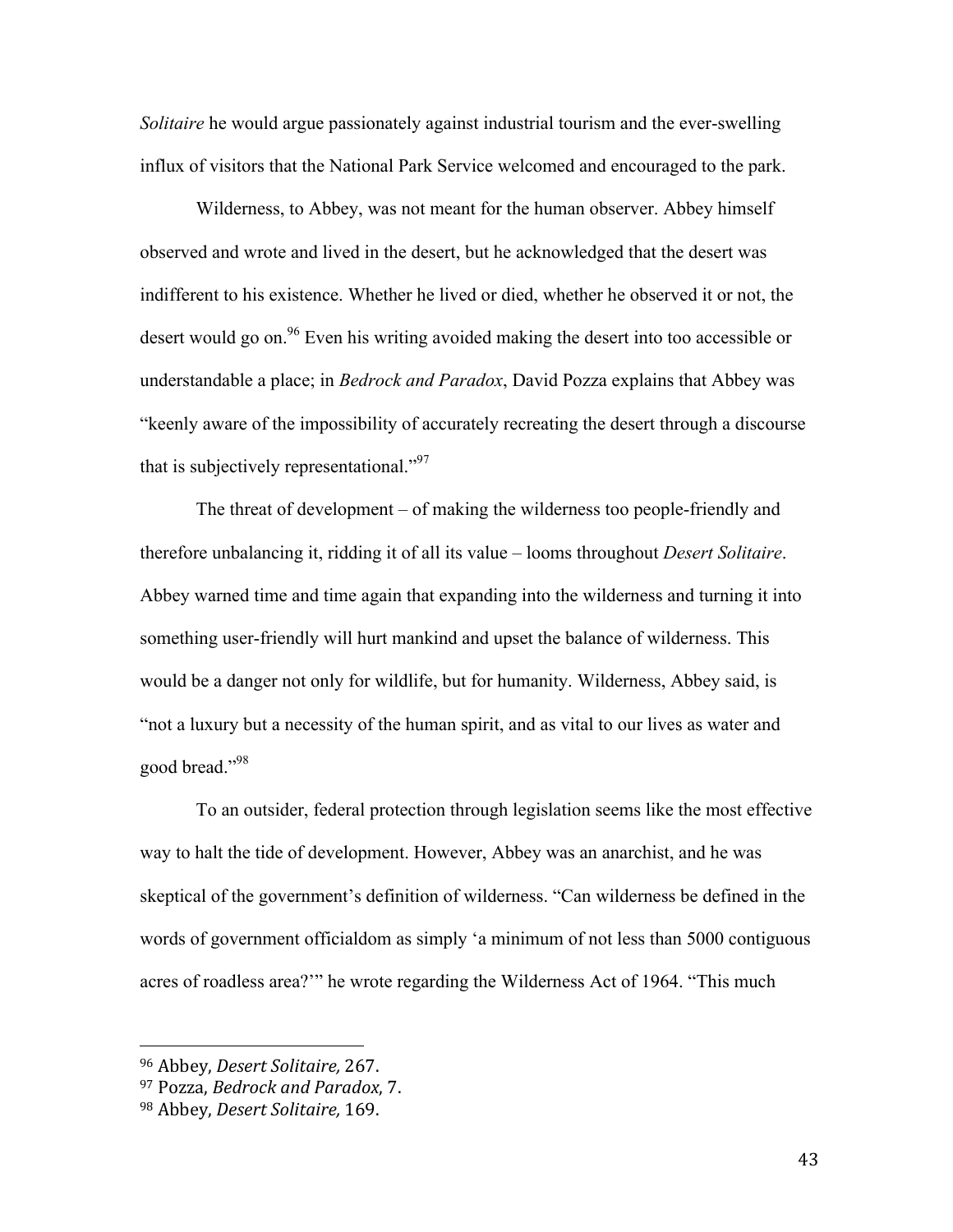*Solitaire* he would argue passionately against industrial tourism and the ever-swelling influx of visitors that the National Park Service welcomed and encouraged to the park.

Wilderness, to Abbey, was not meant for the human observer. Abbey himself observed and wrote and lived in the desert, but he acknowledged that the desert was indifferent to his existence. Whether he lived or died, whether he observed it or not, the desert would go on.[96] Even his writing avoided making the desert into too accessible or understandable a place; in *Bedrock and Paradox*, David Pozza explains that Abbey was "keenly aware of the impossibility of accurately recreating the desert through a discourse that is subjectively representational."[97]

The threat of development – of making the wilderness too people-friendly and therefore unbalancing it, ridding it of all its value – looms throughout *Desert Solitaire*. Abbey warned time and time again that expanding into the wilderness and turning it into something user-friendly will hurt mankind and upset the balance of wilderness. This would be a danger not only for wildlife, but for humanity. Wilderness, Abbey said, is "not a luxury but a necessity of the human spirit, and as vital to our lives as water and good bread."[98]

To an outsider, federal protection through legislation seems like the most effective way to halt the tide of development. However, Abbey was an anarchist, and he was skeptical of the government's definition of wilderness. "Can wilderness be defined in the words of government officialdom as simply 'a minimum of not less than 5000 contiguous acres of roadless area?'" he wrote regarding the Wilderness Act of 1964. "This much

---

[96] Abbey, *Desert Solitaire,* 267.
[97] Pozza, *Bedrock and Paradox,* 7.
[98] Abbey, *Desert Solitaire,* 169.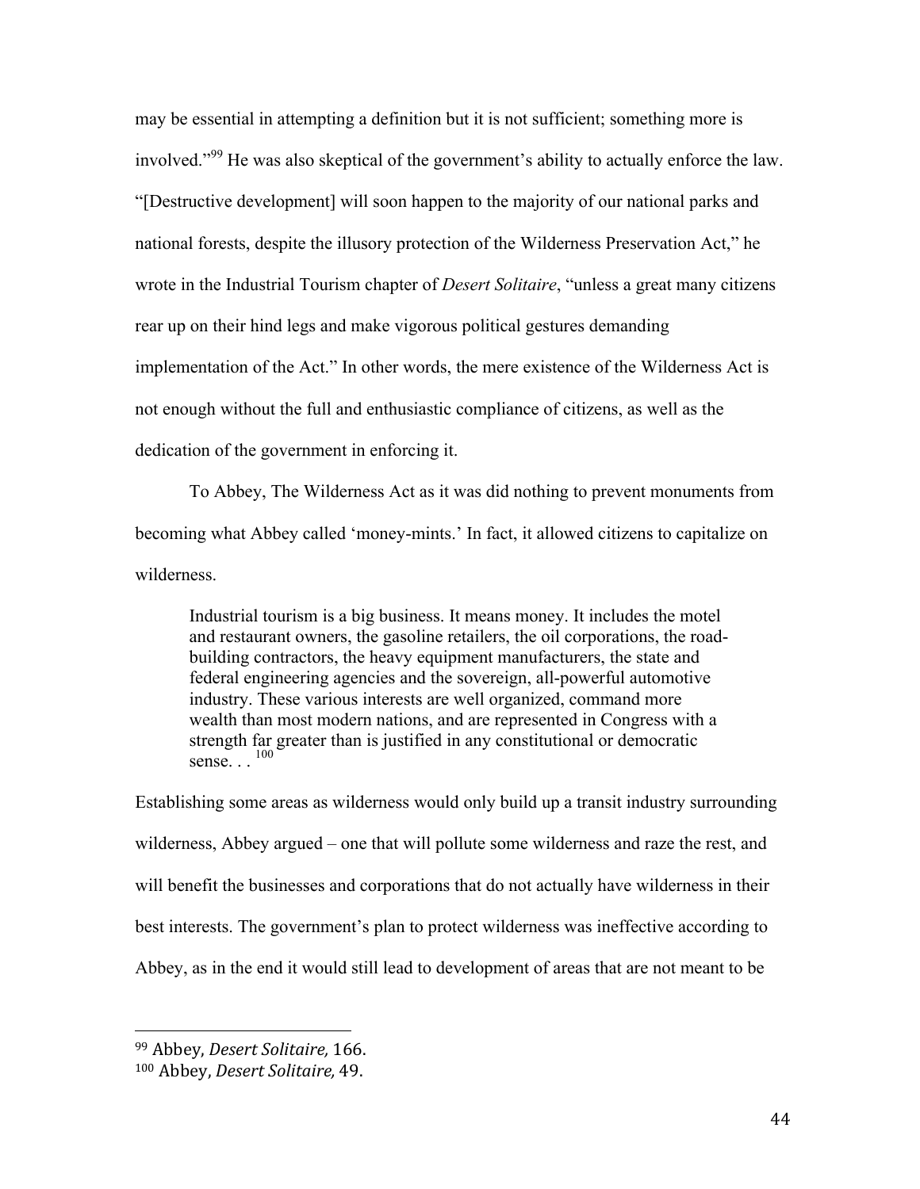may be essential in attempting a definition but it is not sufficient; something more is involved."[99] He was also skeptical of the government's ability to actually enforce the law. "[Destructive development] will soon happen to the majority of our national parks and national forests, despite the illusory protection of the Wilderness Preservation Act," he wrote in the Industrial Tourism chapter of *Desert Solitaire*, "unless a great many citizens rear up on their hind legs and make vigorous political gestures demanding implementation of the Act." In other words, the mere existence of the Wilderness Act is not enough without the full and enthusiastic compliance of citizens, as well as the dedication of the government in enforcing it.

To Abbey, The Wilderness Act as it was did nothing to prevent monuments from becoming what Abbey called 'money-mints.' In fact, it allowed citizens to capitalize on wilderness.

> Industrial tourism is a big business. It means money. It includes the motel and restaurant owners, the gasoline retailers, the oil corporations, the road-building contractors, the heavy equipment manufacturers, the state and federal engineering agencies and the sovereign, all-powerful automotive industry. These various interests are well organized, command more wealth than most modern nations, and are represented in Congress with a strength far greater than is justified in any constitutional or democratic sense. . .[100]

Establishing some areas as wilderness would only build up a transit industry surrounding wilderness, Abbey argued – one that will pollute some wilderness and raze the rest, and will benefit the businesses and corporations that do not actually have wilderness in their best interests. The government's plan to protect wilderness was ineffective according to Abbey, as in the end it would still lead to development of areas that are not meant to be

---

[99] Abbey, *Desert Solitaire,* 166.

[100] Abbey, *Desert Solitaire,* 49.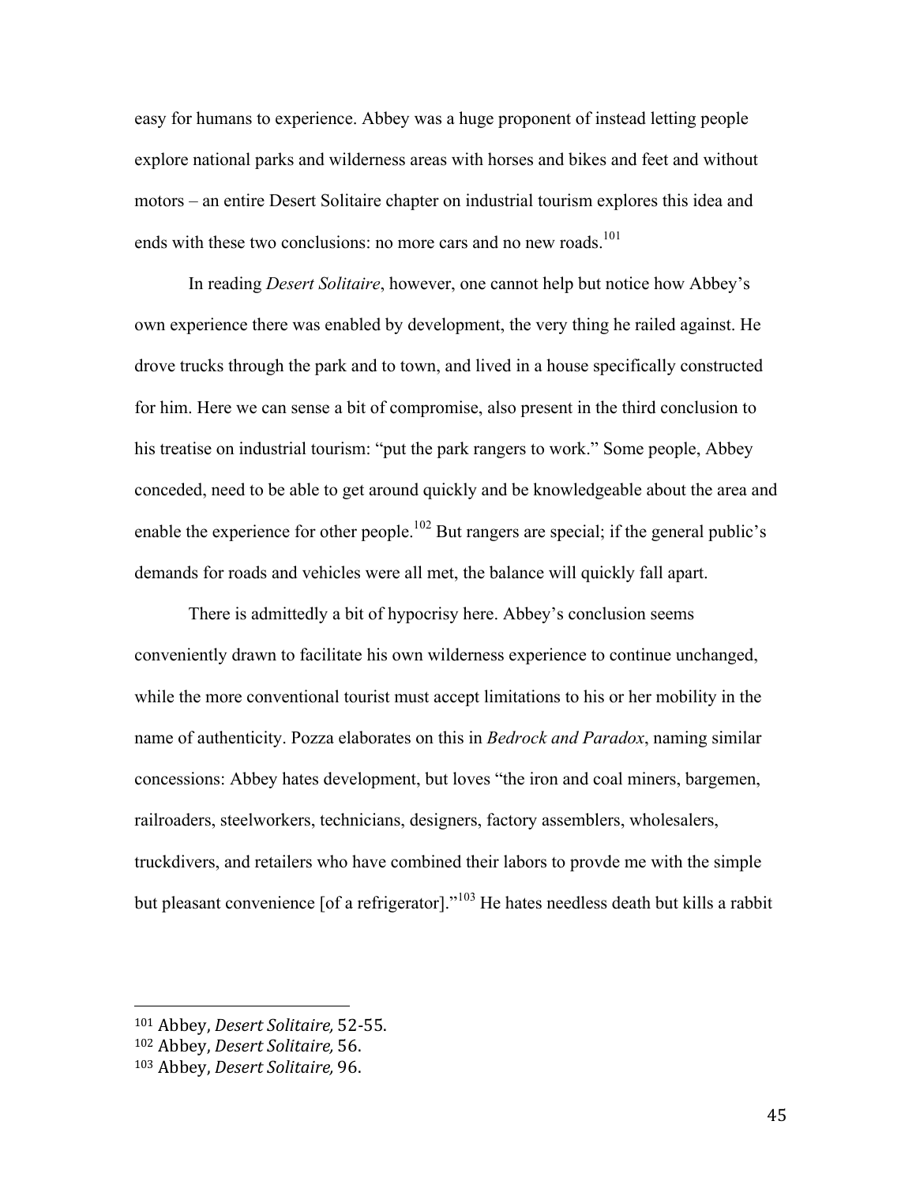easy for humans to experience. Abbey was a huge proponent of instead letting people explore national parks and wilderness areas with horses and bikes and feet and without motors – an entire Desert Solitaire chapter on industrial tourism explores this idea and ends with these two conclusions: no more cars and no new roads.[101]

In reading *Desert Solitaire*, however, one cannot help but notice how Abbey's own experience there was enabled by development, the very thing he railed against. He drove trucks through the park and to town, and lived in a house specifically constructed for him. Here we can sense a bit of compromise, also present in the third conclusion to his treatise on industrial tourism: "put the park rangers to work." Some people, Abbey conceded, need to be able to get around quickly and be knowledgeable about the area and enable the experience for other people.[102] But rangers are special; if the general public's demands for roads and vehicles were all met, the balance will quickly fall apart.

There is admittedly a bit of hypocrisy here. Abbey's conclusion seems conveniently drawn to facilitate his own wilderness experience to continue unchanged, while the more conventional tourist must accept limitations to his or her mobility in the name of authenticity. Pozza elaborates on this in *Bedrock and Paradox*, naming similar concessions: Abbey hates development, but loves "the iron and coal miners, bargemen, railroaders, steelworkers, technicians, designers, factory assemblers, wholesalers, truckdivers, and retailers who have combined their labors to provde me with the simple but pleasant convenience [of a refrigerator]."[103] He hates needless death but kills a rabbit

---

[101] Abbey, *Desert Solitaire,* 52-55.

[102] Abbey, *Desert Solitaire,* 56.

[103] Abbey, *Desert Solitaire,* 96.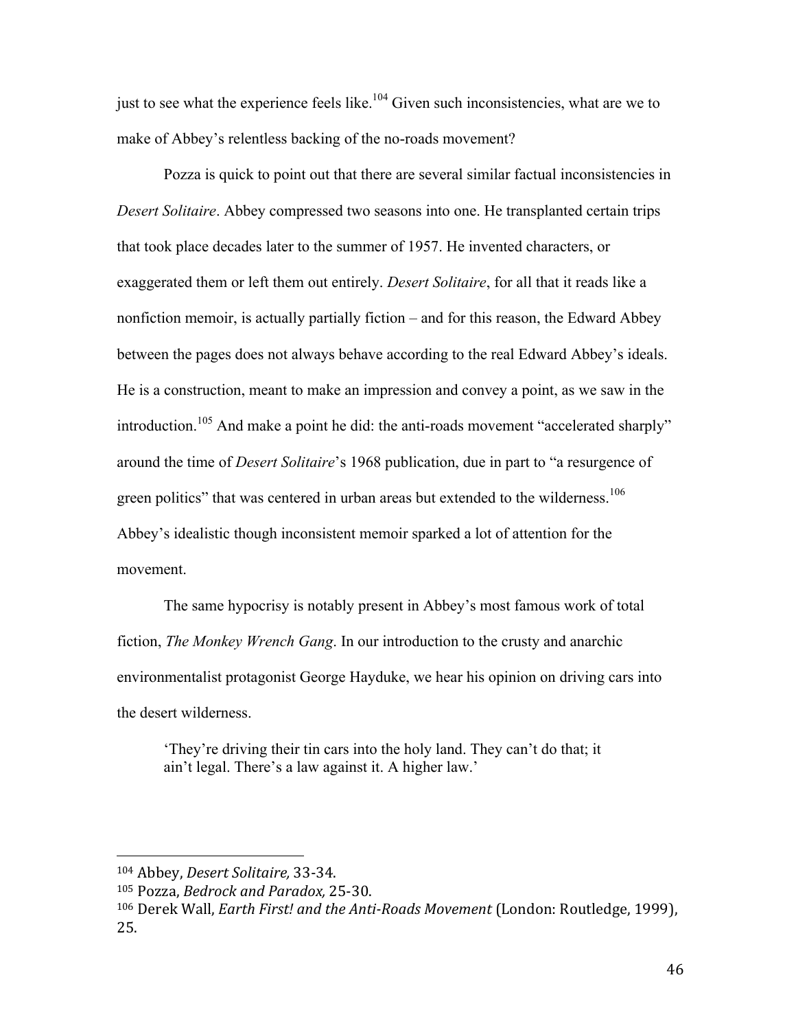just to see what the experience feels like.[104] Given such inconsistencies, what are we to make of Abbey's relentless backing of the no-roads movement?

Pozza is quick to point out that there are several similar factual inconsistencies in *Desert Solitaire*. Abbey compressed two seasons into one. He transplanted certain trips that took place decades later to the summer of 1957. He invented characters, or exaggerated them or left them out entirely. *Desert Solitaire*, for all that it reads like a nonfiction memoir, is actually partially fiction – and for this reason, the Edward Abbey between the pages does not always behave according to the real Edward Abbey's ideals. He is a construction, meant to make an impression and convey a point, as we saw in the introduction.[105] And make a point he did: the anti-roads movement "accelerated sharply" around the time of *Desert Solitaire*'s 1968 publication, due in part to "a resurgence of green politics" that was centered in urban areas but extended to the wilderness.[106] Abbey's idealistic though inconsistent memoir sparked a lot of attention for the movement.

The same hypocrisy is notably present in Abbey's most famous work of total fiction, *The Monkey Wrench Gang*. In our introduction to the crusty and anarchic environmentalist protagonist George Hayduke, we hear his opinion on driving cars into the desert wilderness.

> 'They're driving their tin cars into the holy land. They can't do that; it ain't legal. There's a law against it. A higher law.'

---

[104] Abbey, *Desert Solitaire,* 33-34.

[105] Pozza, *Bedrock and Paradox,* 25-30.

[106] Derek Wall, *Earth First! and the Anti-Roads Movement* (London: Routledge, 1999), 25.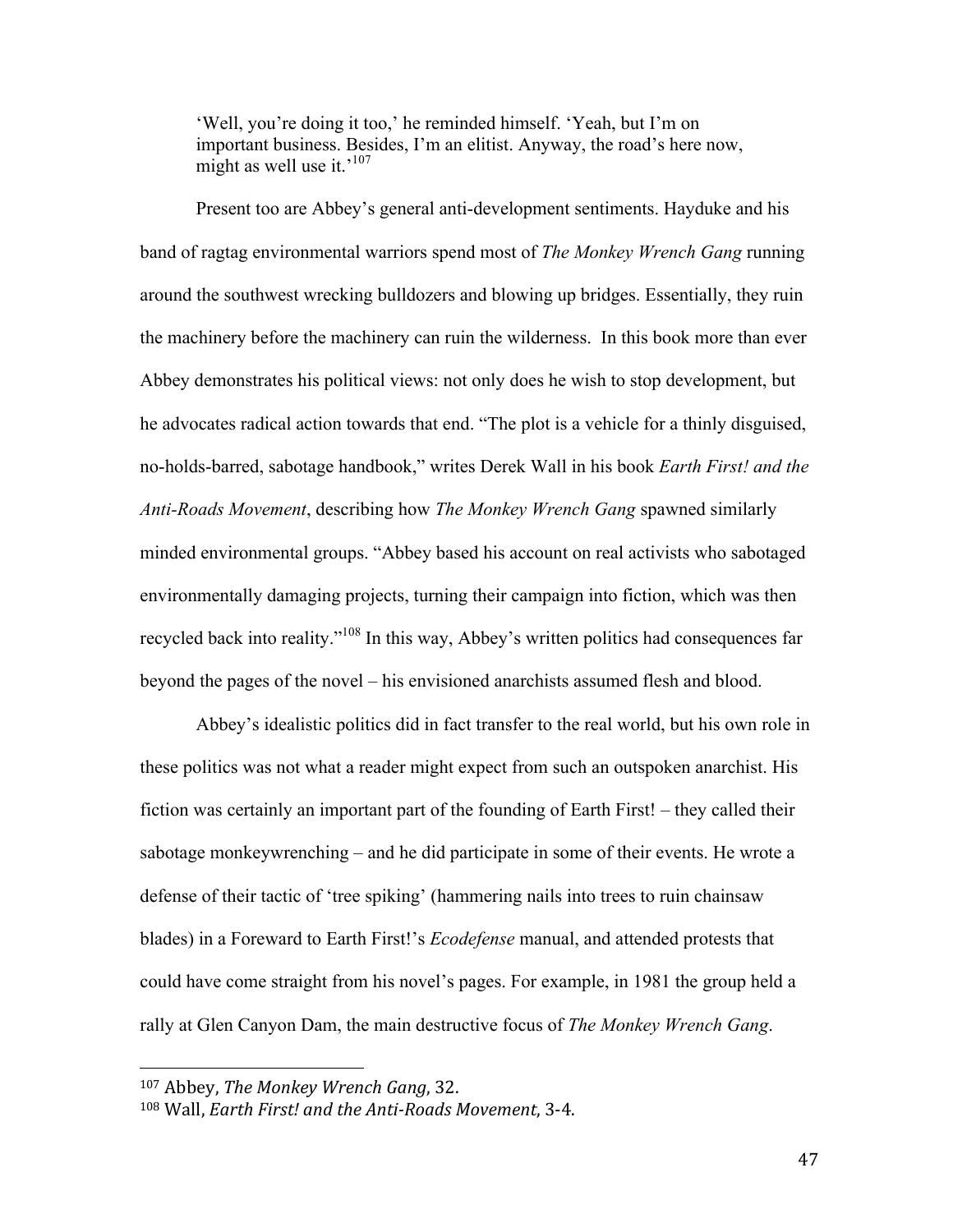> 'Well, you're doing it too,' he reminded himself. 'Yeah, but I'm on important business. Besides, I'm an elitist. Anyway, the road's here now, might as well use it.'[107]

Present too are Abbey's general anti-development sentiments. Hayduke and his band of ragtag environmental warriors spend most of *The Monkey Wrench Gang* running around the southwest wrecking bulldozers and blowing up bridges. Essentially, they ruin the machinery before the machinery can ruin the wilderness. In this book more than ever Abbey demonstrates his political views: not only does he wish to stop development, but he advocates radical action towards that end. "The plot is a vehicle for a thinly disguised, no-holds-barred, sabotage handbook," writes Derek Wall in his book *Earth First! and the Anti-Roads Movement*, describing how *The Monkey Wrench Gang* spawned similarly minded environmental groups. "Abbey based his account on real activists who sabotaged environmentally damaging projects, turning their campaign into fiction, which was then recycled back into reality."[108] In this way, Abbey's written politics had consequences far beyond the pages of the novel – his envisioned anarchists assumed flesh and blood.

Abbey's idealistic politics did in fact transfer to the real world, but his own role in these politics was not what a reader might expect from such an outspoken anarchist. His fiction was certainly an important part of the founding of Earth First! – they called their sabotage monkeywrenching – and he did participate in some of their events. He wrote a defense of their tactic of 'tree spiking' (hammering nails into trees to ruin chainsaw blades) in a Foreward to Earth First!'s *Ecodefense* manual, and attended protests that could have come straight from his novel's pages. For example, in 1981 the group held a rally at Glen Canyon Dam, the main destructive focus of *The Monkey Wrench Gang*.

---

[107] Abbey, *The Monkey Wrench Gang*, 32.

[108] Wall, *Earth First! and the Anti-Roads Movement*, 3-4.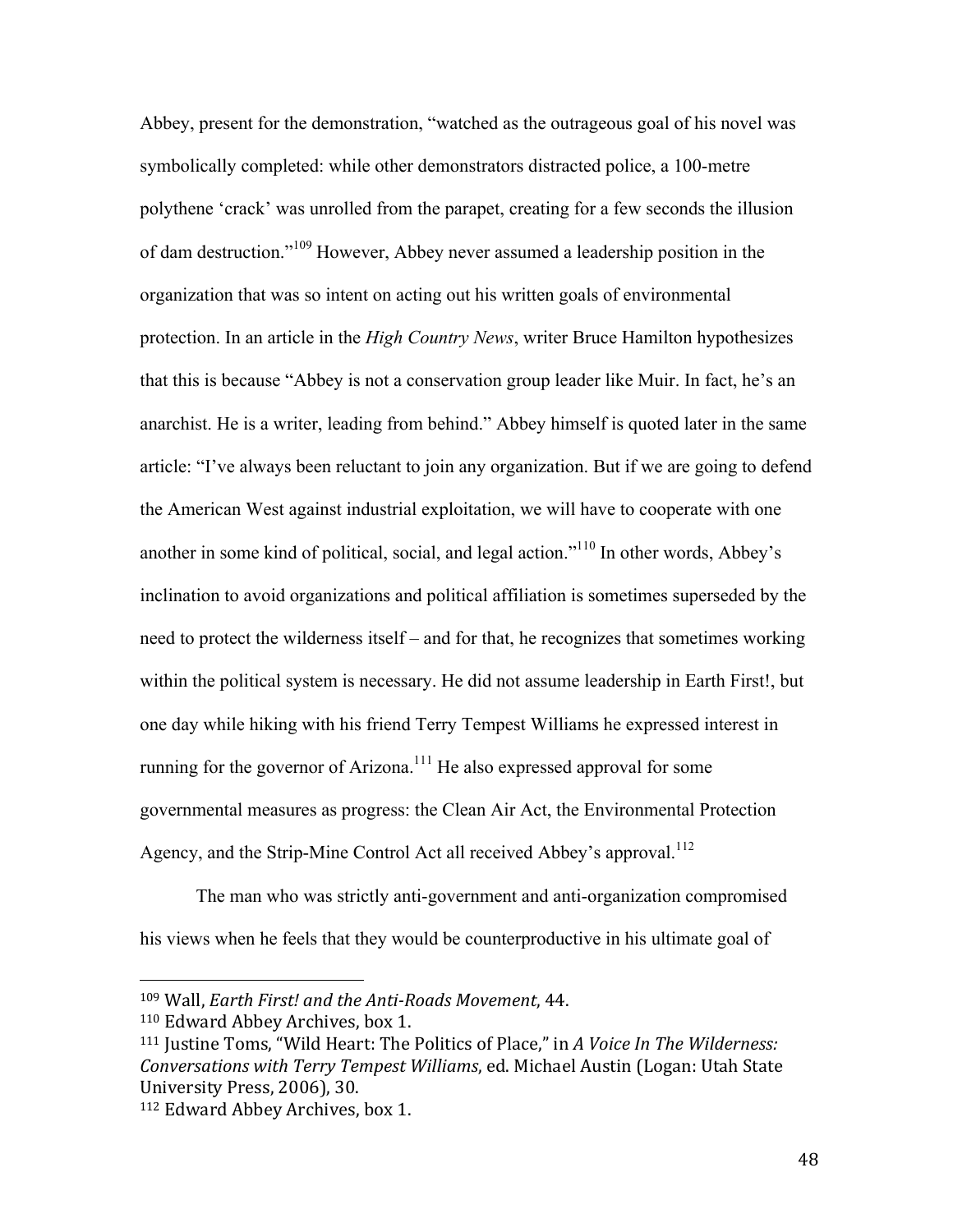Abbey, present for the demonstration, "watched as the outrageous goal of his novel was symbolically completed: while other demonstrators distracted police, a 100-metre polythene 'crack' was unrolled from the parapet, creating for a few seconds the illusion of dam destruction."[109] However, Abbey never assumed a leadership position in the organization that was so intent on acting out his written goals of environmental protection. In an article in the *High Country News*, writer Bruce Hamilton hypothesizes that this is because "Abbey is not a conservation group leader like Muir. In fact, he's an anarchist. He is a writer, leading from behind." Abbey himself is quoted later in the same article: "I've always been reluctant to join any organization. But if we are going to defend the American West against industrial exploitation, we will have to cooperate with one another in some kind of political, social, and legal action."[110] In other words, Abbey's inclination to avoid organizations and political affiliation is sometimes superseded by the need to protect the wilderness itself – and for that, he recognizes that sometimes working within the political system is necessary. He did not assume leadership in Earth First!, but one day while hiking with his friend Terry Tempest Williams he expressed interest in running for the governor of Arizona.[111] He also expressed approval for some governmental measures as progress: the Clean Air Act, the Environmental Protection Agency, and the Strip-Mine Control Act all received Abbey's approval.[112]

The man who was strictly anti-government and anti-organization compromised his views when he feels that they would be counterproductive in his ultimate goal of

---

[109] Wall, *Earth First! and the Anti-Roads Movement*, 44.

[110] Edward Abbey Archives, box 1.

[111] Justine Toms, "Wild Heart: The Politics of Place," in *A Voice In The Wilderness: Conversations with Terry Tempest Williams*, ed. Michael Austin (Logan: Utah State University Press, 2006), 30.

[112] Edward Abbey Archives, box 1.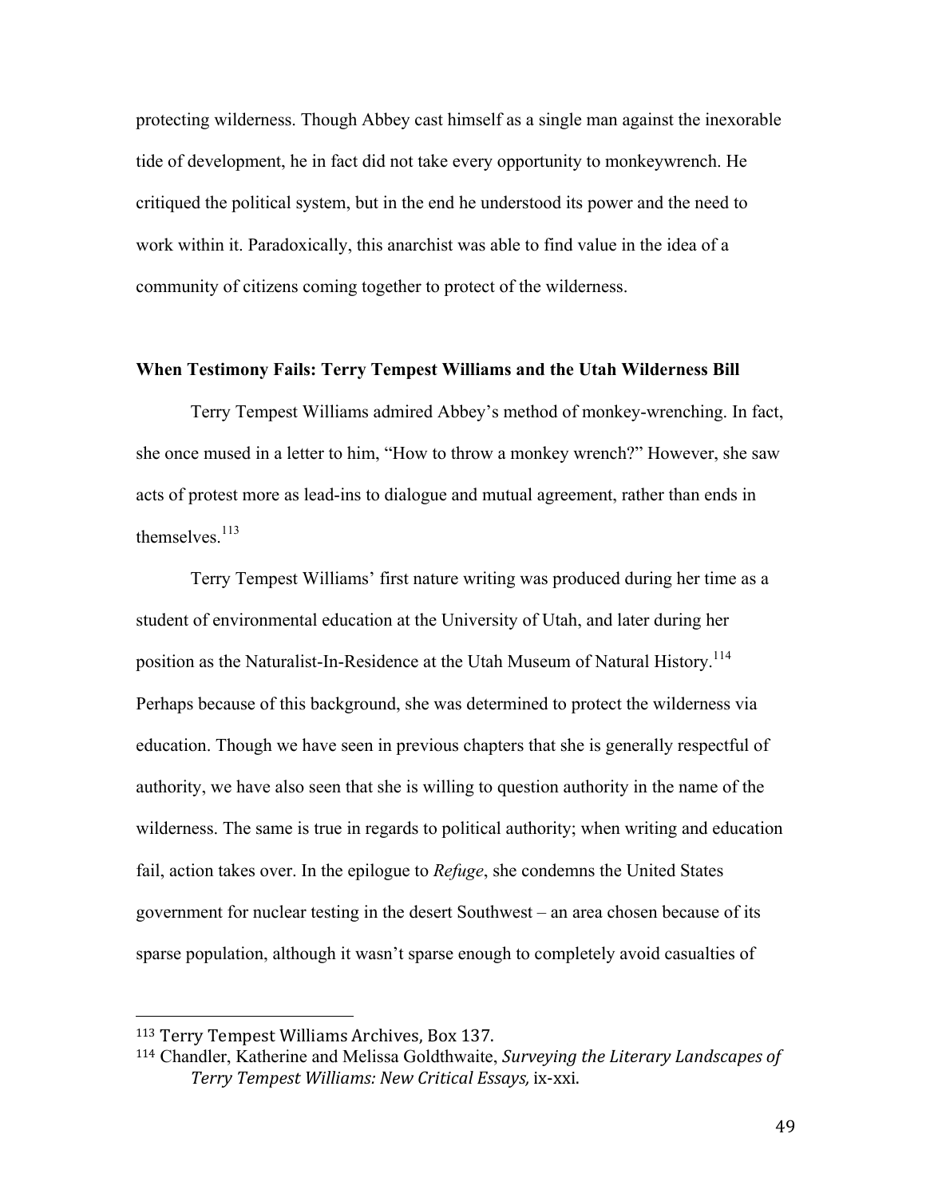protecting wilderness. Though Abbey cast himself as a single man against the inexorable tide of development, he in fact did not take every opportunity to monkeywrench. He critiqued the political system, but in the end he understood its power and the need to work within it. Paradoxically, this anarchist was able to find value in the idea of a community of citizens coming together to protect of the wilderness.

### When Testimony Fails: Terry Tempest Williams and the Utah Wilderness Bill

Terry Tempest Williams admired Abbey's method of monkey-wrenching. In fact, she once mused in a letter to him, "How to throw a monkey wrench?" However, she saw acts of protest more as lead-ins to dialogue and mutual agreement, rather than ends in themselves.[113]

Terry Tempest Williams' first nature writing was produced during her time as a student of environmental education at the University of Utah, and later during her position as the Naturalist-In-Residence at the Utah Museum of Natural History.[114] Perhaps because of this background, she was determined to protect the wilderness via education. Though we have seen in previous chapters that she is generally respectful of authority, we have also seen that she is willing to question authority in the name of the wilderness. The same is true in regards to political authority; when writing and education fail, action takes over. In the epilogue to *Refuge*, she condemns the United States government for nuclear testing in the desert Southwest – an area chosen because of its sparse population, although it wasn't sparse enough to completely avoid casualties of

---

[113] Terry Tempest Williams Archives, Box 137.

[114] Chandler, Katherine and Melissa Goldthwaite, *Surveying the Literary Landscapes of Terry Tempest Williams: New Critical Essays,* ix-xxi.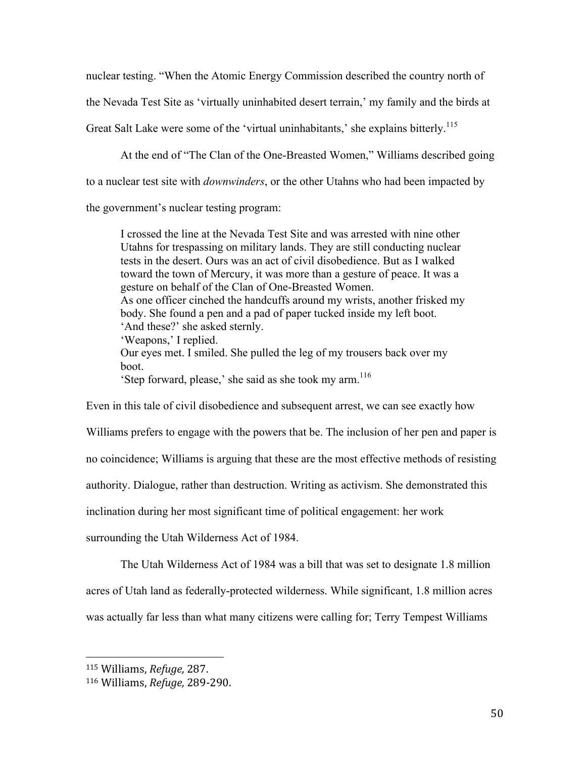nuclear testing. "When the Atomic Energy Commission described the country north of the Nevada Test Site as 'virtually uninhabited desert terrain,' my family and the birds at Great Salt Lake were some of the 'virtual uninhabitants,' she explains bitterly.[115]

At the end of "The Clan of the One-Breasted Women," Williams described going to a nuclear test site with *downwinders*, or the other Utahns who had been impacted by the government's nuclear testing program:

> I crossed the line at the Nevada Test Site and was arrested with nine other Utahns for trespassing on military lands. They are still conducting nuclear tests in the desert. Ours was an act of civil disobedience. But as I walked toward the town of Mercury, it was more than a gesture of peace. It was a gesture on behalf of the Clan of One-Breasted Women.
> As one officer cinched the handcuffs around my wrists, another frisked my body. She found a pen and a pad of paper tucked inside my left boot.
> 'And these?' she asked sternly.
> 'Weapons,' I replied.
> Our eyes met. I smiled. She pulled the leg of my trousers back over my boot.
> 'Step forward, please,' she said as she took my arm.[116]

Even in this tale of civil disobedience and subsequent arrest, we can see exactly how Williams prefers to engage with the powers that be. The inclusion of her pen and paper is no coincidence; Williams is arguing that these are the most effective methods of resisting authority. Dialogue, rather than destruction. Writing as activism. She demonstrated this inclination during her most significant time of political engagement: her work surrounding the Utah Wilderness Act of 1984.

The Utah Wilderness Act of 1984 was a bill that was set to designate 1.8 million acres of Utah land as federally-protected wilderness. While significant, 1.8 million acres was actually far less than what many citizens were calling for; Terry Tempest Williams

---

[115] Williams, *Refuge,* 287.

[116] Williams, *Refuge,* 289-290.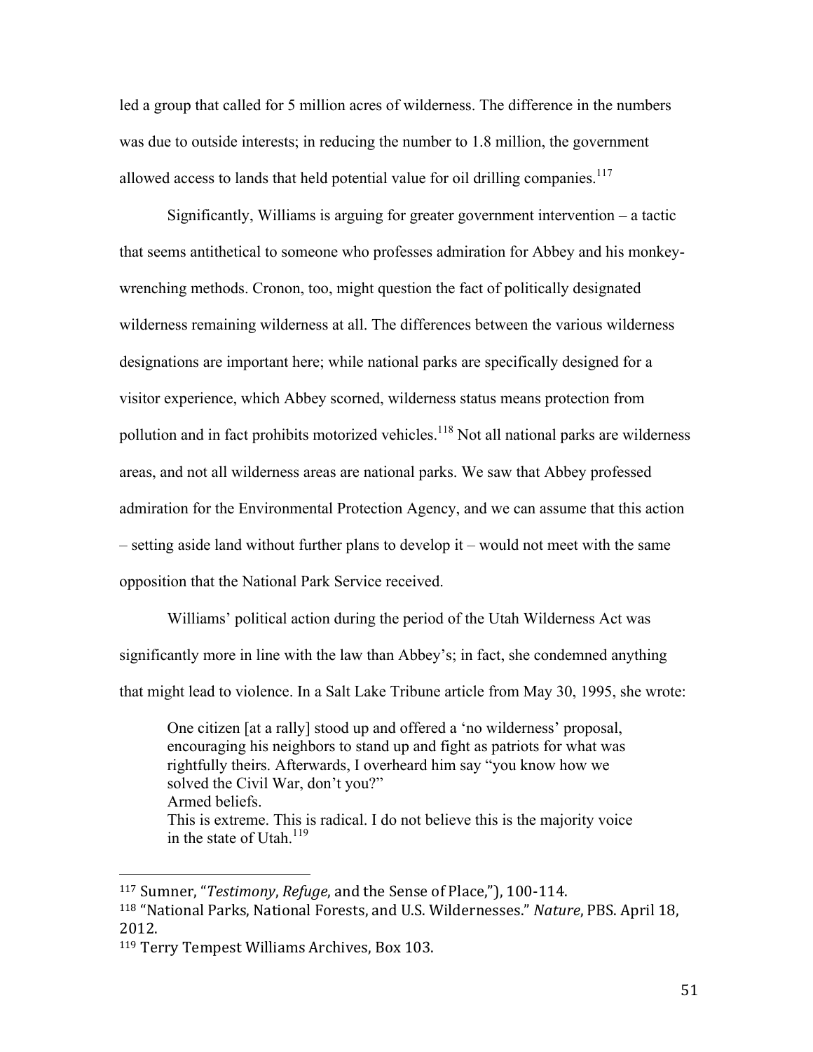led a group that called for 5 million acres of wilderness. The difference in the numbers was due to outside interests; in reducing the number to 1.8 million, the government allowed access to lands that held potential value for oil drilling companies.[117]

Significantly, Williams is arguing for greater government intervention – a tactic that seems antithetical to someone who professes admiration for Abbey and his monkey-wrenching methods. Cronon, too, might question the fact of politically designated wilderness remaining wilderness at all. The differences between the various wilderness designations are important here; while national parks are specifically designed for a visitor experience, which Abbey scorned, wilderness status means protection from pollution and in fact prohibits motorized vehicles.[118] Not all national parks are wilderness areas, and not all wilderness areas are national parks. We saw that Abbey professed admiration for the Environmental Protection Agency, and we can assume that this action – setting aside land without further plans to develop it – would not meet with the same opposition that the National Park Service received.

Williams' political action during the period of the Utah Wilderness Act was significantly more in line with the law than Abbey's; in fact, she condemned anything that might lead to violence. In a Salt Lake Tribune article from May 30, 1995, she wrote:

> One citizen [at a rally] stood up and offered a 'no wilderness' proposal, encouraging his neighbors to stand up and fight as patriots for what was rightfully theirs. Afterwards, I overheard him say "you know how we solved the Civil War, don't you?"
> Armed beliefs.
> This is extreme. This is radical. I do not believe this is the majority voice in the state of Utah.[119]

---

[117] Sumner, "*Testimony*, *Refuge*, and the Sense of Place,"), 100-114.

[118] "National Parks, National Forests, and U.S. Wildernesses." *Nature*, PBS. April 18, 2012.

[119] Terry Tempest Williams Archives, Box 103.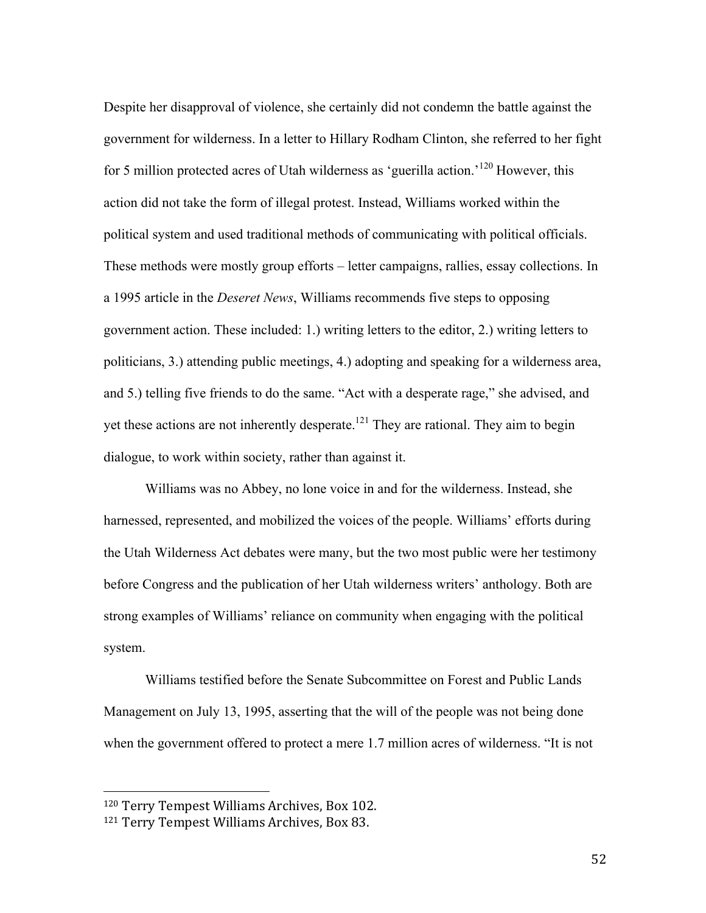Despite her disapproval of violence, she certainly did not condemn the battle against the government for wilderness. In a letter to Hillary Rodham Clinton, she referred to her fight for 5 million protected acres of Utah wilderness as 'guerilla action.'[120] However, this action did not take the form of illegal protest. Instead, Williams worked within the political system and used traditional methods of communicating with political officials. These methods were mostly group efforts – letter campaigns, rallies, essay collections. In a 1995 article in the *Deseret News*, Williams recommends five steps to opposing government action. These included: 1.) writing letters to the editor, 2.) writing letters to politicians, 3.) attending public meetings, 4.) adopting and speaking for a wilderness area, and 5.) telling five friends to do the same. "Act with a desperate rage," she advised, and yet these actions are not inherently desperate.[121] They are rational. They aim to begin dialogue, to work within society, rather than against it.

Williams was no Abbey, no lone voice in and for the wilderness. Instead, she harnessed, represented, and mobilized the voices of the people. Williams' efforts during the Utah Wilderness Act debates were many, but the two most public were her testimony before Congress and the publication of her Utah wilderness writers' anthology. Both are strong examples of Williams' reliance on community when engaging with the political system.

Williams testified before the Senate Subcommittee on Forest and Public Lands Management on July 13, 1995, asserting that the will of the people was not being done when the government offered to protect a mere 1.7 million acres of wilderness. "It is not

---

[120] Terry Tempest Williams Archives, Box 102.

[121] Terry Tempest Williams Archives, Box 83.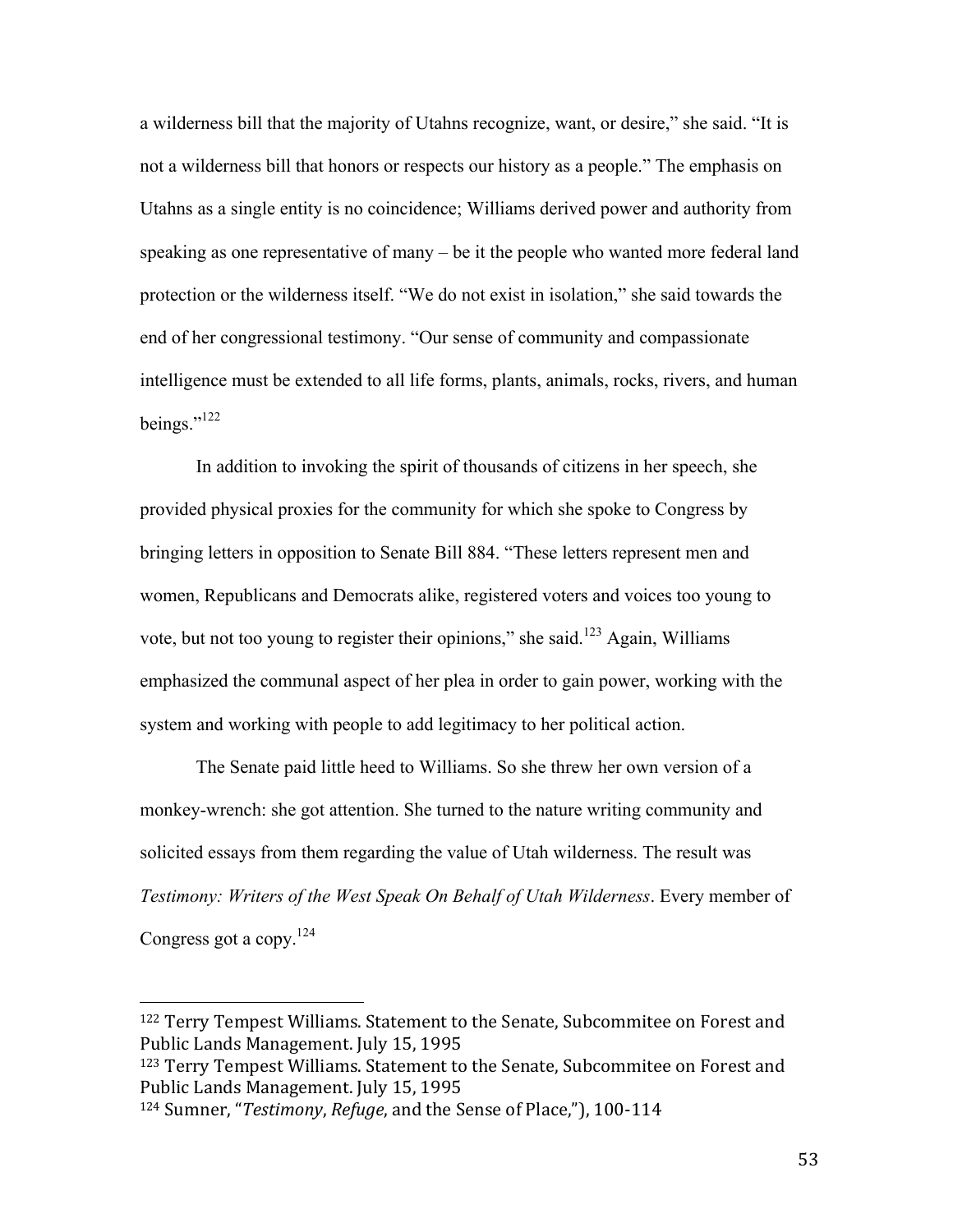a wilderness bill that the majority of Utahns recognize, want, or desire," she said. "It is not a wilderness bill that honors or respects our history as a people." The emphasis on Utahns as a single entity is no coincidence; Williams derived power and authority from speaking as one representative of many – be it the people who wanted more federal land protection or the wilderness itself. "We do not exist in isolation," she said towards the end of her congressional testimony. "Our sense of community and compassionate intelligence must be extended to all life forms, plants, animals, rocks, rivers, and human beings."[122]

In addition to invoking the spirit of thousands of citizens in her speech, she provided physical proxies for the community for which she spoke to Congress by bringing letters in opposition to Senate Bill 884. "These letters represent men and women, Republicans and Democrats alike, registered voters and voices too young to vote, but not too young to register their opinions," she said.[123] Again, Williams emphasized the communal aspect of her plea in order to gain power, working with the system and working with people to add legitimacy to her political action.

The Senate paid little heed to Williams. So she threw her own version of a monkey-wrench: she got attention. She turned to the nature writing community and solicited essays from them regarding the value of Utah wilderness. The result was *Testimony: Writers of the West Speak On Behalf of Utah Wilderness*. Every member of Congress got a copy.[124]

---

[122] Terry Tempest Williams. Statement to the Senate, Subcommitee on Forest and Public Lands Management. July 15, 1995

[123] Terry Tempest Williams. Statement to the Senate, Subcommitee on Forest and Public Lands Management. July 15, 1995

[124] Sumner, "*Testimony*, *Refuge*, and the Sense of Place,"), 100-114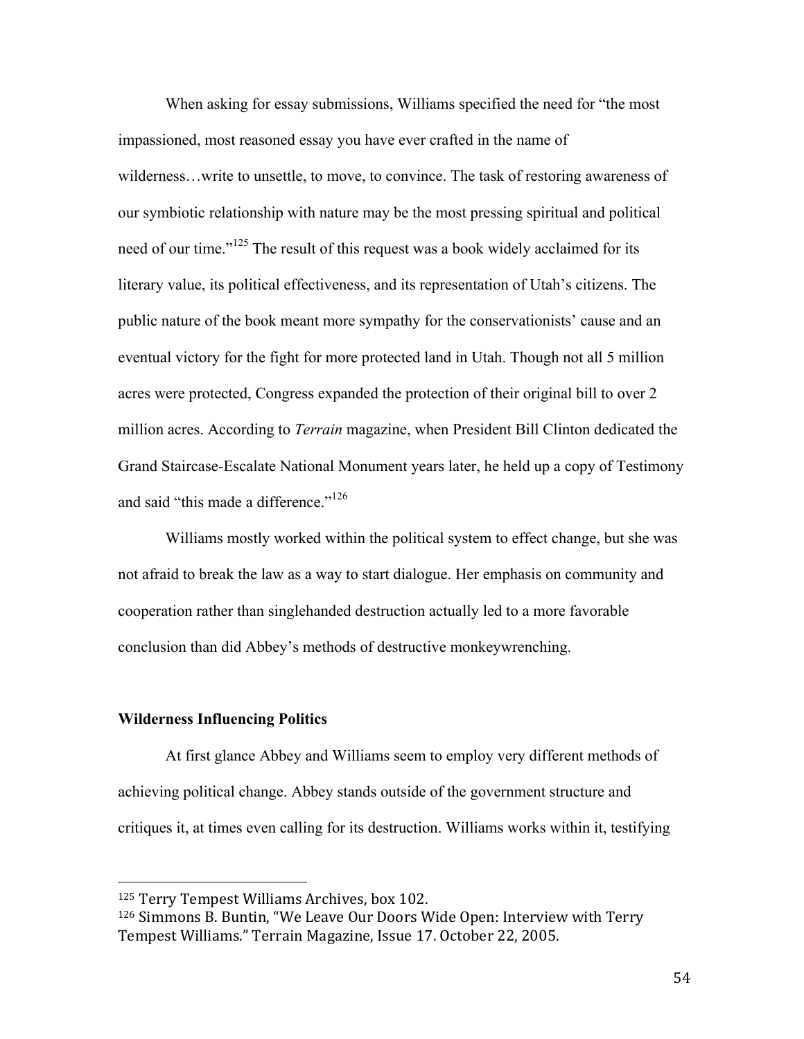When asking for essay submissions, Williams specified the need for "the most impassioned, most reasoned essay you have ever crafted in the name of wilderness…write to unsettle, to move, to convince. The task of restoring awareness of our symbiotic relationship with nature may be the most pressing spiritual and political need of our time."[125] The result of this request was a book widely acclaimed for its literary value, its political effectiveness, and its representation of Utah's citizens. The public nature of the book meant more sympathy for the conservationists' cause and an eventual victory for the fight for more protected land in Utah. Though not all 5 million acres were protected, Congress expanded the protection of their original bill to over 2 million acres. According to *Terrain* magazine, when President Bill Clinton dedicated the Grand Staircase-Escalate National Monument years later, he held up a copy of Testimony and said "this made a difference."[126]

Williams mostly worked within the political system to effect change, but she was not afraid to break the law as a way to start dialogue. Her emphasis on community and cooperation rather than singlehanded destruction actually led to a more favorable conclusion than did Abbey's methods of destructive monkeywrenching.

**Wilderness Influencing Politics**

At first glance Abbey and Williams seem to employ very different methods of achieving political change. Abbey stands outside of the government structure and critiques it, at times even calling for its destruction. Williams works within it, testifying

---

[125] Terry Tempest Williams Archives, box 102.

[126] Simmons B. Buntin, "We Leave Our Doors Wide Open: Interview with Terry Tempest Williams." Terrain Magazine, Issue 17. October 22, 2005.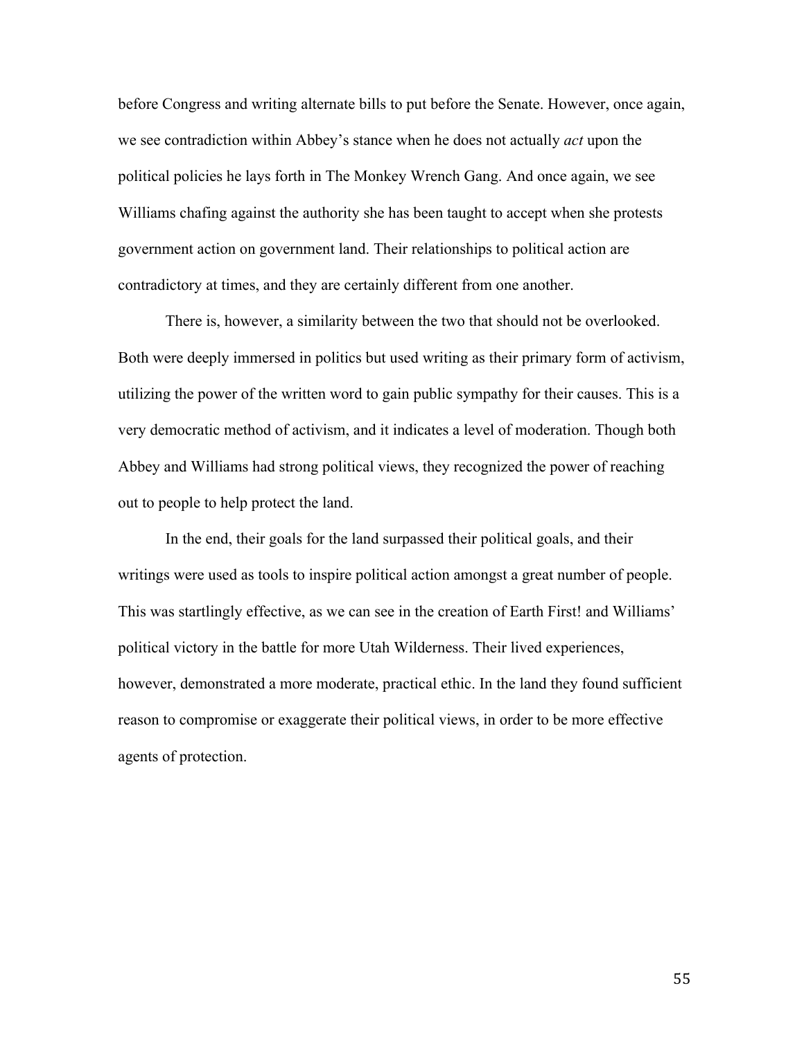before Congress and writing alternate bills to put before the Senate. However, once again, we see contradiction within Abbey's stance when he does not actually *act* upon the political policies he lays forth in The Monkey Wrench Gang. And once again, we see Williams chafing against the authority she has been taught to accept when she protests government action on government land. Their relationships to political action are contradictory at times, and they are certainly different from one another.

There is, however, a similarity between the two that should not be overlooked. Both were deeply immersed in politics but used writing as their primary form of activism, utilizing the power of the written word to gain public sympathy for their causes. This is a very democratic method of activism, and it indicates a level of moderation. Though both Abbey and Williams had strong political views, they recognized the power of reaching out to people to help protect the land.

In the end, their goals for the land surpassed their political goals, and their writings were used as tools to inspire political action amongst a great number of people. This was startlingly effective, as we can see in the creation of Earth First! and Williams' political victory in the battle for more Utah Wilderness. Their lived experiences, however, demonstrated a more moderate, practical ethic. In the land they found sufficient reason to compromise or exaggerate their political views, in order to be more effective agents of protection.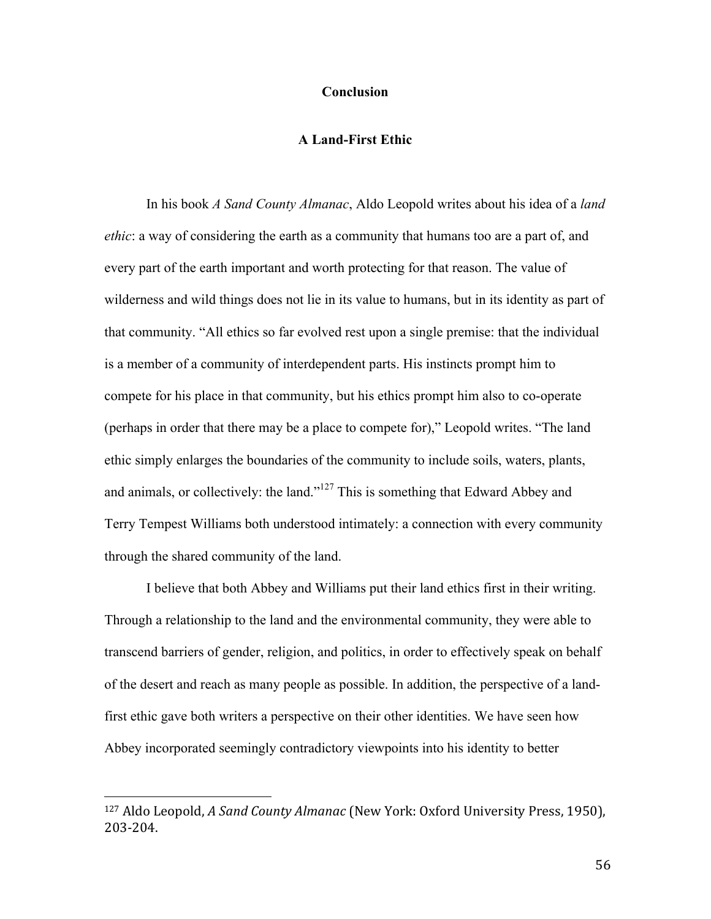# Conclusion

## A Land-First Ethic

In his book *A Sand County Almanac*, Aldo Leopold writes about his idea of a *land ethic*: a way of considering the earth as a community that humans too are a part of, and every part of the earth important and worth protecting for that reason. The value of wilderness and wild things does not lie in its value to humans, but in its identity as part of that community. "All ethics so far evolved rest upon a single premise: that the individual is a member of a community of interdependent parts. His instincts prompt him to compete for his place in that community, but his ethics prompt him also to co-operate (perhaps in order that there may be a place to compete for)," Leopold writes. "The land ethic simply enlarges the boundaries of the community to include soils, waters, plants, and animals, or collectively: the land."[127] This is something that Edward Abbey and Terry Tempest Williams both understood intimately: a connection with every community through the shared community of the land.

I believe that both Abbey and Williams put their land ethics first in their writing. Through a relationship to the land and the environmental community, they were able to transcend barriers of gender, religion, and politics, in order to effectively speak on behalf of the desert and reach as many people as possible. In addition, the perspective of a land-first ethic gave both writers a perspective on their other identities. We have seen how Abbey incorporated seemingly contradictory viewpoints into his identity to better

---

[127] Aldo Leopold, *A Sand County Almanac* (New York: Oxford University Press, 1950), 203-204.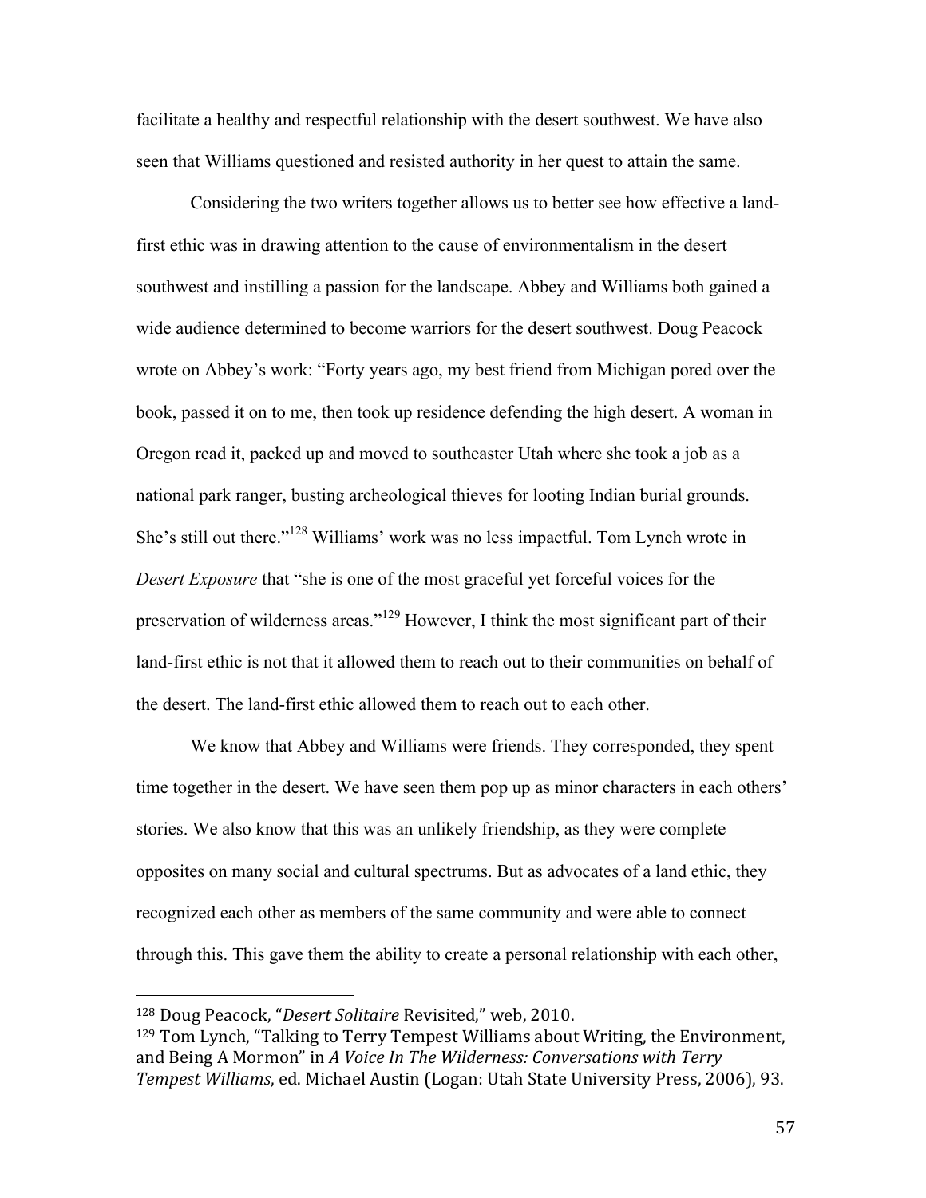facilitate a healthy and respectful relationship with the desert southwest. We have also seen that Williams questioned and resisted authority in her quest to attain the same.

Considering the two writers together allows us to better see how effective a land-first ethic was in drawing attention to the cause of environmentalism in the desert southwest and instilling a passion for the landscape. Abbey and Williams both gained a wide audience determined to become warriors for the desert southwest. Doug Peacock wrote on Abbey's work: "Forty years ago, my best friend from Michigan pored over the book, passed it on to me, then took up residence defending the high desert. A woman in Oregon read it, packed up and moved to southeaster Utah where she took a job as a national park ranger, busting archeological thieves for looting Indian burial grounds. She's still out there."[128] Williams' work was no less impactful. Tom Lynch wrote in *Desert Exposure* that "she is one of the most graceful yet forceful voices for the preservation of wilderness areas."[129] However, I think the most significant part of their land-first ethic is not that it allowed them to reach out to their communities on behalf of the desert. The land-first ethic allowed them to reach out to each other.

We know that Abbey and Williams were friends. They corresponded, they spent time together in the desert. We have seen them pop up as minor characters in each others' stories. We also know that this was an unlikely friendship, as they were complete opposites on many social and cultural spectrums. But as advocates of a land ethic, they recognized each other as members of the same community and were able to connect through this. This gave them the ability to create a personal relationship with each other,

---

[128] Doug Peacock, "*Desert Solitaire* Revisited," web, 2010.

[129] Tom Lynch, "Talking to Terry Tempest Williams about Writing, the Environment, and Being A Mormon" in *A Voice In The Wilderness: Conversations with Terry Tempest Williams*, ed. Michael Austin (Logan: Utah State University Press, 2006), 93.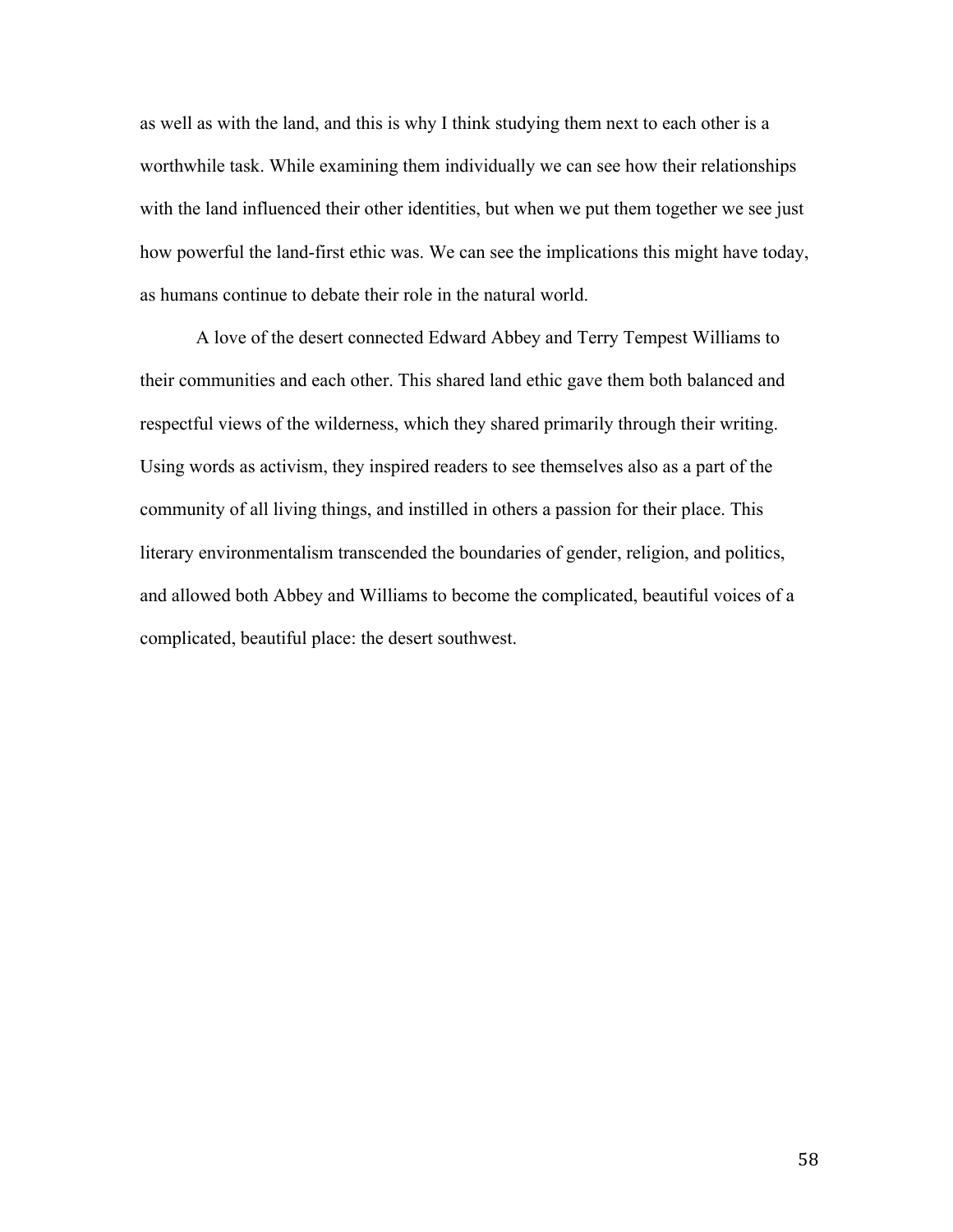as well as with the land, and this is why I think studying them next to each other is a worthwhile task. While examining them individually we can see how their relationships with the land influenced their other identities, but when we put them together we see just how powerful the land-first ethic was. We can see the implications this might have today, as humans continue to debate their role in the natural world.

A love of the desert connected Edward Abbey and Terry Tempest Williams to their communities and each other. This shared land ethic gave them both balanced and respectful views of the wilderness, which they shared primarily through their writing. Using words as activism, they inspired readers to see themselves also as a part of the community of all living things, and instilled in others a passion for their place. This literary environmentalism transcended the boundaries of gender, religion, and politics, and allowed both Abbey and Williams to become the complicated, beautiful voices of a complicated, beautiful place: the desert southwest.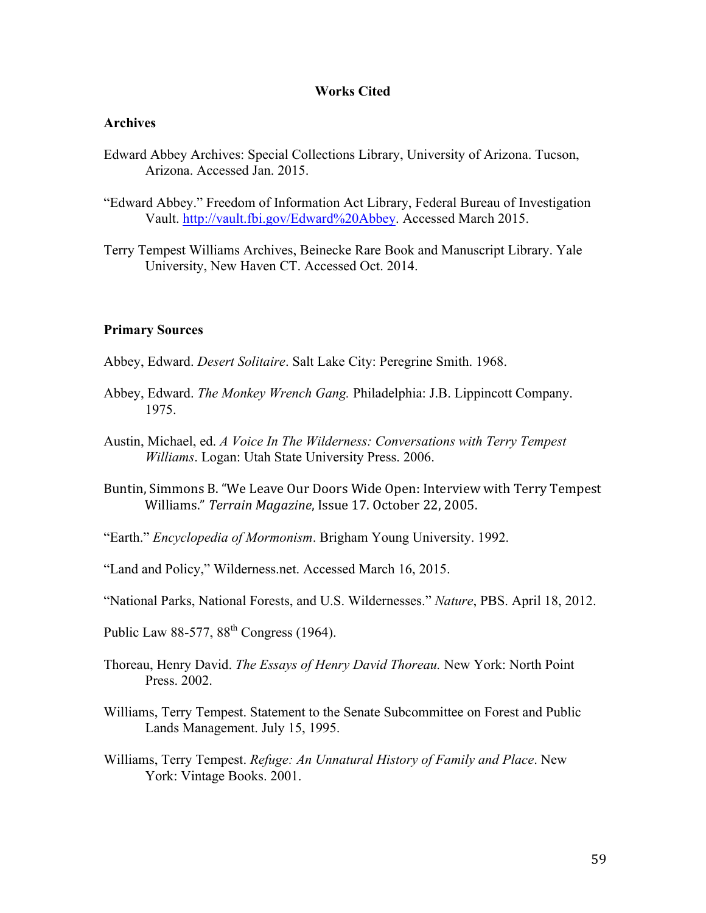# Works Cited

## Archives

Edward Abbey Archives: Special Collections Library, University of Arizona. Tucson, Arizona. Accessed Jan. 2015.

"Edward Abbey." Freedom of Information Act Library, Federal Bureau of Investigation Vault. http://vault.fbi.gov/Edward%20Abbey. Accessed March 2015.

Terry Tempest Williams Archives, Beinecke Rare Book and Manuscript Library. Yale University, New Haven CT. Accessed Oct. 2014.

## Primary Sources

Abbey, Edward. *Desert Solitaire*. Salt Lake City: Peregrine Smith. 1968.

Abbey, Edward. *The Monkey Wrench Gang.* Philadelphia: J.B. Lippincott Company. 1975.

Austin, Michael, ed. *A Voice In The Wilderness: Conversations with Terry Tempest Williams*. Logan: Utah State University Press. 2006.

Buntin, Simmons B. "We Leave Our Doors Wide Open: Interview with Terry Tempest Williams." *Terrain Magazine*, Issue 17. October 22, 2005.

"Earth." *Encyclopedia of Mormonism*. Brigham Young University. 1992.

"Land and Policy," Wilderness.net. Accessed March 16, 2015.

"National Parks, National Forests, and U.S. Wildernesses." *Nature*, PBS. April 18, 2012.

Public Law 88-577, 88th Congress (1964).

Thoreau, Henry David. *The Essays of Henry David Thoreau.* New York: North Point Press. 2002.

Williams, Terry Tempest. Statement to the Senate Subcommittee on Forest and Public Lands Management. July 15, 1995.

Williams, Terry Tempest. *Refuge: An Unnatural History of Family and Place*. New York: Vintage Books. 2001.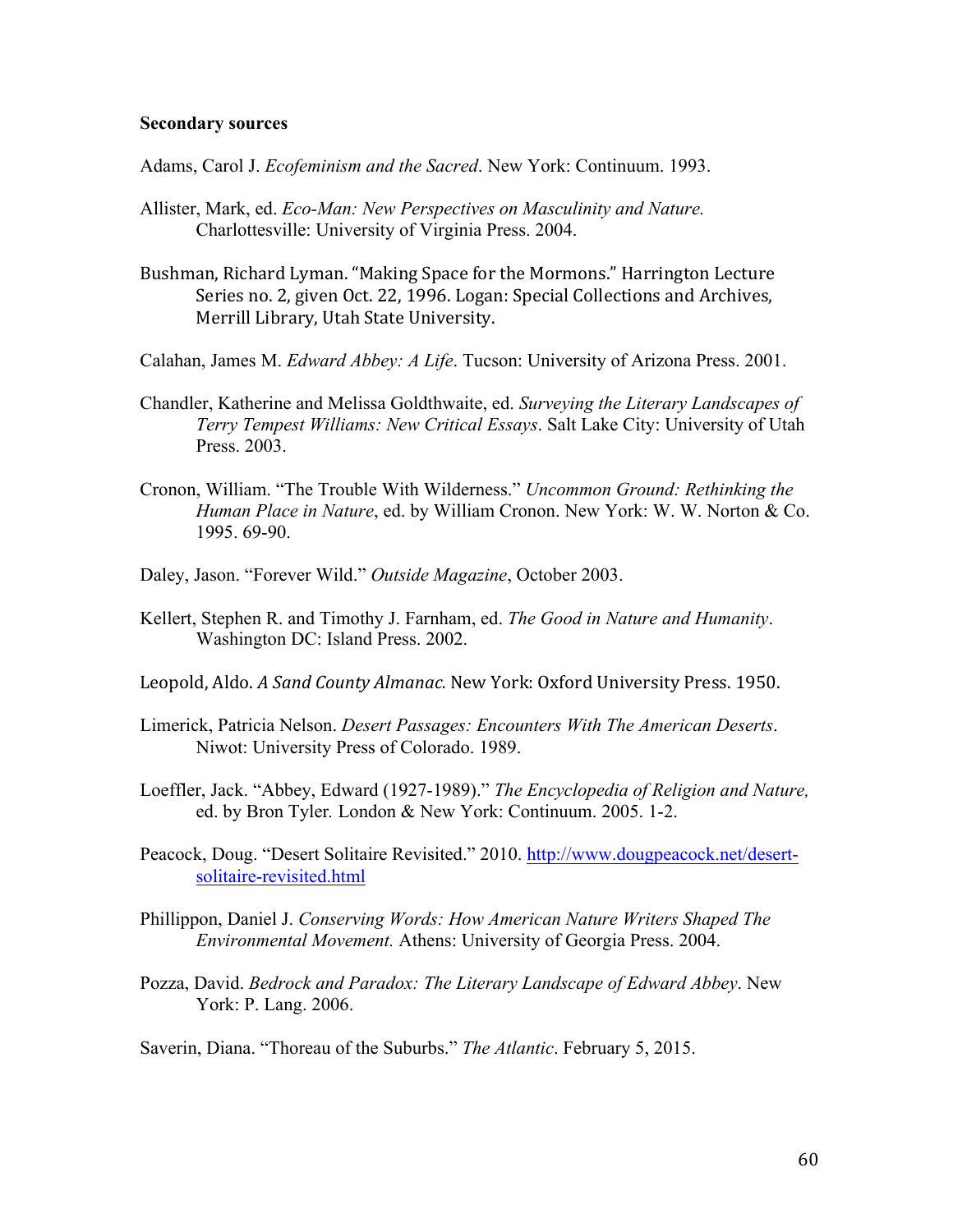**Secondary sources**

Adams, Carol J. *Ecofeminism and the Sacred*. New York: Continuum. 1993.

Allister, Mark, ed. *Eco-Man: New Perspectives on Masculinity and Nature.* Charlottesville: University of Virginia Press. 2004.

Bushman, Richard Lyman. "Making Space for the Mormons." Harrington Lecture Series no. 2, given Oct. 22, 1996. Logan: Special Collections and Archives, Merrill Library, Utah State University.

Calahan, James M. *Edward Abbey: A Life*. Tucson: University of Arizona Press. 2001.

Chandler, Katherine and Melissa Goldthwaite, ed. *Surveying the Literary Landscapes of Terry Tempest Williams: New Critical Essays*. Salt Lake City: University of Utah Press. 2003.

Cronon, William. "The Trouble With Wilderness." *Uncommon Ground: Rethinking the Human Place in Nature*, ed. by William Cronon. New York: W. W. Norton & Co. 1995. 69-90.

Daley, Jason. "Forever Wild." *Outside Magazine*, October 2003.

Kellert, Stephen R. and Timothy J. Farnham, ed. *The Good in Nature and Humanity*. Washington DC: Island Press. 2002.

Leopold, Aldo. *A Sand County Almanac*. New York: Oxford University Press. 1950.

Limerick, Patricia Nelson. *Desert Passages: Encounters With The American Deserts*. Niwot: University Press of Colorado. 1989.

Loeffler, Jack. "Abbey, Edward (1927-1989)." *The Encyclopedia of Religion and Nature,* ed. by Bron Tyler*.* London & New York: Continuum. 2005. 1-2.

Peacock, Doug. "Desert Solitaire Revisited." 2010. http://www.dougpeacock.net/desert-solitaire-revisited.html

Phillippon, Daniel J. *Conserving Words: How American Nature Writers Shaped The Environmental Movement.* Athens: University of Georgia Press. 2004.

Pozza, David. *Bedrock and Paradox: The Literary Landscape of Edward Abbey*. New York: P. Lang. 2006.

Saverin, Diana. "Thoreau of the Suburbs." *The Atlantic*. February 5, 2015.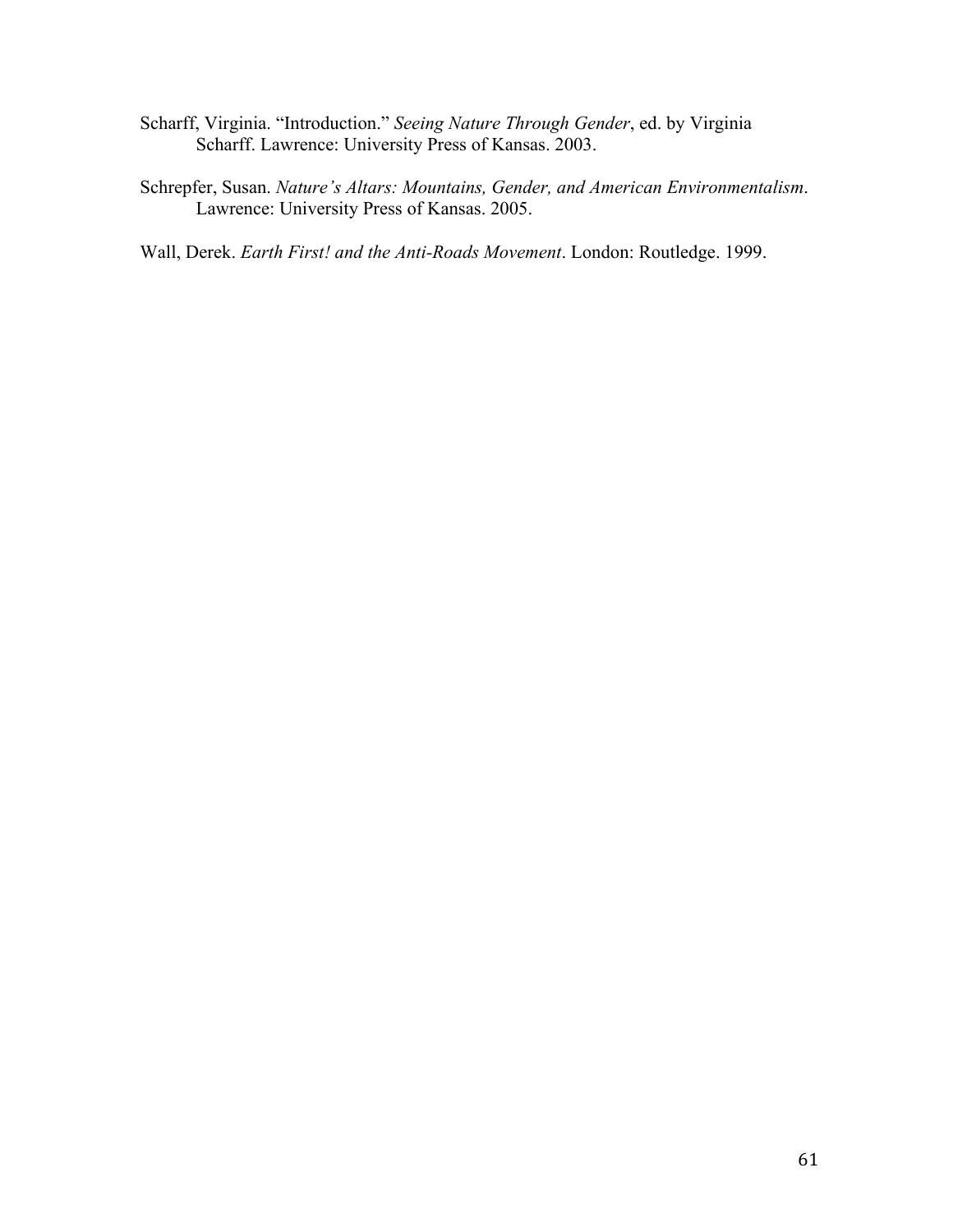Scharff, Virginia. "Introduction." *Seeing Nature Through Gender*, ed. by Virginia Scharff. Lawrence: University Press of Kansas. 2003.

Schrepfer, Susan. *Nature's Altars: Mountains, Gender, and American Environmentalism*. Lawrence: University Press of Kansas. 2005.

Wall, Derek. *Earth First! and the Anti-Roads Movement*. London: Routledge. 1999.